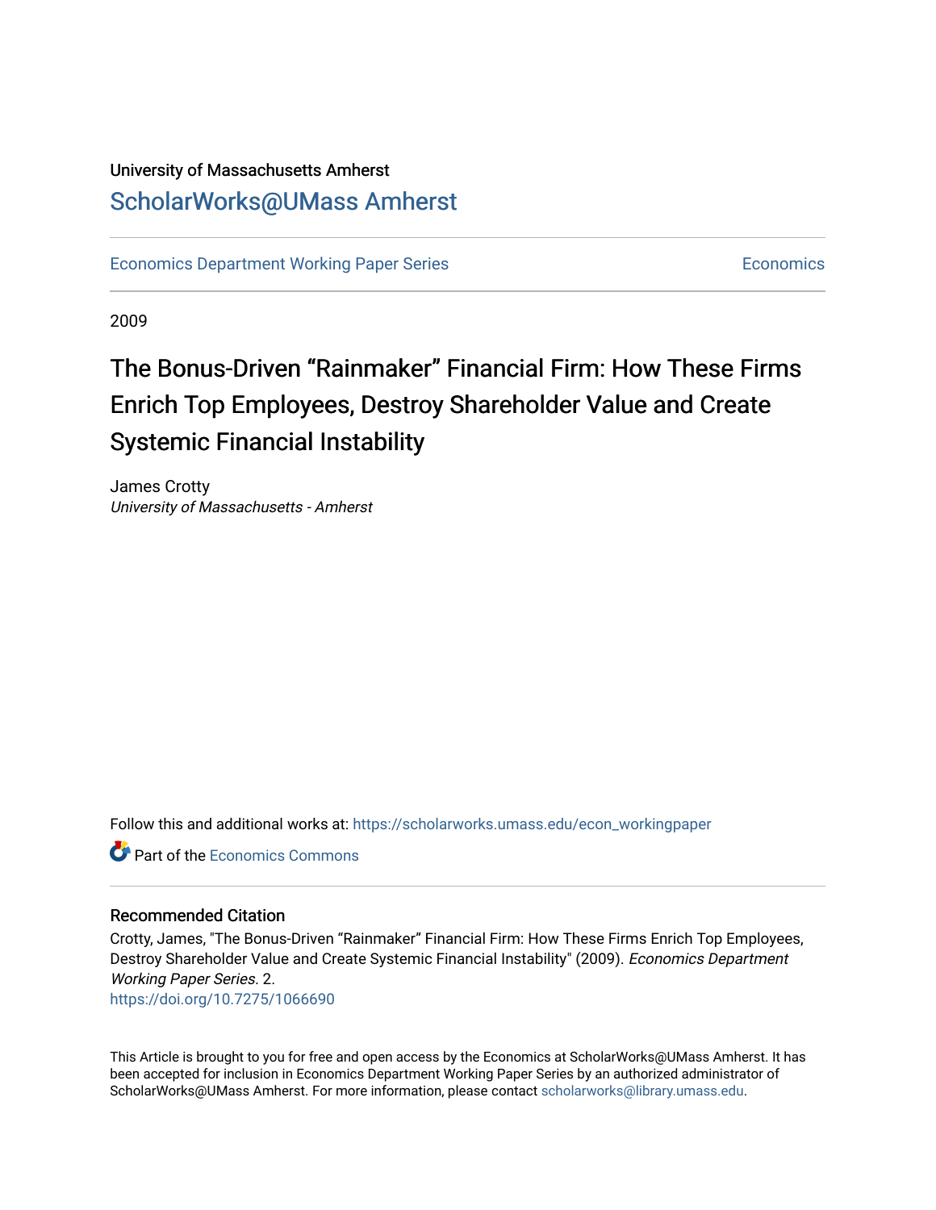University of Massachusetts Amherst

ScholarWorks@UMass Amherst

Economics Department Working Paper Series | Economics

2009

# The Bonus-Driven "Rainmaker" Financial Firm: How These Firms Enrich Top Employees, Destroy Shareholder Value and Create Systemic Financial Instability

James Crotty
*University of Massachusetts - Amherst*

Follow this and additional works at: https://scholarworks.umass.edu/econ_workingpaper

Part of the Economics Commons

## Recommended Citation

Crotty, James, "The Bonus-Driven "Rainmaker" Financial Firm: How These Firms Enrich Top Employees, Destroy Shareholder Value and Create Systemic Financial Instability" (2009). *Economics Department Working Paper Series*. 2.
https://doi.org/10.7275/1066690

This Article is brought to you for free and open access by the Economics at ScholarWorks@UMass Amherst. It has been accepted for inclusion in Economics Department Working Paper Series by an authorized administrator of ScholarWorks@UMass Amherst. For more information, please contact scholarworks@library.umass.edu.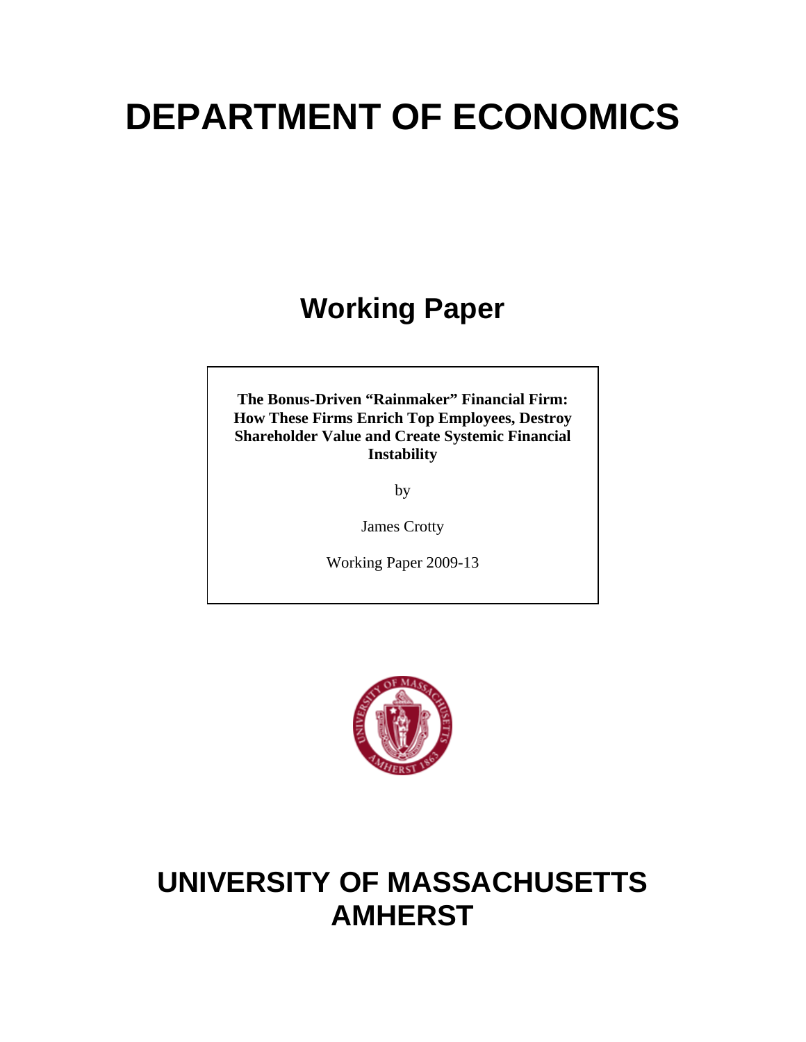# DEPARTMENT OF ECONOMICS

## Working Paper

**The Bonus-Driven "Rainmaker" Financial Firm: How These Firms Enrich Top Employees, Destroy Shareholder Value and Create Systemic Financial Instability**

by

James Crotty

Working Paper 2009-13

# UNIVERSITY OF MASSACHUSETTS AMHERST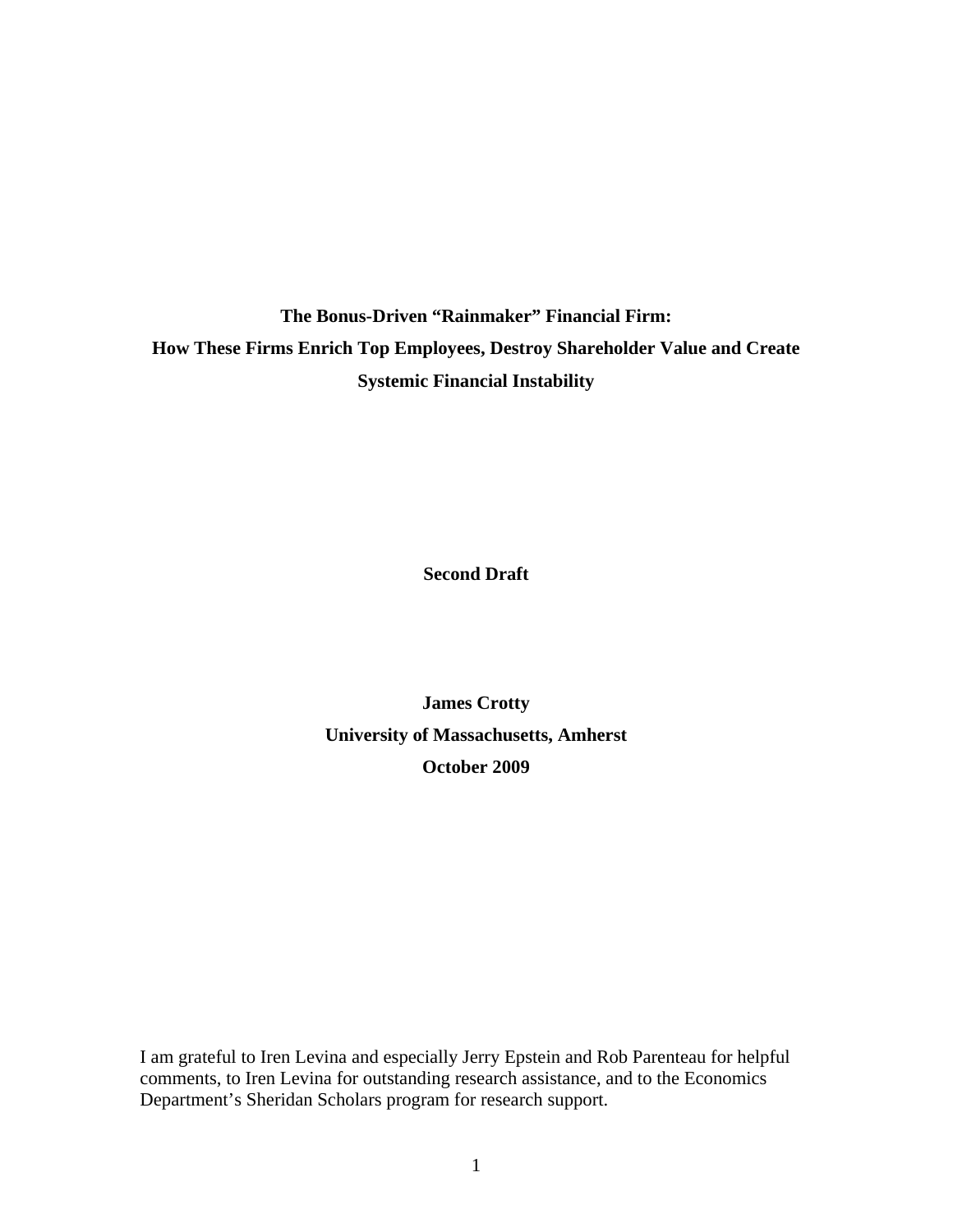**The Bonus-Driven "Rainmaker" Financial Firm:**
**How These Firms Enrich Top Employees, Destroy Shareholder Value and Create Systemic Financial Instability**

**Second Draft**

**James Crotty**
**University of Massachusetts, Amherst**
**October 2009**

I am grateful to Iren Levina and especially Jerry Epstein and Rob Parenteau for helpful comments, to Iren Levina for outstanding research assistance, and to the Economics Department's Sheridan Scholars program for research support.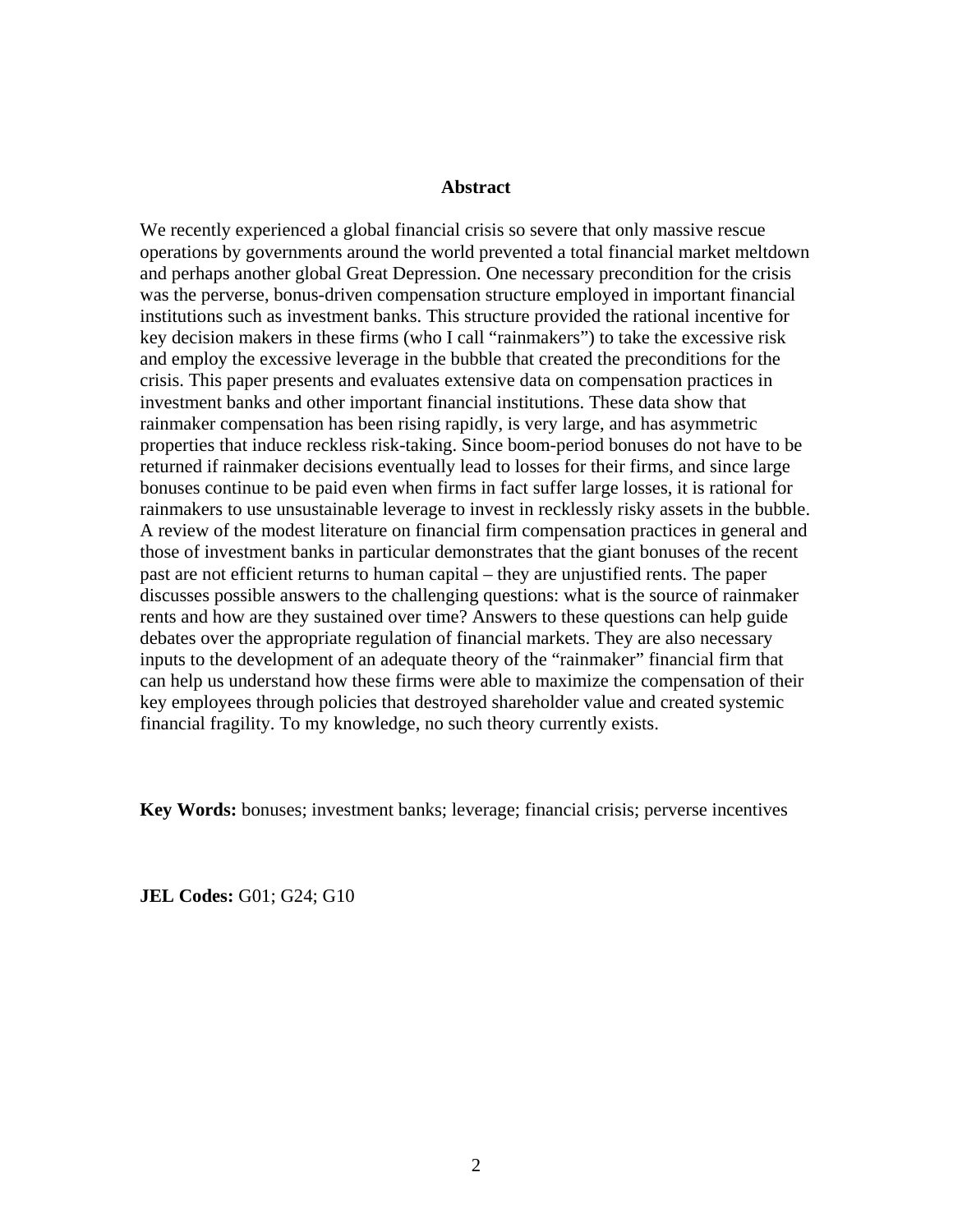## Abstract

We recently experienced a global financial crisis so severe that only massive rescue operations by governments around the world prevented a total financial market meltdown and perhaps another global Great Depression. One necessary precondition for the crisis was the perverse, bonus-driven compensation structure employed in important financial institutions such as investment banks. This structure provided the rational incentive for key decision makers in these firms (who I call "rainmakers") to take the excessive risk and employ the excessive leverage in the bubble that created the preconditions for the crisis. This paper presents and evaluates extensive data on compensation practices in investment banks and other important financial institutions. These data show that rainmaker compensation has been rising rapidly, is very large, and has asymmetric properties that induce reckless risk-taking. Since boom-period bonuses do not have to be returned if rainmaker decisions eventually lead to losses for their firms, and since large bonuses continue to be paid even when firms in fact suffer large losses, it is rational for rainmakers to use unsustainable leverage to invest in recklessly risky assets in the bubble. A review of the modest literature on financial firm compensation practices in general and those of investment banks in particular demonstrates that the giant bonuses of the recent past are not efficient returns to human capital – they are unjustified rents. The paper discusses possible answers to the challenging questions: what is the source of rainmaker rents and how are they sustained over time? Answers to these questions can help guide debates over the appropriate regulation of financial markets. They are also necessary inputs to the development of an adequate theory of the "rainmaker" financial firm that can help us understand how these firms were able to maximize the compensation of their key employees through policies that destroyed shareholder value and created systemic financial fragility. To my knowledge, no such theory currently exists.

**Key Words:** bonuses; investment banks; leverage; financial crisis; perverse incentives

**JEL Codes:** G01; G24; G10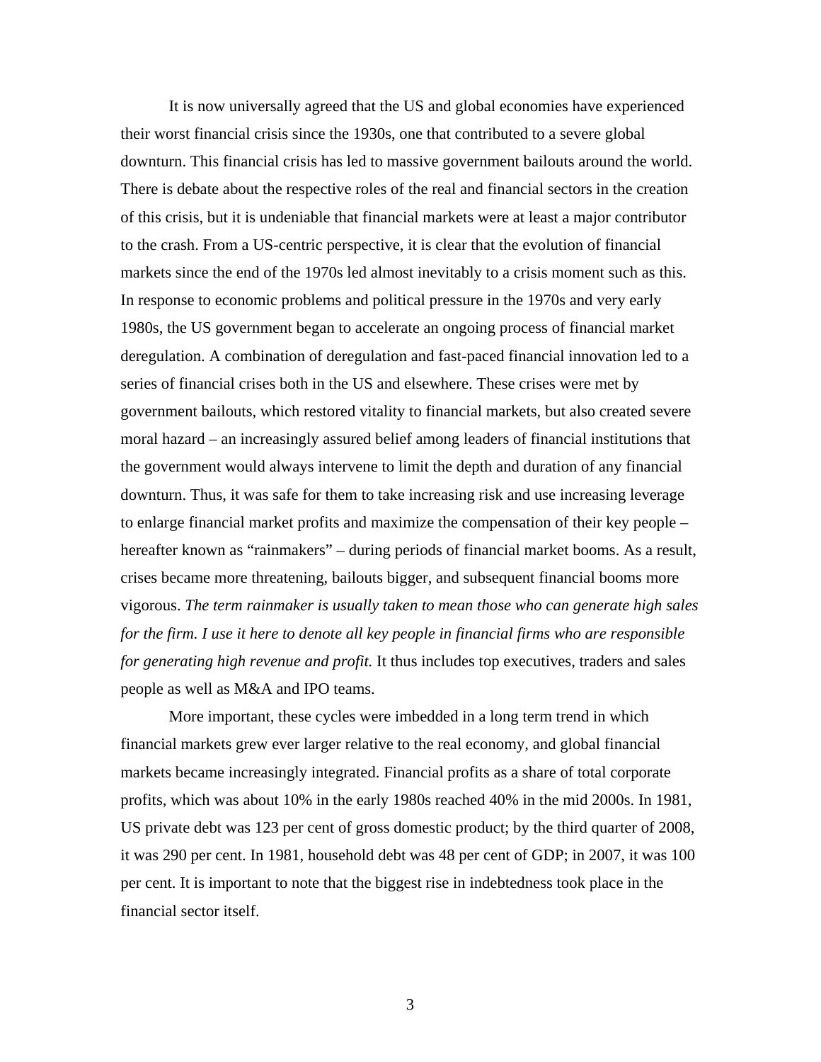It is now universally agreed that the US and global economies have experienced their worst financial crisis since the 1930s, one that contributed to a severe global downturn. This financial crisis has led to massive government bailouts around the world. There is debate about the respective roles of the real and financial sectors in the creation of this crisis, but it is undeniable that financial markets were at least a major contributor to the crash. From a US-centric perspective, it is clear that the evolution of financial markets since the end of the 1970s led almost inevitably to a crisis moment such as this. In response to economic problems and political pressure in the 1970s and very early 1980s, the US government began to accelerate an ongoing process of financial market deregulation. A combination of deregulation and fast-paced financial innovation led to a series of financial crises both in the US and elsewhere. These crises were met by government bailouts, which restored vitality to financial markets, but also created severe moral hazard – an increasingly assured belief among leaders of financial institutions that the government would always intervene to limit the depth and duration of any financial downturn. Thus, it was safe for them to take increasing risk and use increasing leverage to enlarge financial market profits and maximize the compensation of their key people – hereafter known as "rainmakers" – during periods of financial market booms. As a result, crises became more threatening, bailouts bigger, and subsequent financial booms more vigorous. *The term rainmaker is usually taken to mean those who can generate high sales for the firm. I use it here to denote all key people in financial firms who are responsible for generating high revenue and profit.* It thus includes top executives, traders and sales people as well as M&A and IPO teams.

More important, these cycles were imbedded in a long term trend in which financial markets grew ever larger relative to the real economy, and global financial markets became increasingly integrated. Financial profits as a share of total corporate profits, which was about 10% in the early 1980s reached 40% in the mid 2000s. In 1981, US private debt was 123 per cent of gross domestic product; by the third quarter of 2008, it was 290 per cent. In 1981, household debt was 48 per cent of GDP; in 2007, it was 100 per cent. It is important to note that the biggest rise in indebtedness took place in the financial sector itself.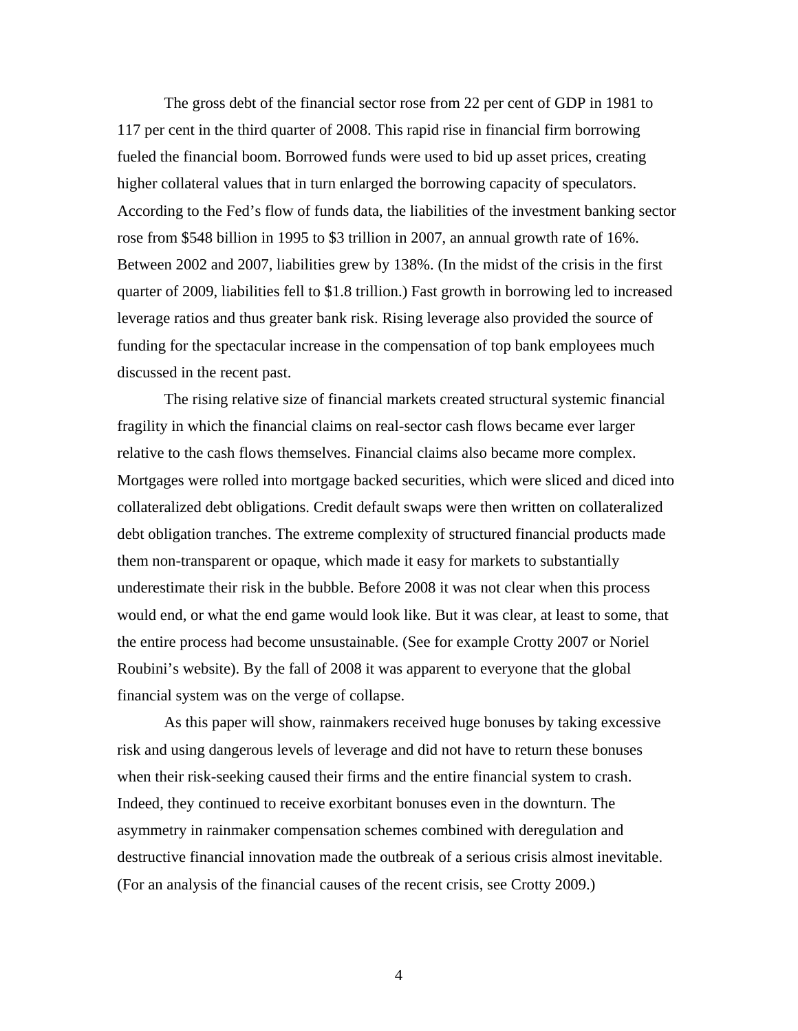The gross debt of the financial sector rose from 22 per cent of GDP in 1981 to 117 per cent in the third quarter of 2008. This rapid rise in financial firm borrowing fueled the financial boom. Borrowed funds were used to bid up asset prices, creating higher collateral values that in turn enlarged the borrowing capacity of speculators. According to the Fed's flow of funds data, the liabilities of the investment banking sector rose from $548 billion in 1995 to $3 trillion in 2007, an annual growth rate of 16%. Between 2002 and 2007, liabilities grew by 138%. (In the midst of the crisis in the first quarter of 2009, liabilities fell to $1.8 trillion.) Fast growth in borrowing led to increased leverage ratios and thus greater bank risk. Rising leverage also provided the source of funding for the spectacular increase in the compensation of top bank employees much discussed in the recent past.

The rising relative size of financial markets created structural systemic financial fragility in which the financial claims on real-sector cash flows became ever larger relative to the cash flows themselves. Financial claims also became more complex. Mortgages were rolled into mortgage backed securities, which were sliced and diced into collateralized debt obligations. Credit default swaps were then written on collateralized debt obligation tranches. The extreme complexity of structured financial products made them non-transparent or opaque, which made it easy for markets to substantially underestimate their risk in the bubble. Before 2008 it was not clear when this process would end, or what the end game would look like. But it was clear, at least to some, that the entire process had become unsustainable. (See for example Crotty 2007 or Noriel Roubini's website). By the fall of 2008 it was apparent to everyone that the global financial system was on the verge of collapse.

As this paper will show, rainmakers received huge bonuses by taking excessive risk and using dangerous levels of leverage and did not have to return these bonuses when their risk-seeking caused their firms and the entire financial system to crash. Indeed, they continued to receive exorbitant bonuses even in the downturn. The asymmetry in rainmaker compensation schemes combined with deregulation and destructive financial innovation made the outbreak of a serious crisis almost inevitable. (For an analysis of the financial causes of the recent crisis, see Crotty 2009.)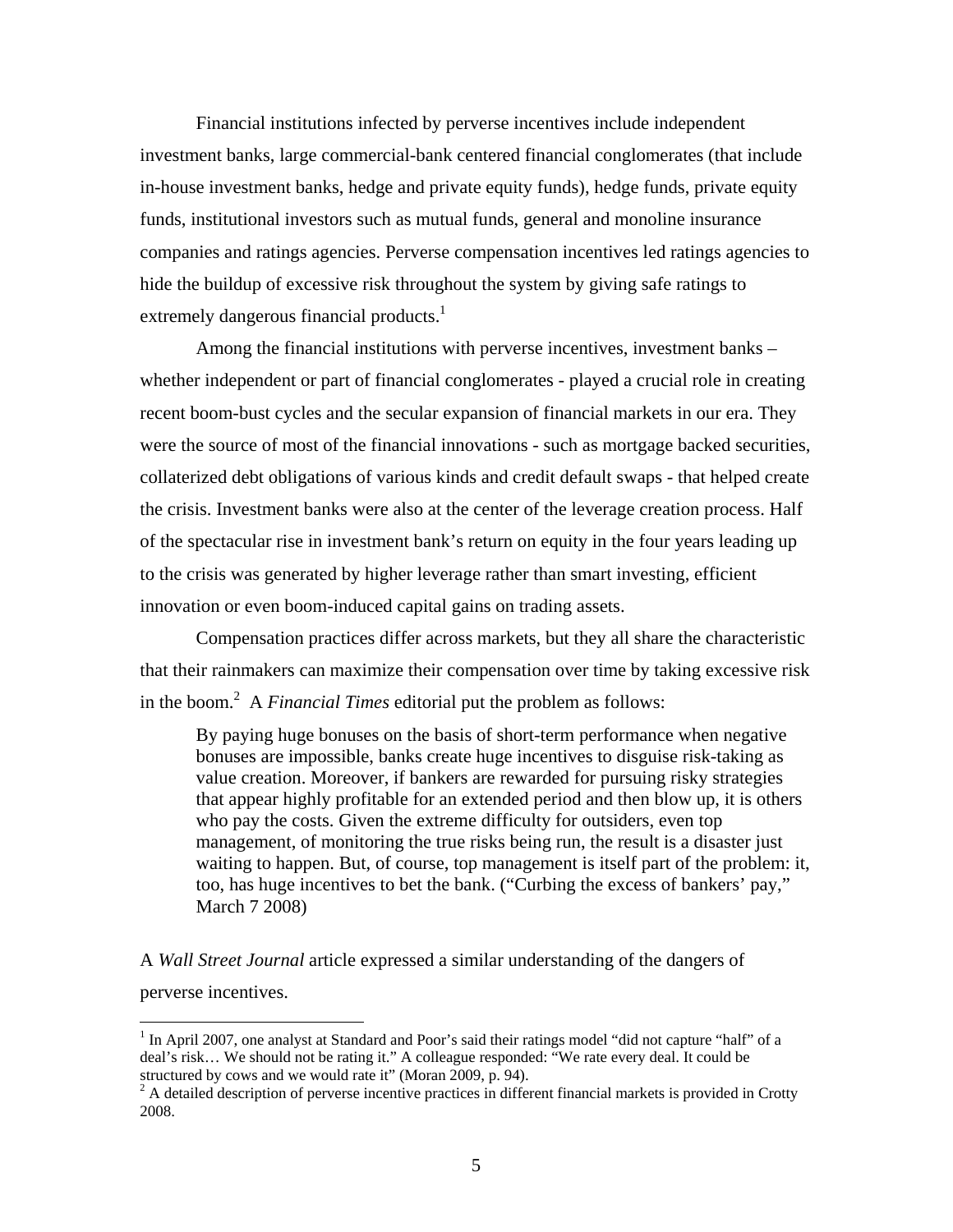Financial institutions infected by perverse incentives include independent investment banks, large commercial-bank centered financial conglomerates (that include in-house investment banks, hedge and private equity funds), hedge funds, private equity funds, institutional investors such as mutual funds, general and monoline insurance companies and ratings agencies. Perverse compensation incentives led ratings agencies to hide the buildup of excessive risk throughout the system by giving safe ratings to extremely dangerous financial products.[1]

Among the financial institutions with perverse incentives, investment banks – whether independent or part of financial conglomerates - played a crucial role in creating recent boom-bust cycles and the secular expansion of financial markets in our era. They were the source of most of the financial innovations - such as mortgage backed securities, collaterized debt obligations of various kinds and credit default swaps - that helped create the crisis. Investment banks were also at the center of the leverage creation process. Half of the spectacular rise in investment bank's return on equity in the four years leading up to the crisis was generated by higher leverage rather than smart investing, efficient innovation or even boom-induced capital gains on trading assets.

Compensation practices differ across markets, but they all share the characteristic that their rainmakers can maximize their compensation over time by taking excessive risk in the boom.[2] A *Financial Times* editorial put the problem as follows:

> By paying huge bonuses on the basis of short-term performance when negative bonuses are impossible, banks create huge incentives to disguise risk-taking as value creation. Moreover, if bankers are rewarded for pursuing risky strategies that appear highly profitable for an extended period and then blow up, it is others who pay the costs. Given the extreme difficulty for outsiders, even top management, of monitoring the true risks being run, the result is a disaster just waiting to happen. But, of course, top management is itself part of the problem: it, too, has huge incentives to bet the bank. ("Curbing the excess of bankers' pay," March 7 2008)

A *Wall Street Journal* article expressed a similar understanding of the dangers of perverse incentives.

---

[1] In April 2007, one analyst at Standard and Poor's said their ratings model "did not capture "half" of a deal's risk… We should not be rating it." A colleague responded: "We rate every deal. It could be structured by cows and we would rate it" (Moran 2009, p. 94).

[2] A detailed description of perverse incentive practices in different financial markets is provided in Crotty 2008.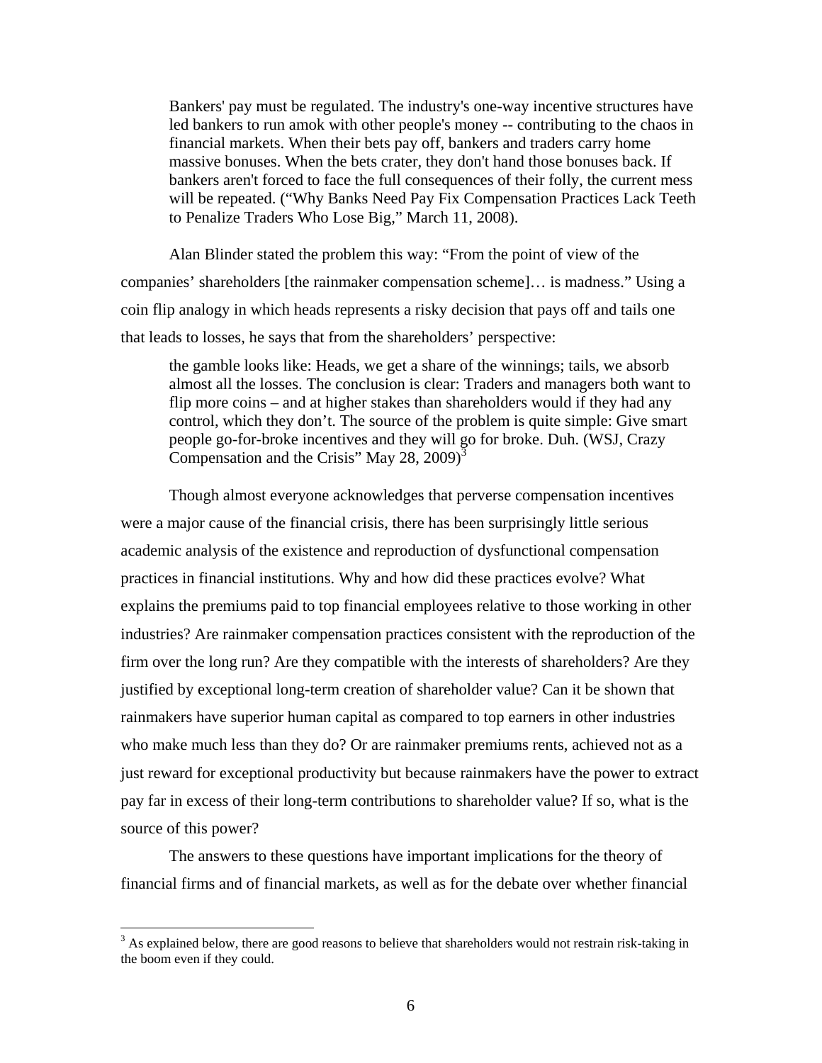> Bankers' pay must be regulated. The industry's one-way incentive structures have led bankers to run amok with other people's money -- contributing to the chaos in financial markets. When their bets pay off, bankers and traders carry home massive bonuses. When the bets crater, they don't hand those bonuses back. If bankers aren't forced to face the full consequences of their folly, the current mess will be repeated. ("Why Banks Need Pay Fix Compensation Practices Lack Teeth to Penalize Traders Who Lose Big," March 11, 2008).

Alan Blinder stated the problem this way: "From the point of view of the companies' shareholders [the rainmaker compensation scheme]… is madness." Using a coin flip analogy in which heads represents a risky decision that pays off and tails one that leads to losses, he says that from the shareholders' perspective:

> the gamble looks like: Heads, we get a share of the winnings; tails, we absorb almost all the losses. The conclusion is clear: Traders and managers both want to flip more coins – and at higher stakes than shareholders would if they had any control, which they don't. The source of the problem is quite simple: Give smart people go-for-broke incentives and they will go for broke. Duh. (WSJ, Crazy Compensation and the Crisis" May 28, 2009)[3]

Though almost everyone acknowledges that perverse compensation incentives were a major cause of the financial crisis, there has been surprisingly little serious academic analysis of the existence and reproduction of dysfunctional compensation practices in financial institutions. Why and how did these practices evolve? What explains the premiums paid to top financial employees relative to those working in other industries? Are rainmaker compensation practices consistent with the reproduction of the firm over the long run? Are they compatible with the interests of shareholders? Are they justified by exceptional long-term creation of shareholder value? Can it be shown that rainmakers have superior human capital as compared to top earners in other industries who make much less than they do? Or are rainmaker premiums rents, achieved not as a just reward for exceptional productivity but because rainmakers have the power to extract pay far in excess of their long-term contributions to shareholder value? If so, what is the source of this power?

The answers to these questions have important implications for the theory of financial firms and of financial markets, as well as for the debate over whether financial

[3] As explained below, there are good reasons to believe that shareholders would not restrain risk-taking in the boom even if they could.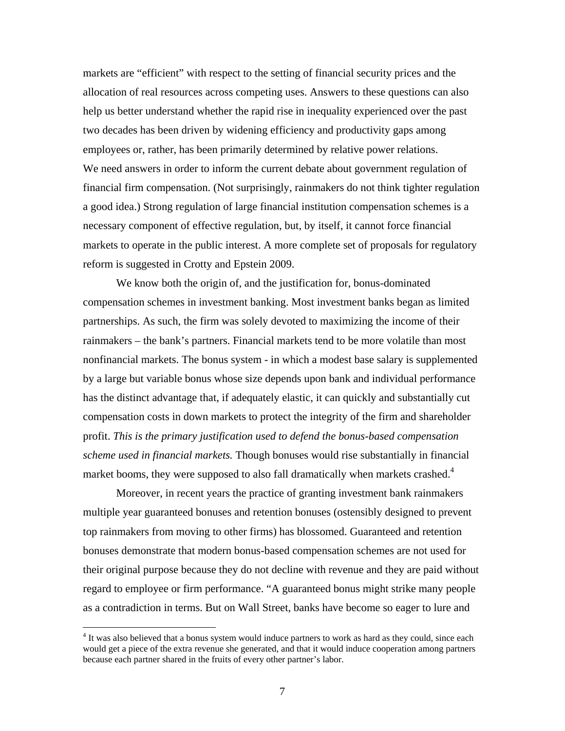markets are "efficient" with respect to the setting of financial security prices and the allocation of real resources across competing uses. Answers to these questions can also help us better understand whether the rapid rise in inequality experienced over the past two decades has been driven by widening efficiency and productivity gaps among employees or, rather, has been primarily determined by relative power relations. We need answers in order to inform the current debate about government regulation of financial firm compensation. (Not surprisingly, rainmakers do not think tighter regulation a good idea.) Strong regulation of large financial institution compensation schemes is a necessary component of effective regulation, but, by itself, it cannot force financial markets to operate in the public interest. A more complete set of proposals for regulatory reform is suggested in Crotty and Epstein 2009.

We know both the origin of, and the justification for, bonus-dominated compensation schemes in investment banking. Most investment banks began as limited partnerships. As such, the firm was solely devoted to maximizing the income of their rainmakers – the bank's partners. Financial markets tend to be more volatile than most nonfinancial markets. The bonus system - in which a modest base salary is supplemented by a large but variable bonus whose size depends upon bank and individual performance has the distinct advantage that, if adequately elastic, it can quickly and substantially cut compensation costs in down markets to protect the integrity of the firm and shareholder profit. *This is the primary justification used to defend the bonus-based compensation scheme used in financial markets.* Though bonuses would rise substantially in financial market booms, they were supposed to also fall dramatically when markets crashed.[4]

Moreover, in recent years the practice of granting investment bank rainmakers multiple year guaranteed bonuses and retention bonuses (ostensibly designed to prevent top rainmakers from moving to other firms) has blossomed. Guaranteed and retention bonuses demonstrate that modern bonus-based compensation schemes are not used for their original purpose because they do not decline with revenue and they are paid without regard to employee or firm performance. "A guaranteed bonus might strike many people as a contradiction in terms. But on Wall Street, banks have become so eager to lure and

[4] It was also believed that a bonus system would induce partners to work as hard as they could, since each would get a piece of the extra revenue she generated, and that it would induce cooperation among partners because each partner shared in the fruits of every other partner's labor.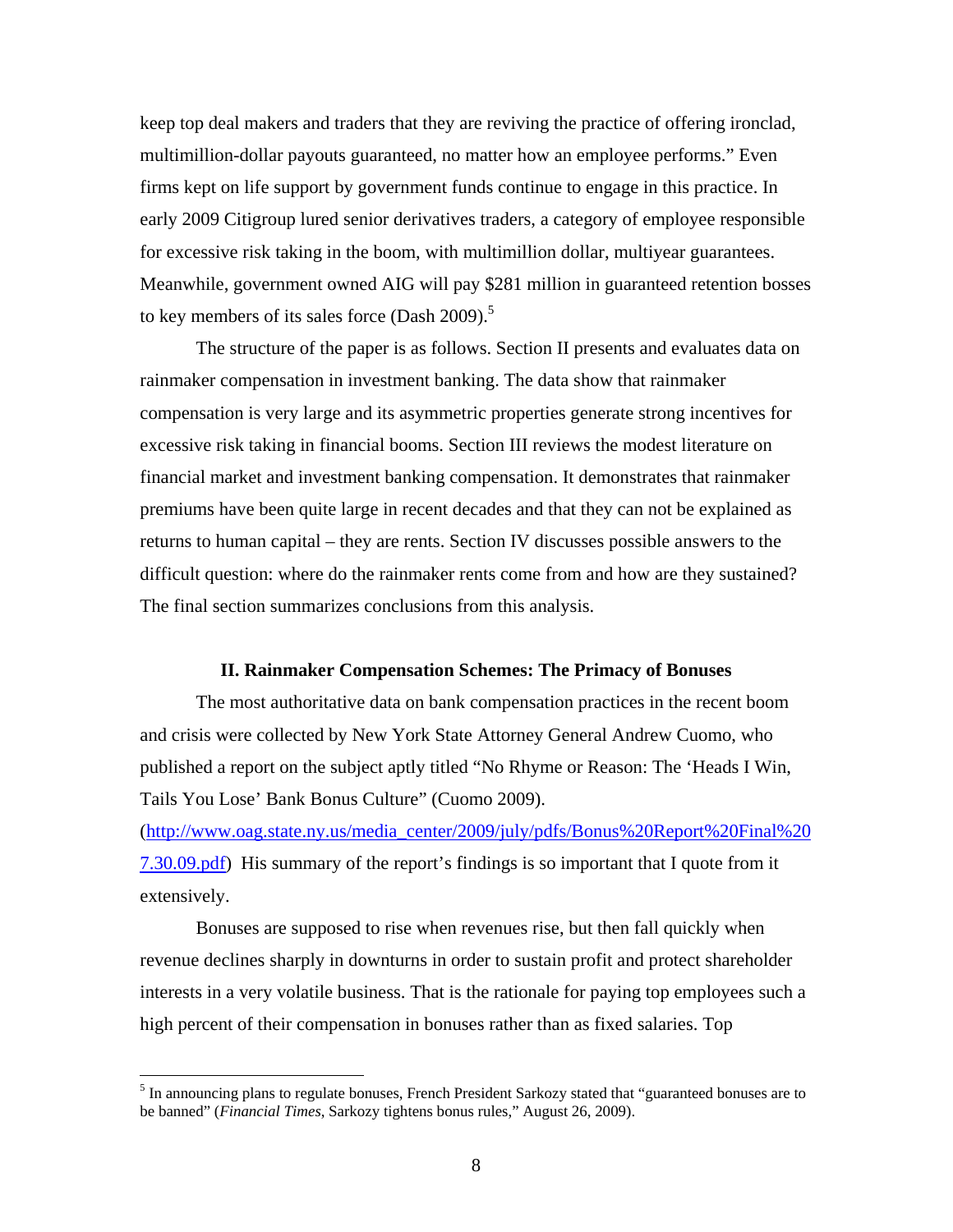keep top deal makers and traders that they are reviving the practice of offering ironclad, multimillion-dollar payouts guaranteed, no matter how an employee performs." Even firms kept on life support by government funds continue to engage in this practice. In early 2009 Citigroup lured senior derivatives traders, a category of employee responsible for excessive risk taking in the boom, with multimillion dollar, multiyear guarantees. Meanwhile, government owned AIG will pay $281 million in guaranteed retention bosses to key members of its sales force (Dash 2009).[5]

The structure of the paper is as follows. Section II presents and evaluates data on rainmaker compensation in investment banking. The data show that rainmaker compensation is very large and its asymmetric properties generate strong incentives for excessive risk taking in financial booms. Section III reviews the modest literature on financial market and investment banking compensation. It demonstrates that rainmaker premiums have been quite large in recent decades and that they can not be explained as returns to human capital – they are rents. Section IV discusses possible answers to the difficult question: where do the rainmaker rents come from and how are they sustained? The final section summarizes conclusions from this analysis.

## II. Rainmaker Compensation Schemes: The Primacy of Bonuses

The most authoritative data on bank compensation practices in the recent boom and crisis were collected by New York State Attorney General Andrew Cuomo, who published a report on the subject aptly titled "No Rhyme or Reason: The 'Heads I Win, Tails You Lose' Bank Bonus Culture" (Cuomo 2009). (http://www.oag.state.ny.us/media_center/2009/july/pdfs/Bonus%20Report%20Final%207.30.09.pdf) His summary of the report's findings is so important that I quote from it extensively.

Bonuses are supposed to rise when revenues rise, but then fall quickly when revenue declines sharply in downturns in order to sustain profit and protect shareholder interests in a very volatile business. That is the rationale for paying top employees such a high percent of their compensation in bonuses rather than as fixed salaries. Top

[5] In announcing plans to regulate bonuses, French President Sarkozy stated that "guaranteed bonuses are to be banned" (*Financial Times*, Sarkozy tightens bonus rules," August 26, 2009).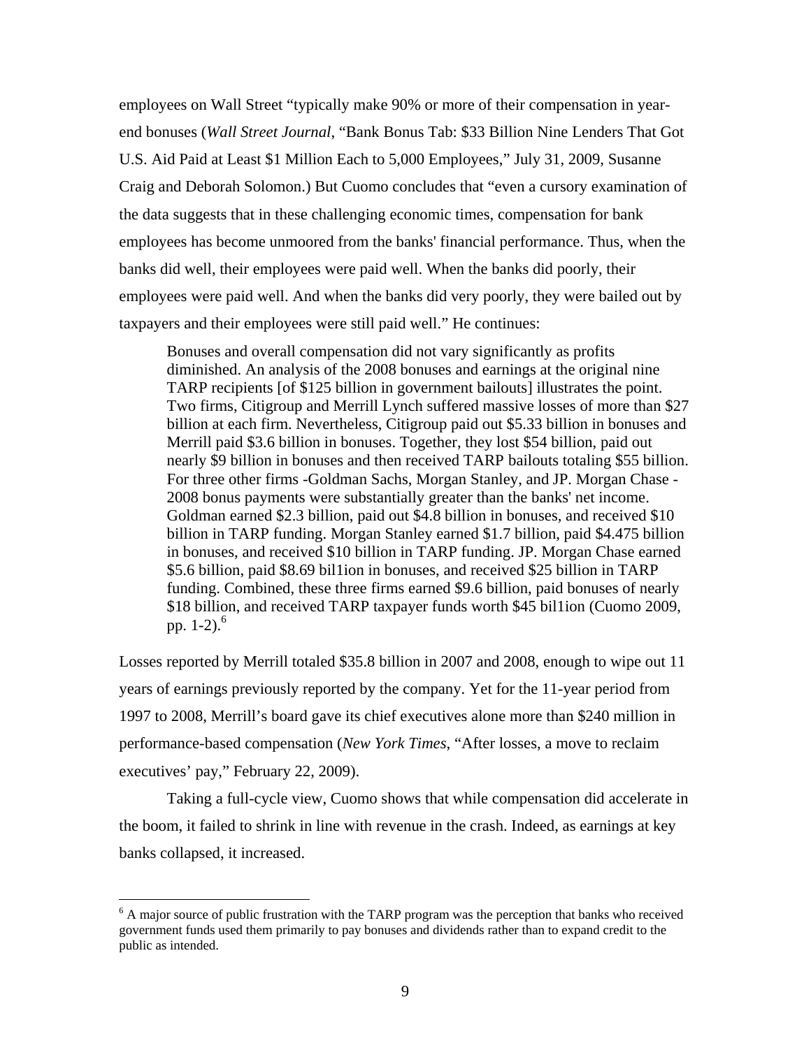employees on Wall Street "typically make 90% or more of their compensation in year-end bonuses (*Wall Street Journal*, "Bank Bonus Tab: $33 Billion Nine Lenders That Got U.S. Aid Paid at Least $1 Million Each to 5,000 Employees," July 31, 2009, Susanne Craig and Deborah Solomon.) But Cuomo concludes that "even a cursory examination of the data suggests that in these challenging economic times, compensation for bank employees has become unmoored from the banks' financial performance. Thus, when the banks did well, their employees were paid well. When the banks did poorly, their employees were paid well. And when the banks did very poorly, they were bailed out by taxpayers and their employees were still paid well." He continues:

> Bonuses and overall compensation did not vary significantly as profits diminished. An analysis of the 2008 bonuses and earnings at the original nine TARP recipients [of $125 billion in government bailouts] illustrates the point. Two firms, Citigroup and Merrill Lynch suffered massive losses of more than $27 billion at each firm. Nevertheless, Citigroup paid out $5.33 billion in bonuses and Merrill paid $3.6 billion in bonuses. Together, they lost $54 billion, paid out nearly $9 billion in bonuses and then received TARP bailouts totaling $55 billion. For three other firms -Goldman Sachs, Morgan Stanley, and JP. Morgan Chase - 2008 bonus payments were substantially greater than the banks' net income. Goldman earned $2.3 billion, paid out $4.8 billion in bonuses, and received $10 billion in TARP funding. Morgan Stanley earned $1.7 billion, paid $4.475 billion in bonuses, and received $10 billion in TARP funding. JP. Morgan Chase earned $5.6 billion, paid $8.69 bil1ion in bonuses, and received $25 billion in TARP funding. Combined, these three firms earned $9.6 billion, paid bonuses of nearly $18 billion, and received TARP taxpayer funds worth $45 bil1ion (Cuomo 2009, pp. 1-2).[6]

Losses reported by Merrill totaled $35.8 billion in 2007 and 2008, enough to wipe out 11 years of earnings previously reported by the company. Yet for the 11-year period from 1997 to 2008, Merrill's board gave its chief executives alone more than $240 million in performance-based compensation (*New York Times*, "After losses, a move to reclaim executives' pay," February 22, 2009).

Taking a full-cycle view, Cuomo shows that while compensation did accelerate in the boom, it failed to shrink in line with revenue in the crash. Indeed, as earnings at key banks collapsed, it increased.

---

[6] A major source of public frustration with the TARP program was the perception that banks who received government funds used them primarily to pay bonuses and dividends rather than to expand credit to the public as intended.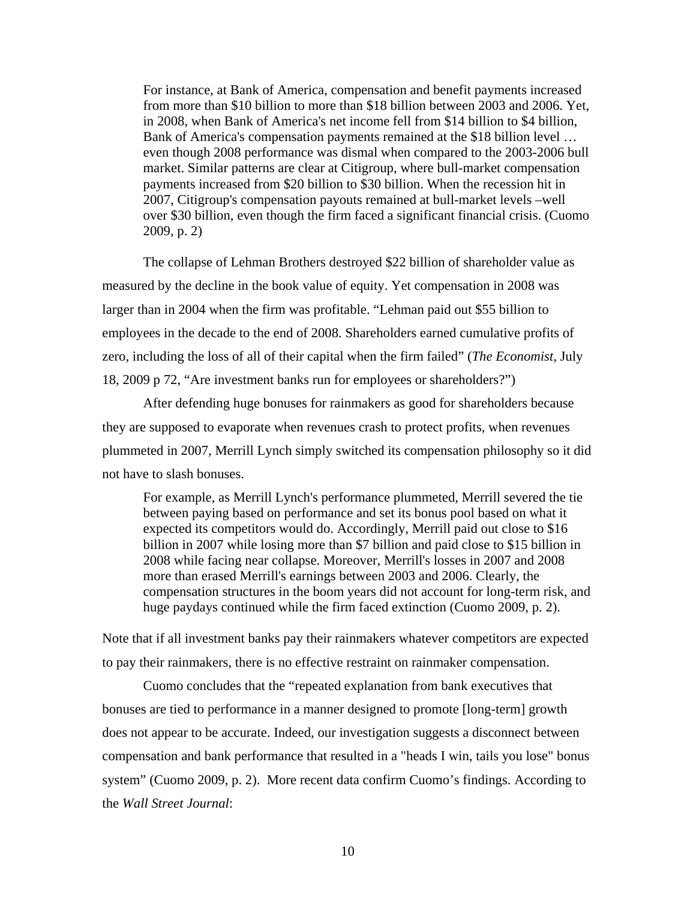> For instance, at Bank of America, compensation and benefit payments increased from more than $10 billion to more than $18 billion between 2003 and 2006. Yet, in 2008, when Bank of America's net income fell from $14 billion to $4 billion, Bank of America's compensation payments remained at the $18 billion level … even though 2008 performance was dismal when compared to the 2003-2006 bull market. Similar patterns are clear at Citigroup, where bull-market compensation payments increased from $20 billion to $30 billion. When the recession hit in 2007, Citigroup's compensation payouts remained at bull-market levels –well over $30 billion, even though the firm faced a significant financial crisis. (Cuomo 2009, p. 2)

The collapse of Lehman Brothers destroyed $22 billion of shareholder value as measured by the decline in the book value of equity. Yet compensation in 2008 was larger than in 2004 when the firm was profitable. "Lehman paid out $55 billion to employees in the decade to the end of 2008. Shareholders earned cumulative profits of zero, including the loss of all of their capital when the firm failed" (*The Economist*, July 18, 2009 p 72, "Are investment banks run for employees or shareholders?")

After defending huge bonuses for rainmakers as good for shareholders because they are supposed to evaporate when revenues crash to protect profits, when revenues plummeted in 2007, Merrill Lynch simply switched its compensation philosophy so it did not have to slash bonuses.

> For example, as Merrill Lynch's performance plummeted, Merrill severed the tie between paying based on performance and set its bonus pool based on what it expected its competitors would do. Accordingly, Merrill paid out close to $16 billion in 2007 while losing more than $7 billion and paid close to $15 billion in 2008 while facing near collapse. Moreover, Merrill's losses in 2007 and 2008 more than erased Merrill's earnings between 2003 and 2006. Clearly, the compensation structures in the boom years did not account for long-term risk, and huge paydays continued while the firm faced extinction (Cuomo 2009, p. 2).

Note that if all investment banks pay their rainmakers whatever competitors are expected to pay their rainmakers, there is no effective restraint on rainmaker compensation.

Cuomo concludes that the "repeated explanation from bank executives that bonuses are tied to performance in a manner designed to promote [long-term] growth does not appear to be accurate. Indeed, our investigation suggests a disconnect between compensation and bank performance that resulted in a "heads I win, tails you lose" bonus system" (Cuomo 2009, p. 2). More recent data confirm Cuomo's findings. According to the *Wall Street Journal*: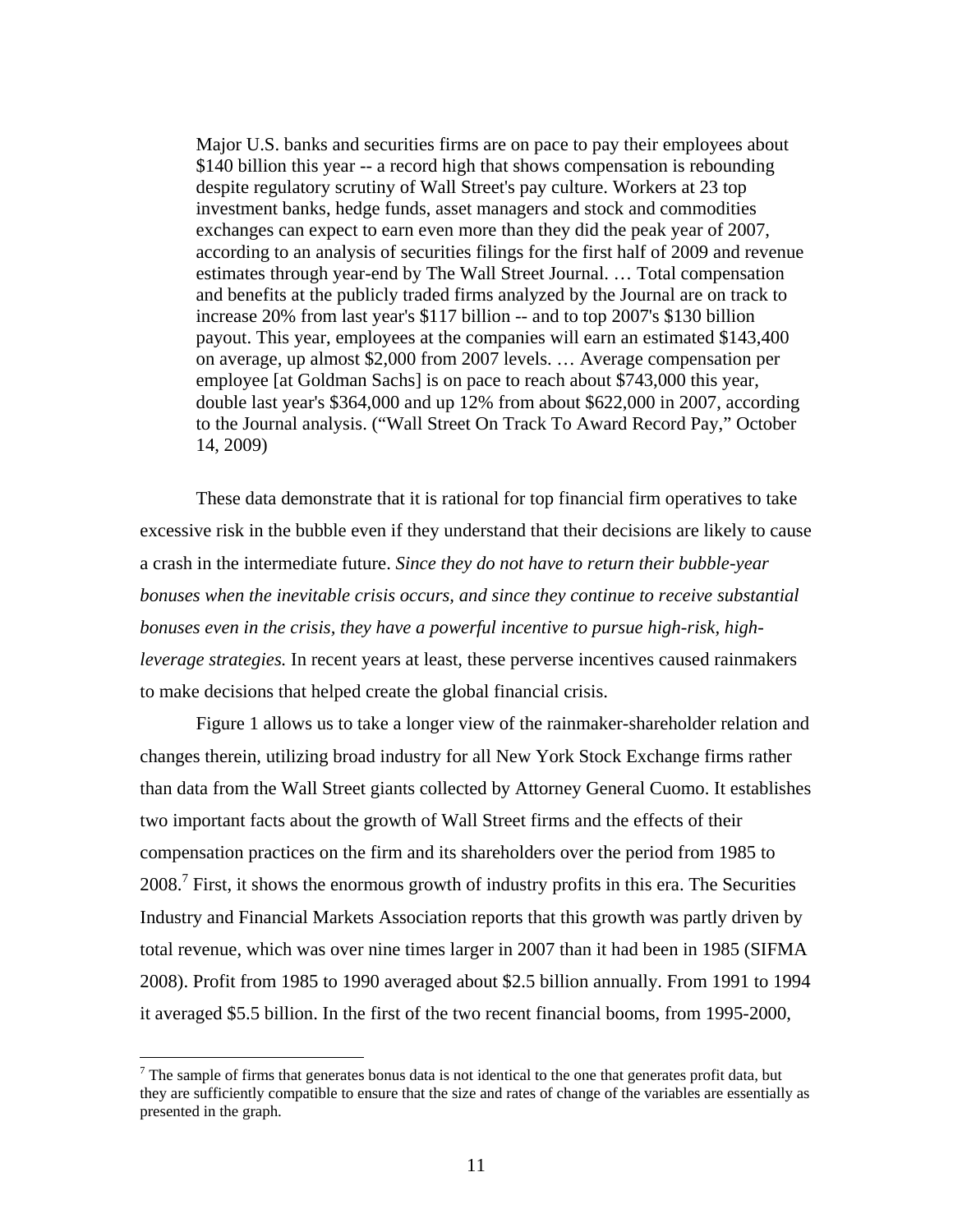> Major U.S. banks and securities firms are on pace to pay their employees about $140 billion this year -- a record high that shows compensation is rebounding despite regulatory scrutiny of Wall Street's pay culture. Workers at 23 top investment banks, hedge funds, asset managers and stock and commodities exchanges can expect to earn even more than they did the peak year of 2007, according to an analysis of securities filings for the first half of 2009 and revenue estimates through year-end by The Wall Street Journal. … Total compensation and benefits at the publicly traded firms analyzed by the Journal are on track to increase 20% from last year's $117 billion -- and to top 2007's $130 billion payout. This year, employees at the companies will earn an estimated $143,400 on average, up almost $2,000 from 2007 levels. … Average compensation per employee [at Goldman Sachs] is on pace to reach about $743,000 this year, double last year's $364,000 and up 12% from about $622,000 in 2007, according to the Journal analysis. ("Wall Street On Track To Award Record Pay," October 14, 2009)

These data demonstrate that it is rational for top financial firm operatives to take excessive risk in the bubble even if they understand that their decisions are likely to cause a crash in the intermediate future. *Since they do not have to return their bubble-year bonuses when the inevitable crisis occurs, and since they continue to receive substantial bonuses even in the crisis, they have a powerful incentive to pursue high-risk, high-leverage strategies.* In recent years at least, these perverse incentives caused rainmakers to make decisions that helped create the global financial crisis.

Figure 1 allows us to take a longer view of the rainmaker-shareholder relation and changes therein, utilizing broad industry for all New York Stock Exchange firms rather than data from the Wall Street giants collected by Attorney General Cuomo. It establishes two important facts about the growth of Wall Street firms and the effects of their compensation practices on the firm and its shareholders over the period from 1985 to 2008.[7] First, it shows the enormous growth of industry profits in this era. The Securities Industry and Financial Markets Association reports that this growth was partly driven by total revenue, which was over nine times larger in 2007 than it had been in 1985 (SIFMA 2008). Profit from 1985 to 1990 averaged about $2.5 billion annually. From 1991 to 1994 it averaged $5.5 billion. In the first of the two recent financial booms, from 1995-2000,

[7] The sample of firms that generates bonus data is not identical to the one that generates profit data, but they are sufficiently compatible to ensure that the size and rates of change of the variables are essentially as presented in the graph.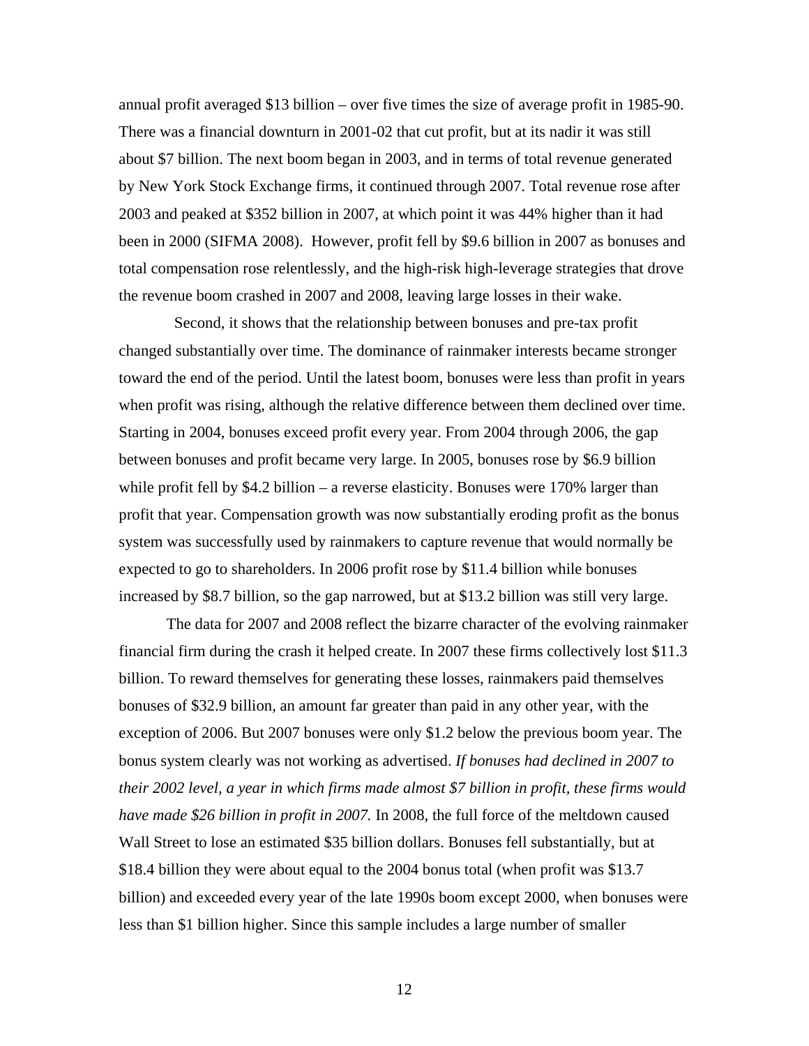annual profit averaged $13 billion – over five times the size of average profit in 1985-90. There was a financial downturn in 2001-02 that cut profit, but at its nadir it was still about $7 billion. The next boom began in 2003, and in terms of total revenue generated by New York Stock Exchange firms, it continued through 2007. Total revenue rose after 2003 and peaked at $352 billion in 2007, at which point it was 44% higher than it had been in 2000 (SIFMA 2008). However, profit fell by $9.6 billion in 2007 as bonuses and total compensation rose relentlessly, and the high-risk high-leverage strategies that drove the revenue boom crashed in 2007 and 2008, leaving large losses in their wake.

Second, it shows that the relationship between bonuses and pre-tax profit changed substantially over time. The dominance of rainmaker interests became stronger toward the end of the period. Until the latest boom, bonuses were less than profit in years when profit was rising, although the relative difference between them declined over time. Starting in 2004, bonuses exceed profit every year. From 2004 through 2006, the gap between bonuses and profit became very large. In 2005, bonuses rose by $6.9 billion while profit fell by $4.2 billion – a reverse elasticity. Bonuses were 170% larger than profit that year. Compensation growth was now substantially eroding profit as the bonus system was successfully used by rainmakers to capture revenue that would normally be expected to go to shareholders. In 2006 profit rose by $11.4 billion while bonuses increased by $8.7 billion, so the gap narrowed, but at $13.2 billion was still very large.

The data for 2007 and 2008 reflect the bizarre character of the evolving rainmaker financial firm during the crash it helped create. In 2007 these firms collectively lost $11.3 billion. To reward themselves for generating these losses, rainmakers paid themselves bonuses of $32.9 billion, an amount far greater than paid in any other year, with the exception of 2006. But 2007 bonuses were only $1.2 below the previous boom year. The bonus system clearly was not working as advertised. *If bonuses had declined in 2007 to their 2002 level, a year in which firms made almost $7 billion in profit, these firms would have made $26 billion in profit in 2007.* In 2008, the full force of the meltdown caused Wall Street to lose an estimated $35 billion dollars. Bonuses fell substantially, but at $18.4 billion they were about equal to the 2004 bonus total (when profit was $13.7 billion) and exceeded every year of the late 1990s boom except 2000, when bonuses were less than $1 billion higher. Since this sample includes a large number of smaller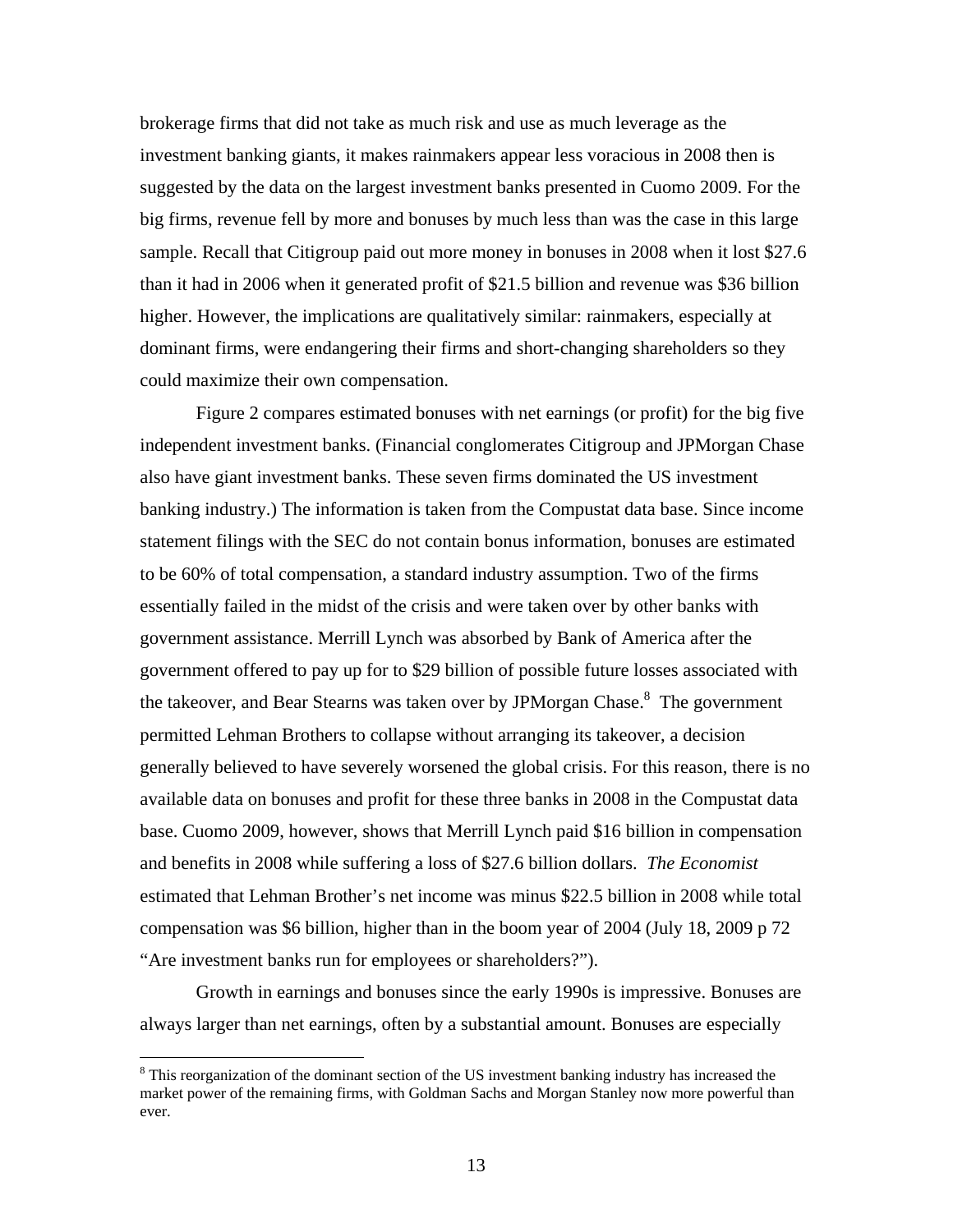brokerage firms that did not take as much risk and use as much leverage as the investment banking giants, it makes rainmakers appear less voracious in 2008 then is suggested by the data on the largest investment banks presented in Cuomo 2009. For the big firms, revenue fell by more and bonuses by much less than was the case in this large sample. Recall that Citigroup paid out more money in bonuses in 2008 when it lost \$27.6 than it had in 2006 when it generated profit of \$21.5 billion and revenue was \$36 billion higher. However, the implications are qualitatively similar: rainmakers, especially at dominant firms, were endangering their firms and short-changing shareholders so they could maximize their own compensation.

Figure 2 compares estimated bonuses with net earnings (or profit) for the big five independent investment banks. (Financial conglomerates Citigroup and JPMorgan Chase also have giant investment banks. These seven firms dominated the US investment banking industry.) The information is taken from the Compustat data base. Since income statement filings with the SEC do not contain bonus information, bonuses are estimated to be 60% of total compensation, a standard industry assumption. Two of the firms essentially failed in the midst of the crisis and were taken over by other banks with government assistance. Merrill Lynch was absorbed by Bank of America after the government offered to pay up for to \$29 billion of possible future losses associated with the takeover, and Bear Stearns was taken over by JPMorgan Chase.[8] The government permitted Lehman Brothers to collapse without arranging its takeover, a decision generally believed to have severely worsened the global crisis. For this reason, there is no available data on bonuses and profit for these three banks in 2008 in the Compustat data base. Cuomo 2009, however, shows that Merrill Lynch paid \$16 billion in compensation and benefits in 2008 while suffering a loss of \$27.6 billion dollars. *The Economist* estimated that Lehman Brother's net income was minus \$22.5 billion in 2008 while total compensation was \$6 billion, higher than in the boom year of 2004 (July 18, 2009 p 72 "Are investment banks run for employees or shareholders?").

Growth in earnings and bonuses since the early 1990s is impressive. Bonuses are always larger than net earnings, often by a substantial amount. Bonuses are especially

[8] This reorganization of the dominant section of the US investment banking industry has increased the market power of the remaining firms, with Goldman Sachs and Morgan Stanley now more powerful than ever.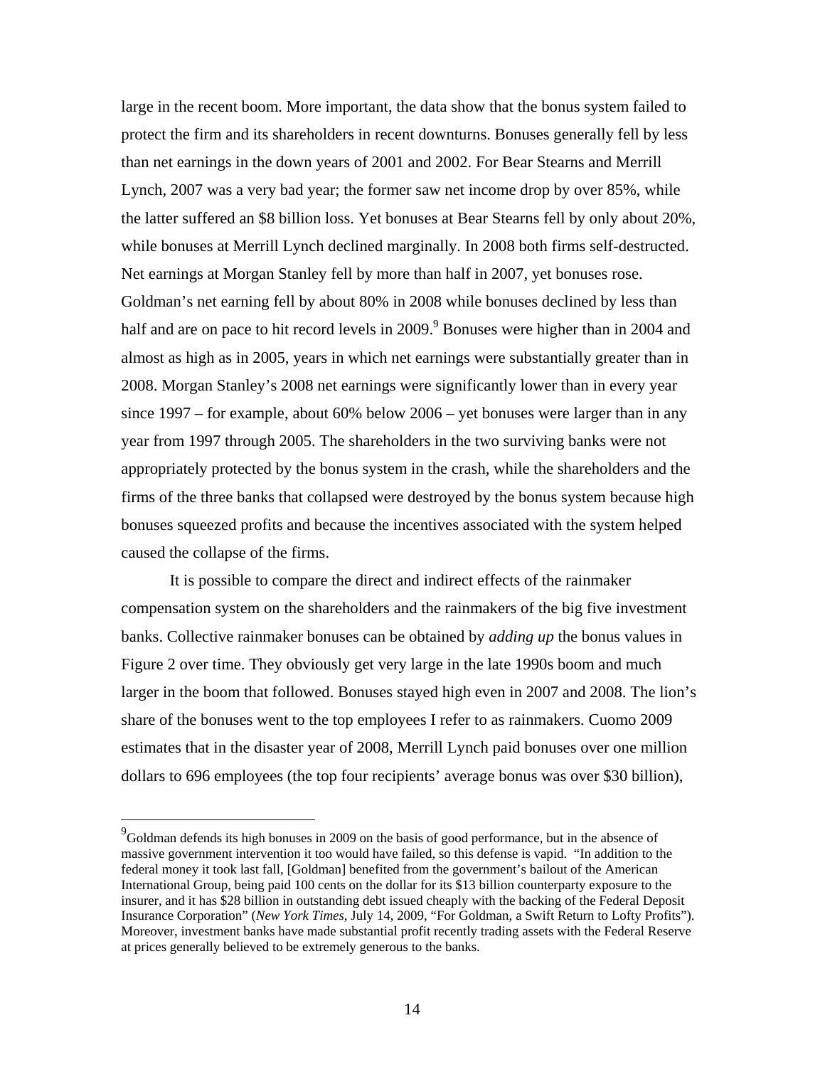large in the recent boom. More important, the data show that the bonus system failed to protect the firm and its shareholders in recent downturns. Bonuses generally fell by less than net earnings in the down years of 2001 and 2002. For Bear Stearns and Merrill Lynch, 2007 was a very bad year; the former saw net income drop by over 85%, while the latter suffered an $8 billion loss. Yet bonuses at Bear Stearns fell by only about 20%, while bonuses at Merrill Lynch declined marginally. In 2008 both firms self-destructed. Net earnings at Morgan Stanley fell by more than half in 2007, yet bonuses rose. Goldman's net earning fell by about 80% in 2008 while bonuses declined by less than half and are on pace to hit record levels in 2009.[9] Bonuses were higher than in 2004 and almost as high as in 2005, years in which net earnings were substantially greater than in 2008. Morgan Stanley's 2008 net earnings were significantly lower than in every year since 1997 – for example, about 60% below 2006 – yet bonuses were larger than in any year from 1997 through 2005. The shareholders in the two surviving banks were not appropriately protected by the bonus system in the crash, while the shareholders and the firms of the three banks that collapsed were destroyed by the bonus system because high bonuses squeezed profits and because the incentives associated with the system helped caused the collapse of the firms.

It is possible to compare the direct and indirect effects of the rainmaker compensation system on the shareholders and the rainmakers of the big five investment banks. Collective rainmaker bonuses can be obtained by *adding up* the bonus values in Figure 2 over time. They obviously get very large in the late 1990s boom and much larger in the boom that followed. Bonuses stayed high even in 2007 and 2008. The lion's share of the bonuses went to the top employees I refer to as rainmakers. Cuomo 2009 estimates that in the disaster year of 2008, Merrill Lynch paid bonuses over one million dollars to 696 employees (the top four recipients' average bonus was over $30 billion),

[9] Goldman defends its high bonuses in 2009 on the basis of good performance, but in the absence of massive government intervention it too would have failed, so this defense is vapid. "In addition to the federal money it took last fall, [Goldman] benefited from the government's bailout of the American International Group, being paid 100 cents on the dollar for its $13 billion counterparty exposure to the insurer, and it has $28 billion in outstanding debt issued cheaply with the backing of the Federal Deposit Insurance Corporation" (*New York Times*, July 14, 2009, "For Goldman, a Swift Return to Lofty Profits"). Moreover, investment banks have made substantial profit recently trading assets with the Federal Reserve at prices generally believed to be extremely generous to the banks.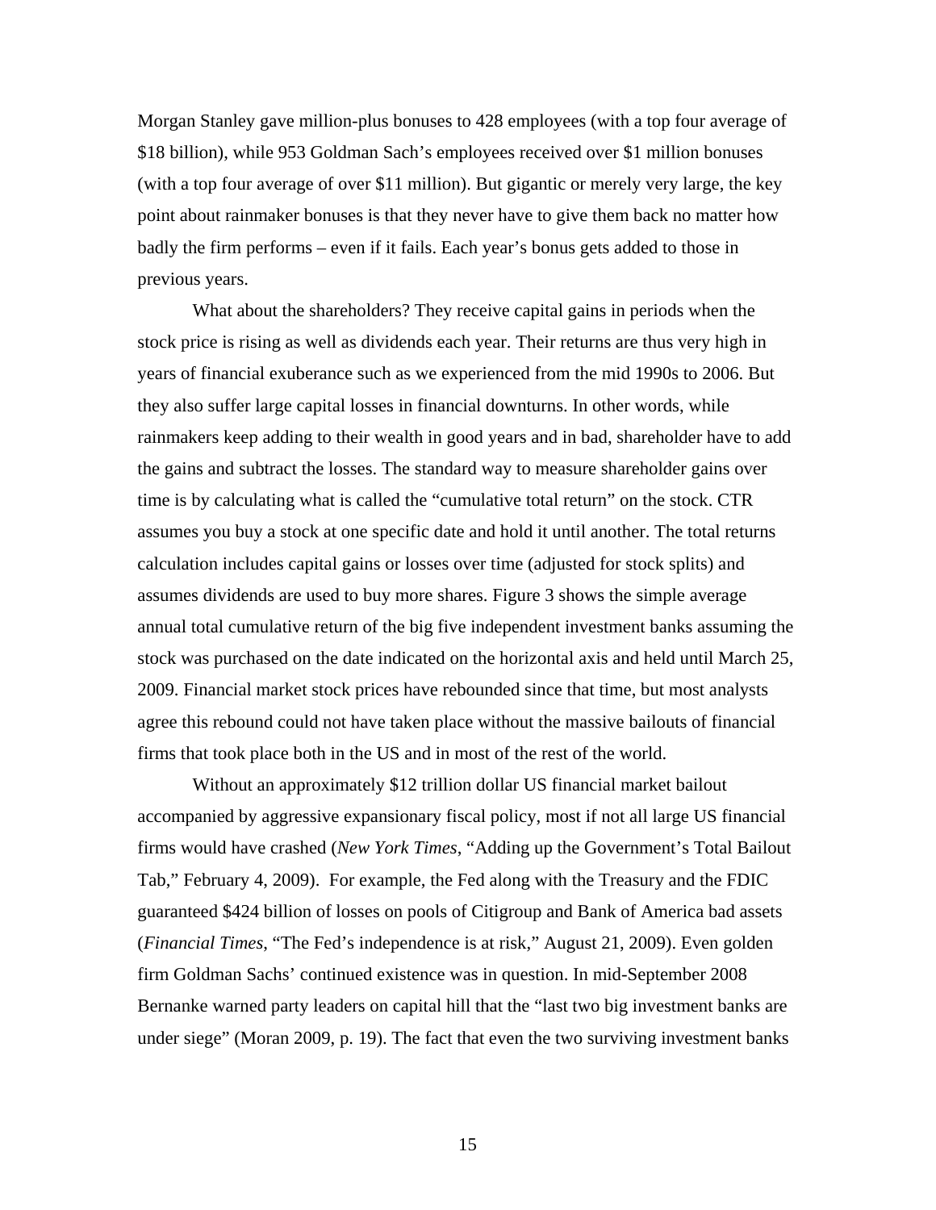Morgan Stanley gave million-plus bonuses to 428 employees (with a top four average of $18 billion), while 953 Goldman Sach's employees received over $1 million bonuses (with a top four average of over $11 million). But gigantic or merely very large, the key point about rainmaker bonuses is that they never have to give them back no matter how badly the firm performs – even if it fails. Each year's bonus gets added to those in previous years.

What about the shareholders? They receive capital gains in periods when the stock price is rising as well as dividends each year. Their returns are thus very high in years of financial exuberance such as we experienced from the mid 1990s to 2006. But they also suffer large capital losses in financial downturns. In other words, while rainmakers keep adding to their wealth in good years and in bad, shareholder have to add the gains and subtract the losses. The standard way to measure shareholder gains over time is by calculating what is called the "cumulative total return" on the stock. CTR assumes you buy a stock at one specific date and hold it until another. The total returns calculation includes capital gains or losses over time (adjusted for stock splits) and assumes dividends are used to buy more shares. Figure 3 shows the simple average annual total cumulative return of the big five independent investment banks assuming the stock was purchased on the date indicated on the horizontal axis and held until March 25, 2009. Financial market stock prices have rebounded since that time, but most analysts agree this rebound could not have taken place without the massive bailouts of financial firms that took place both in the US and in most of the rest of the world.

Without an approximately $12 trillion dollar US financial market bailout accompanied by aggressive expansionary fiscal policy, most if not all large US financial firms would have crashed (*New York Times*, "Adding up the Government's Total Bailout Tab," February 4, 2009). For example, the Fed along with the Treasury and the FDIC guaranteed $424 billion of losses on pools of Citigroup and Bank of America bad assets (*Financial Times*, "The Fed's independence is at risk," August 21, 2009). Even golden firm Goldman Sachs' continued existence was in question. In mid-September 2008 Bernanke warned party leaders on capital hill that the "last two big investment banks are under siege" (Moran 2009, p. 19). The fact that even the two surviving investment banks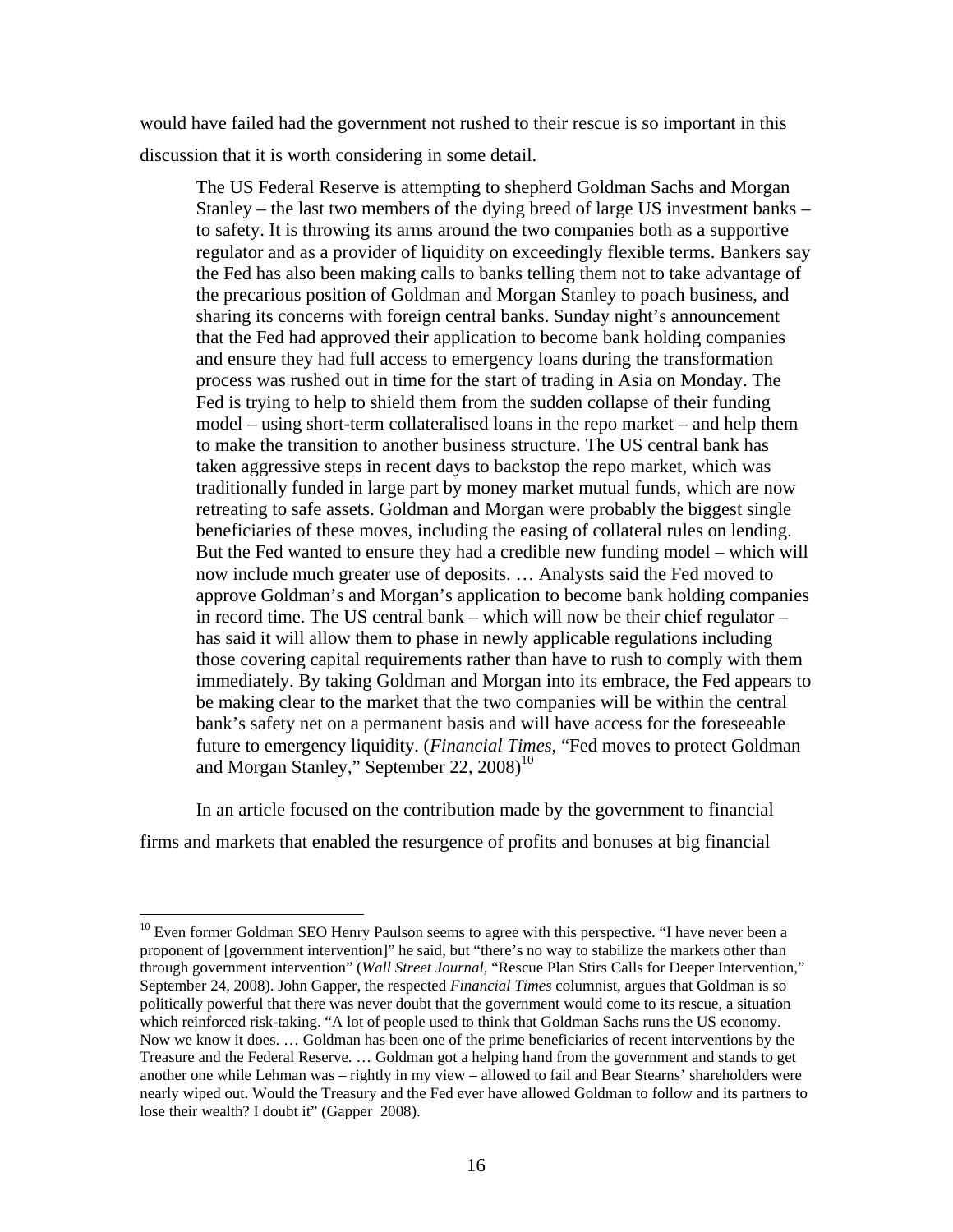would have failed had the government not rushed to their rescue is so important in this discussion that it is worth considering in some detail.

> The US Federal Reserve is attempting to shepherd Goldman Sachs and Morgan Stanley – the last two members of the dying breed of large US investment banks – to safety. It is throwing its arms around the two companies both as a supportive regulator and as a provider of liquidity on exceedingly flexible terms. Bankers say the Fed has also been making calls to banks telling them not to take advantage of the precarious position of Goldman and Morgan Stanley to poach business, and sharing its concerns with foreign central banks. Sunday night's announcement that the Fed had approved their application to become bank holding companies and ensure they had full access to emergency loans during the transformation process was rushed out in time for the start of trading in Asia on Monday. The Fed is trying to help to shield them from the sudden collapse of their funding model – using short-term collateralised loans in the repo market – and help them to make the transition to another business structure. The US central bank has taken aggressive steps in recent days to backstop the repo market, which was traditionally funded in large part by money market mutual funds, which are now retreating to safe assets. Goldman and Morgan were probably the biggest single beneficiaries of these moves, including the easing of collateral rules on lending. But the Fed wanted to ensure they had a credible new funding model – which will now include much greater use of deposits. … Analysts said the Fed moved to approve Goldman's and Morgan's application to become bank holding companies in record time. The US central bank – which will now be their chief regulator – has said it will allow them to phase in newly applicable regulations including those covering capital requirements rather than have to rush to comply with them immediately. By taking Goldman and Morgan into its embrace, the Fed appears to be making clear to the market that the two companies will be within the central bank's safety net on a permanent basis and will have access for the foreseeable future to emergency liquidity. (*Financial Times*, "Fed moves to protect Goldman and Morgan Stanley," September 22, 2008)[10]

In an article focused on the contribution made by the government to financial firms and markets that enabled the resurgence of profits and bonuses at big financial

---

[10] Even former Goldman SEO Henry Paulson seems to agree with this perspective. "I have never been a proponent of [government intervention]" he said, but "there's no way to stabilize the markets other than through government intervention" (*Wall Street Journal*, "Rescue Plan Stirs Calls for Deeper Intervention," September 24, 2008). John Gapper, the respected *Financial Times* columnist, argues that Goldman is so politically powerful that there was never doubt that the government would come to its rescue, a situation which reinforced risk-taking. "A lot of people used to think that Goldman Sachs runs the US economy. Now we know it does. … Goldman has been one of the prime beneficiaries of recent interventions by the Treasure and the Federal Reserve. … Goldman got a helping hand from the government and stands to get another one while Lehman was – rightly in my view – allowed to fail and Bear Stearns' shareholders were nearly wiped out. Would the Treasury and the Fed ever have allowed Goldman to follow and its partners to lose their wealth? I doubt it" (Gapper 2008).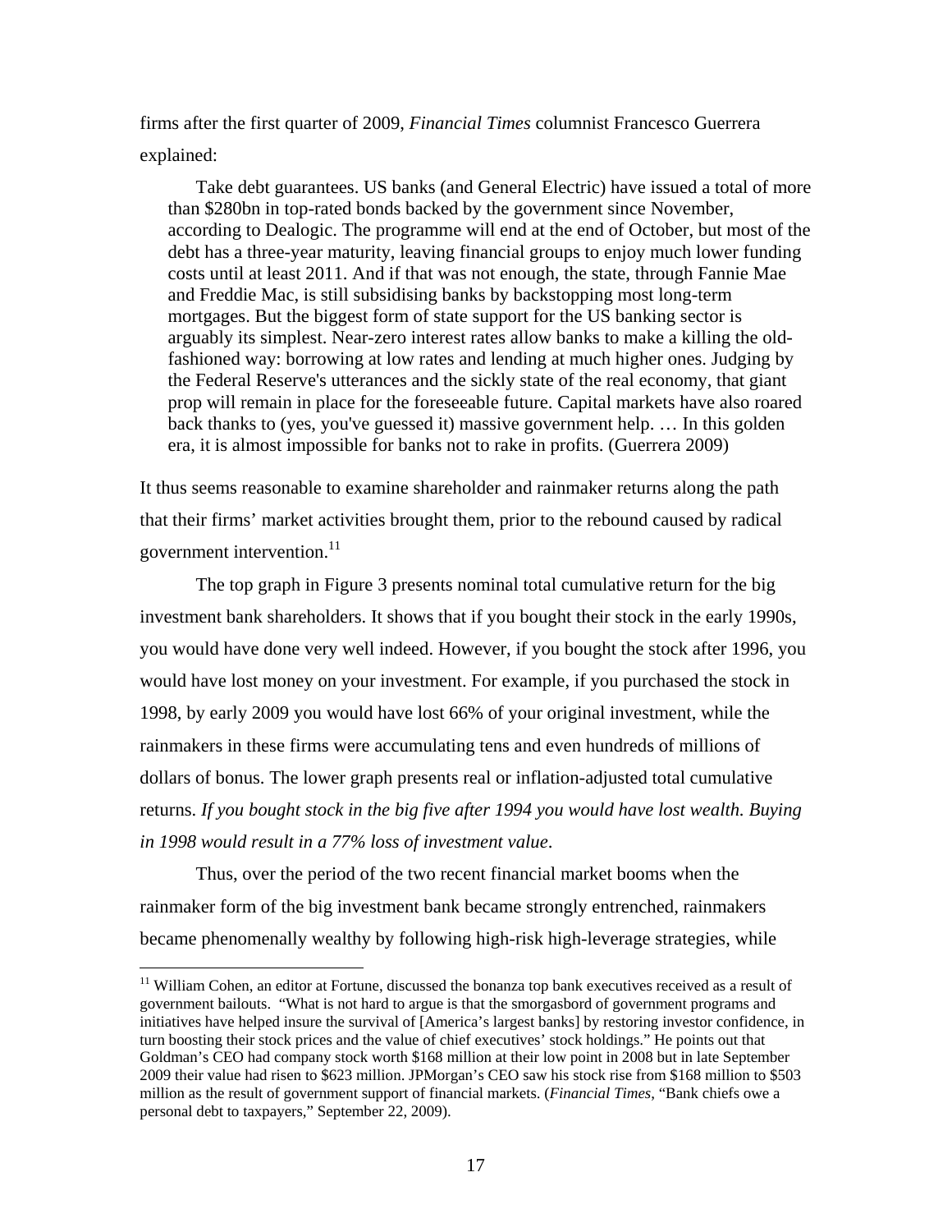firms after the first quarter of 2009, *Financial Times* columnist Francesco Guerrera explained:

> Take debt guarantees. US banks (and General Electric) have issued a total of more than $280bn in top-rated bonds backed by the government since November, according to Dealogic. The programme will end at the end of October, but most of the debt has a three-year maturity, leaving financial groups to enjoy much lower funding costs until at least 2011. And if that was not enough, the state, through Fannie Mae and Freddie Mac, is still subsidising banks by backstopping most long-term mortgages. But the biggest form of state support for the US banking sector is arguably its simplest. Near-zero interest rates allow banks to make a killing the old-fashioned way: borrowing at low rates and lending at much higher ones. Judging by the Federal Reserve's utterances and the sickly state of the real economy, that giant prop will remain in place for the foreseeable future. Capital markets have also roared back thanks to (yes, you've guessed it) massive government help. … In this golden era, it is almost impossible for banks not to rake in profits. (Guerrera 2009)

It thus seems reasonable to examine shareholder and rainmaker returns along the path that their firms' market activities brought them, prior to the rebound caused by radical government intervention.[11]

The top graph in Figure 3 presents nominal total cumulative return for the big investment bank shareholders. It shows that if you bought their stock in the early 1990s, you would have done very well indeed. However, if you bought the stock after 1996, you would have lost money on your investment. For example, if you purchased the stock in 1998, by early 2009 you would have lost 66% of your original investment, while the rainmakers in these firms were accumulating tens and even hundreds of millions of dollars of bonus. The lower graph presents real or inflation-adjusted total cumulative returns. *If you bought stock in the big five after 1994 you would have lost wealth. Buying in 1998 would result in a 77% loss of investment value*.

Thus, over the period of the two recent financial market booms when the rainmaker form of the big investment bank became strongly entrenched, rainmakers became phenomenally wealthy by following high-risk high-leverage strategies, while

[11] William Cohen, an editor at Fortune, discussed the bonanza top bank executives received as a result of government bailouts. "What is not hard to argue is that the smorgasbord of government programs and initiatives have helped insure the survival of [America's largest banks] by restoring investor confidence, in turn boosting their stock prices and the value of chief executives' stock holdings." He points out that Goldman's CEO had company stock worth $168 million at their low point in 2008 but in late September 2009 their value had risen to $623 million. JPMorgan's CEO saw his stock rise from $168 million to $503 million as the result of government support of financial markets. (*Financial Times*, "Bank chiefs owe a personal debt to taxpayers," September 22, 2009).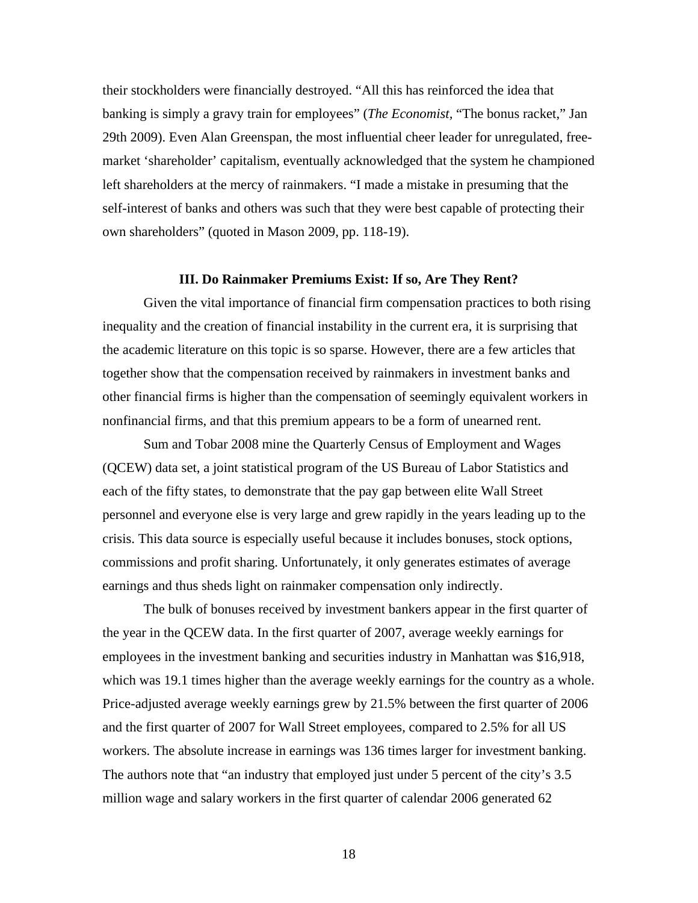their stockholders were financially destroyed. "All this has reinforced the idea that banking is simply a gravy train for employees" (*The Economist*, "The bonus racket," Jan 29th 2009). Even Alan Greenspan, the most influential cheer leader for unregulated, free-market 'shareholder' capitalism, eventually acknowledged that the system he championed left shareholders at the mercy of rainmakers. "I made a mistake in presuming that the self-interest of banks and others was such that they were best capable of protecting their own shareholders" (quoted in Mason 2009, pp. 118-19).

### III. Do Rainmaker Premiums Exist: If so, Are They Rent?

Given the vital importance of financial firm compensation practices to both rising inequality and the creation of financial instability in the current era, it is surprising that the academic literature on this topic is so sparse. However, there are a few articles that together show that the compensation received by rainmakers in investment banks and other financial firms is higher than the compensation of seemingly equivalent workers in nonfinancial firms, and that this premium appears to be a form of unearned rent.

Sum and Tobar 2008 mine the Quarterly Census of Employment and Wages (QCEW) data set, a joint statistical program of the US Bureau of Labor Statistics and each of the fifty states, to demonstrate that the pay gap between elite Wall Street personnel and everyone else is very large and grew rapidly in the years leading up to the crisis. This data source is especially useful because it includes bonuses, stock options, commissions and profit sharing. Unfortunately, it only generates estimates of average earnings and thus sheds light on rainmaker compensation only indirectly.

The bulk of bonuses received by investment bankers appear in the first quarter of the year in the QCEW data. In the first quarter of 2007, average weekly earnings for employees in the investment banking and securities industry in Manhattan was $16,918, which was 19.1 times higher than the average weekly earnings for the country as a whole. Price-adjusted average weekly earnings grew by 21.5% between the first quarter of 2006 and the first quarter of 2007 for Wall Street employees, compared to 2.5% for all US workers. The absolute increase in earnings was 136 times larger for investment banking. The authors note that "an industry that employed just under 5 percent of the city's 3.5 million wage and salary workers in the first quarter of calendar 2006 generated 62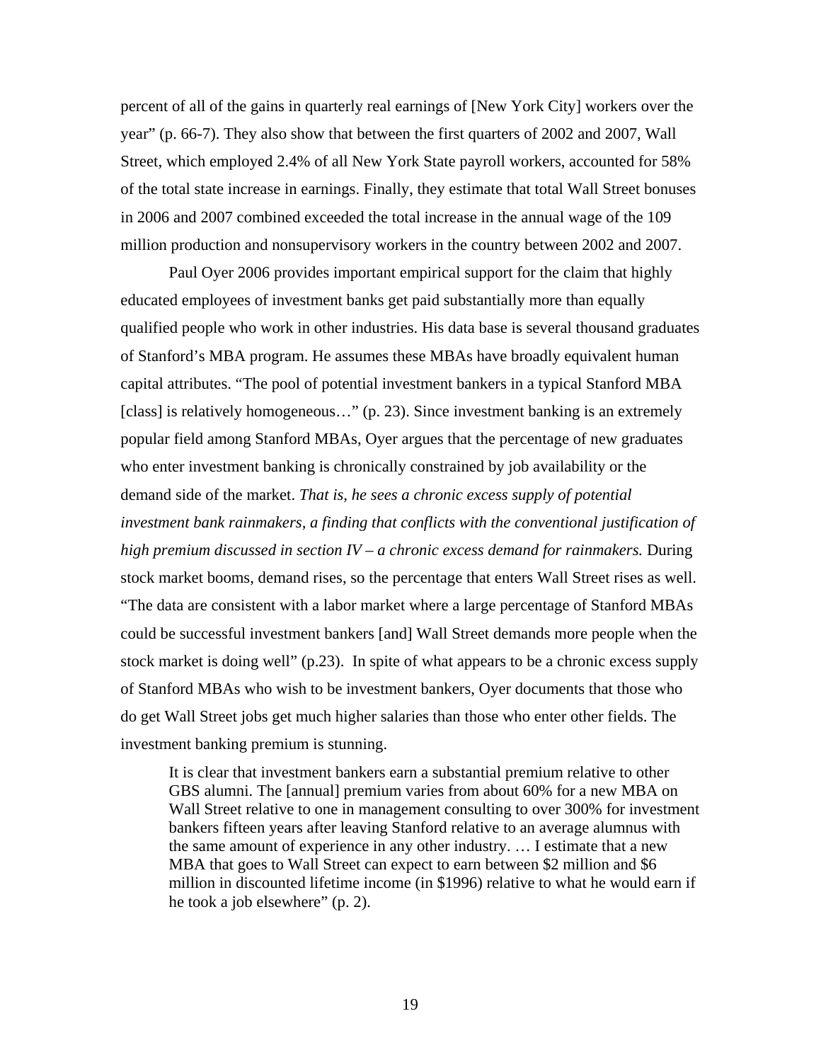percent of all of the gains in quarterly real earnings of [New York City] workers over the year" (p. 66-7). They also show that between the first quarters of 2002 and 2007, Wall Street, which employed 2.4% of all New York State payroll workers, accounted for 58% of the total state increase in earnings. Finally, they estimate that total Wall Street bonuses in 2006 and 2007 combined exceeded the total increase in the annual wage of the 109 million production and nonsupervisory workers in the country between 2002 and 2007.

Paul Oyer 2006 provides important empirical support for the claim that highly educated employees of investment banks get paid substantially more than equally qualified people who work in other industries. His data base is several thousand graduates of Stanford's MBA program. He assumes these MBAs have broadly equivalent human capital attributes. "The pool of potential investment bankers in a typical Stanford MBA [class] is relatively homogeneous…" (p. 23). Since investment banking is an extremely popular field among Stanford MBAs, Oyer argues that the percentage of new graduates who enter investment banking is chronically constrained by job availability or the demand side of the market. *That is, he sees a chronic excess supply of potential investment bank rainmakers, a finding that conflicts with the conventional justification of high premium discussed in section IV – a chronic excess demand for rainmakers.* During stock market booms, demand rises, so the percentage that enters Wall Street rises as well. "The data are consistent with a labor market where a large percentage of Stanford MBAs could be successful investment bankers [and] Wall Street demands more people when the stock market is doing well" (p.23). In spite of what appears to be a chronic excess supply of Stanford MBAs who wish to be investment bankers, Oyer documents that those who do get Wall Street jobs get much higher salaries than those who enter other fields. The investment banking premium is stunning.

> It is clear that investment bankers earn a substantial premium relative to other GBS alumni. The [annual] premium varies from about 60% for a new MBA on Wall Street relative to one in management consulting to over 300% for investment bankers fifteen years after leaving Stanford relative to an average alumnus with the same amount of experience in any other industry. … I estimate that a new MBA that goes to Wall Street can expect to earn between $2 million and $6 million in discounted lifetime income (in $1996) relative to what he would earn if he took a job elsewhere" (p. 2).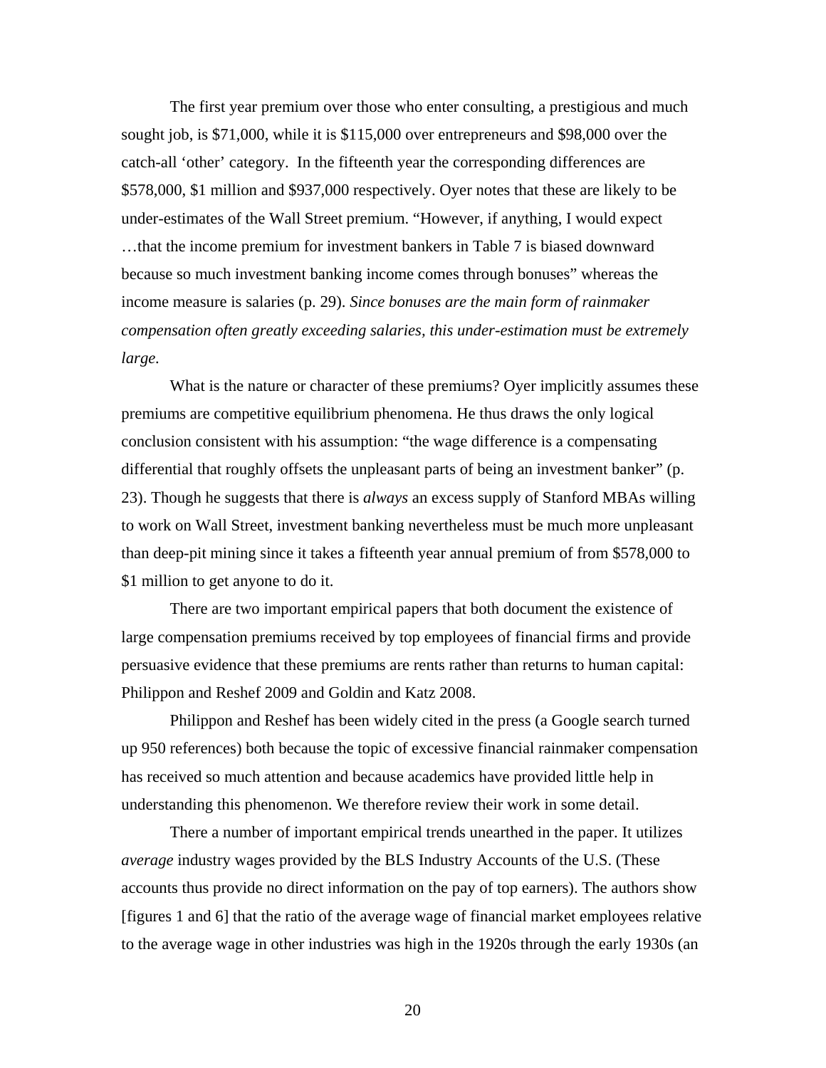The first year premium over those who enter consulting, a prestigious and much sought job, is $71,000, while it is $115,000 over entrepreneurs and $98,000 over the catch-all 'other' category. In the fifteenth year the corresponding differences are $578,000, $1 million and $937,000 respectively. Oyer notes that these are likely to be under-estimates of the Wall Street premium. "However, if anything, I would expect …that the income premium for investment bankers in Table 7 is biased downward because so much investment banking income comes through bonuses" whereas the income measure is salaries (p. 29). *Since bonuses are the main form of rainmaker compensation often greatly exceeding salaries, this under-estimation must be extremely large.*

What is the nature or character of these premiums? Oyer implicitly assumes these premiums are competitive equilibrium phenomena. He thus draws the only logical conclusion consistent with his assumption: "the wage difference is a compensating differential that roughly offsets the unpleasant parts of being an investment banker" (p. 23). Though he suggests that there is *always* an excess supply of Stanford MBAs willing to work on Wall Street, investment banking nevertheless must be much more unpleasant than deep-pit mining since it takes a fifteenth year annual premium of from $578,000 to $1 million to get anyone to do it.

There are two important empirical papers that both document the existence of large compensation premiums received by top employees of financial firms and provide persuasive evidence that these premiums are rents rather than returns to human capital: Philippon and Reshef 2009 and Goldin and Katz 2008.

Philippon and Reshef has been widely cited in the press (a Google search turned up 950 references) both because the topic of excessive financial rainmaker compensation has received so much attention and because academics have provided little help in understanding this phenomenon. We therefore review their work in some detail.

There a number of important empirical trends unearthed in the paper. It utilizes *average* industry wages provided by the BLS Industry Accounts of the U.S. (These accounts thus provide no direct information on the pay of top earners). The authors show [figures 1 and 6] that the ratio of the average wage of financial market employees relative to the average wage in other industries was high in the 1920s through the early 1930s (an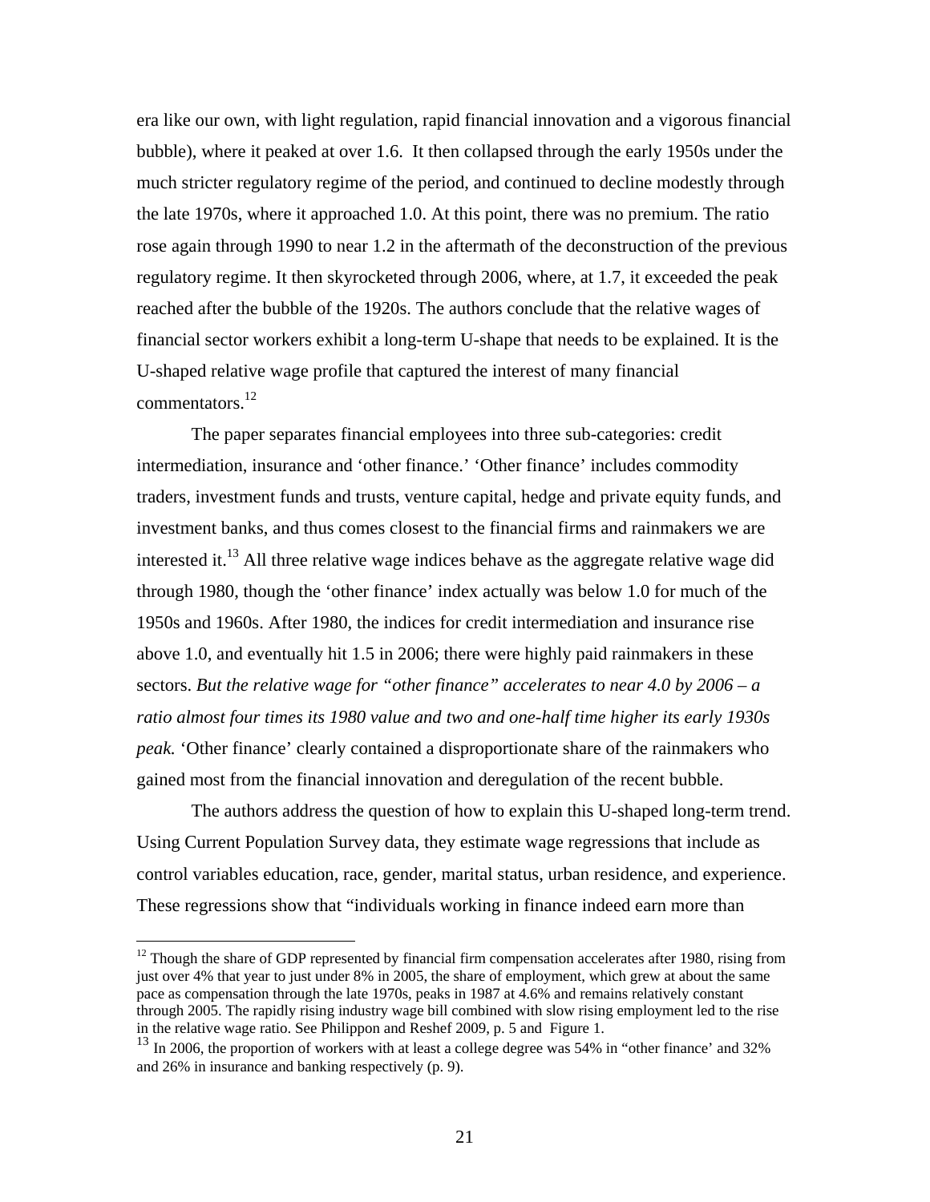era like our own, with light regulation, rapid financial innovation and a vigorous financial bubble), where it peaked at over 1.6. It then collapsed through the early 1950s under the much stricter regulatory regime of the period, and continued to decline modestly through the late 1970s, where it approached 1.0. At this point, there was no premium. The ratio rose again through 1990 to near 1.2 in the aftermath of the deconstruction of the previous regulatory regime. It then skyrocketed through 2006, where, at 1.7, it exceeded the peak reached after the bubble of the 1920s. The authors conclude that the relative wages of financial sector workers exhibit a long-term U-shape that needs to be explained. It is the U-shaped relative wage profile that captured the interest of many financial commentators.[12]

The paper separates financial employees into three sub-categories: credit intermediation, insurance and 'other finance.' 'Other finance' includes commodity traders, investment funds and trusts, venture capital, hedge and private equity funds, and investment banks, and thus comes closest to the financial firms and rainmakers we are interested it.[13] All three relative wage indices behave as the aggregate relative wage did through 1980, though the 'other finance' index actually was below 1.0 for much of the 1950s and 1960s. After 1980, the indices for credit intermediation and insurance rise above 1.0, and eventually hit 1.5 in 2006; there were highly paid rainmakers in these sectors. *But the relative wage for "other finance" accelerates to near 4.0 by 2006 – a ratio almost four times its 1980 value and two and one-half time higher its early 1930s peak.* 'Other finance' clearly contained a disproportionate share of the rainmakers who gained most from the financial innovation and deregulation of the recent bubble.

The authors address the question of how to explain this U-shaped long-term trend. Using Current Population Survey data, they estimate wage regressions that include as control variables education, race, gender, marital status, urban residence, and experience. These regressions show that "individuals working in finance indeed earn more than

---

[12] Though the share of GDP represented by financial firm compensation accelerates after 1980, rising from just over 4% that year to just under 8% in 2005, the share of employment, which grew at about the same pace as compensation through the late 1970s, peaks in 1987 at 4.6% and remains relatively constant through 2005. The rapidly rising industry wage bill combined with slow rising employment led to the rise in the relative wage ratio. See Philippon and Reshef 2009, p. 5 and Figure 1.

[13] In 2006, the proportion of workers with at least a college degree was 54% in "other finance' and 32% and 26% in insurance and banking respectively (p. 9).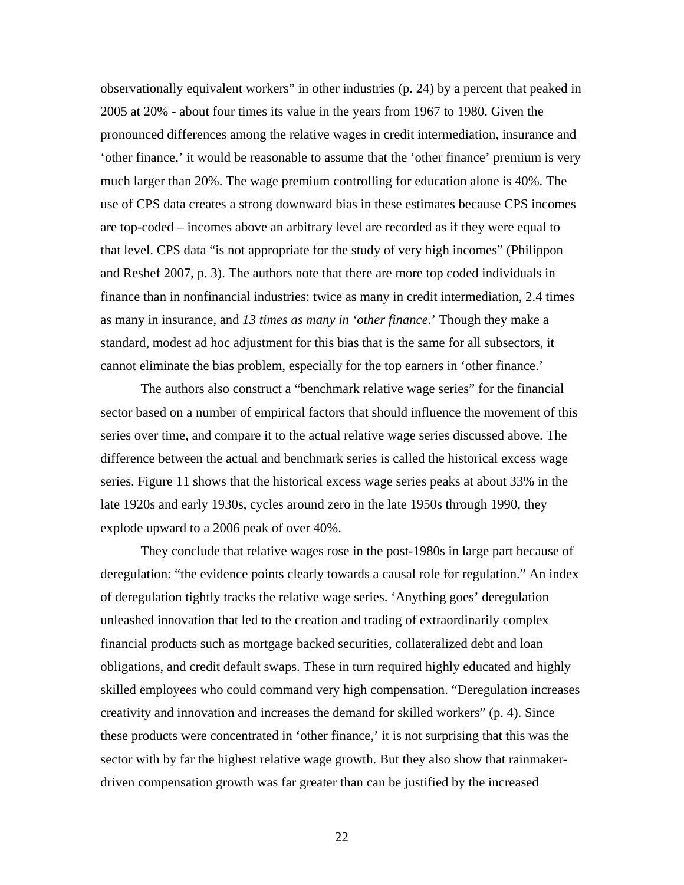observationally equivalent workers" in other industries (p. 24) by a percent that peaked in 2005 at 20% - about four times its value in the years from 1967 to 1980. Given the pronounced differences among the relative wages in credit intermediation, insurance and 'other finance,' it would be reasonable to assume that the 'other finance' premium is very much larger than 20%. The wage premium controlling for education alone is 40%. The use of CPS data creates a strong downward bias in these estimates because CPS incomes are top-coded – incomes above an arbitrary level are recorded as if they were equal to that level. CPS data "is not appropriate for the study of very high incomes" (Philippon and Reshef 2007, p. 3). The authors note that there are more top coded individuals in finance than in nonfinancial industries: twice as many in credit intermediation, 2.4 times as many in insurance, and *13 times as many in 'other finance*.' Though they make a standard, modest ad hoc adjustment for this bias that is the same for all subsectors, it cannot eliminate the bias problem, especially for the top earners in 'other finance.'

The authors also construct a "benchmark relative wage series" for the financial sector based on a number of empirical factors that should influence the movement of this series over time, and compare it to the actual relative wage series discussed above. The difference between the actual and benchmark series is called the historical excess wage series. Figure 11 shows that the historical excess wage series peaks at about 33% in the late 1920s and early 1930s, cycles around zero in the late 1950s through 1990, they explode upward to a 2006 peak of over 40%.

They conclude that relative wages rose in the post-1980s in large part because of deregulation: "the evidence points clearly towards a causal role for regulation." An index of deregulation tightly tracks the relative wage series. 'Anything goes' deregulation unleashed innovation that led to the creation and trading of extraordinarily complex financial products such as mortgage backed securities, collateralized debt and loan obligations, and credit default swaps. These in turn required highly educated and highly skilled employees who could command very high compensation. "Deregulation increases creativity and innovation and increases the demand for skilled workers" (p. 4). Since these products were concentrated in 'other finance,' it is not surprising that this was the sector with by far the highest relative wage growth. But they also show that rainmaker-driven compensation growth was far greater than can be justified by the increased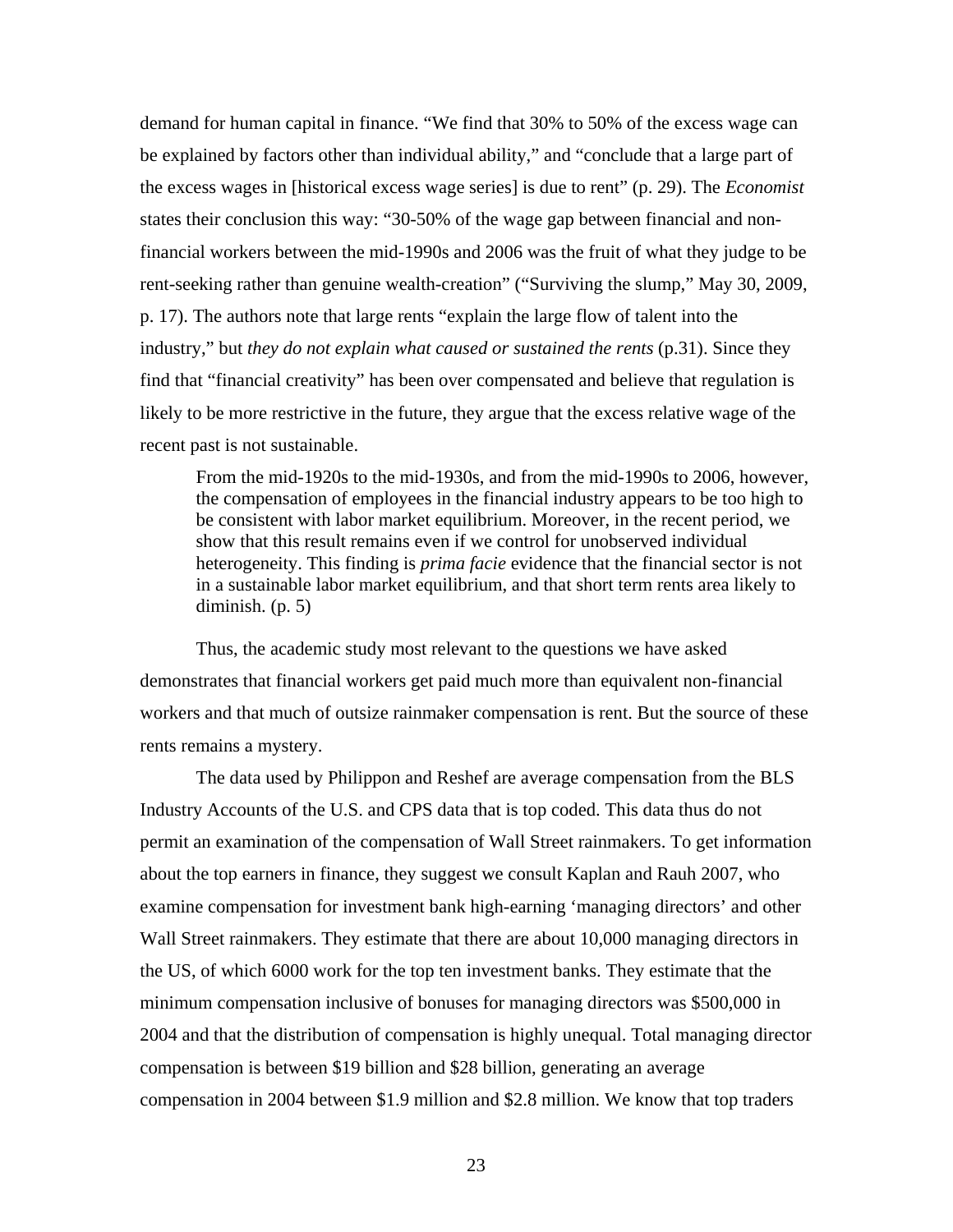demand for human capital in finance. "We find that 30% to 50% of the excess wage can be explained by factors other than individual ability," and "conclude that a large part of the excess wages in [historical excess wage series] is due to rent" (p. 29). The *Economist* states their conclusion this way: "30-50% of the wage gap between financial and non-financial workers between the mid-1990s and 2006 was the fruit of what they judge to be rent-seeking rather than genuine wealth-creation" ("Surviving the slump," May 30, 2009, p. 17). The authors note that large rents "explain the large flow of talent into the industry," but *they do not explain what caused or sustained the rents* (p.31). Since they find that "financial creativity" has been over compensated and believe that regulation is likely to be more restrictive in the future, they argue that the excess relative wage of the recent past is not sustainable.

> From the mid-1920s to the mid-1930s, and from the mid-1990s to 2006, however, the compensation of employees in the financial industry appears to be too high to be consistent with labor market equilibrium. Moreover, in the recent period, we show that this result remains even if we control for unobserved individual heterogeneity. This finding is *prima facie* evidence that the financial sector is not in a sustainable labor market equilibrium, and that short term rents area likely to diminish. (p. 5)

Thus, the academic study most relevant to the questions we have asked demonstrates that financial workers get paid much more than equivalent non-financial workers and that much of outsize rainmaker compensation is rent. But the source of these rents remains a mystery.

The data used by Philippon and Reshef are average compensation from the BLS Industry Accounts of the U.S. and CPS data that is top coded. This data thus do not permit an examination of the compensation of Wall Street rainmakers. To get information about the top earners in finance, they suggest we consult Kaplan and Rauh 2007, who examine compensation for investment bank high-earning 'managing directors' and other Wall Street rainmakers. They estimate that there are about 10,000 managing directors in the US, of which 6000 work for the top ten investment banks. They estimate that the minimum compensation inclusive of bonuses for managing directors was $500,000 in 2004 and that the distribution of compensation is highly unequal. Total managing director compensation is between $19 billion and $28 billion, generating an average compensation in 2004 between $1.9 million and $2.8 million. We know that top traders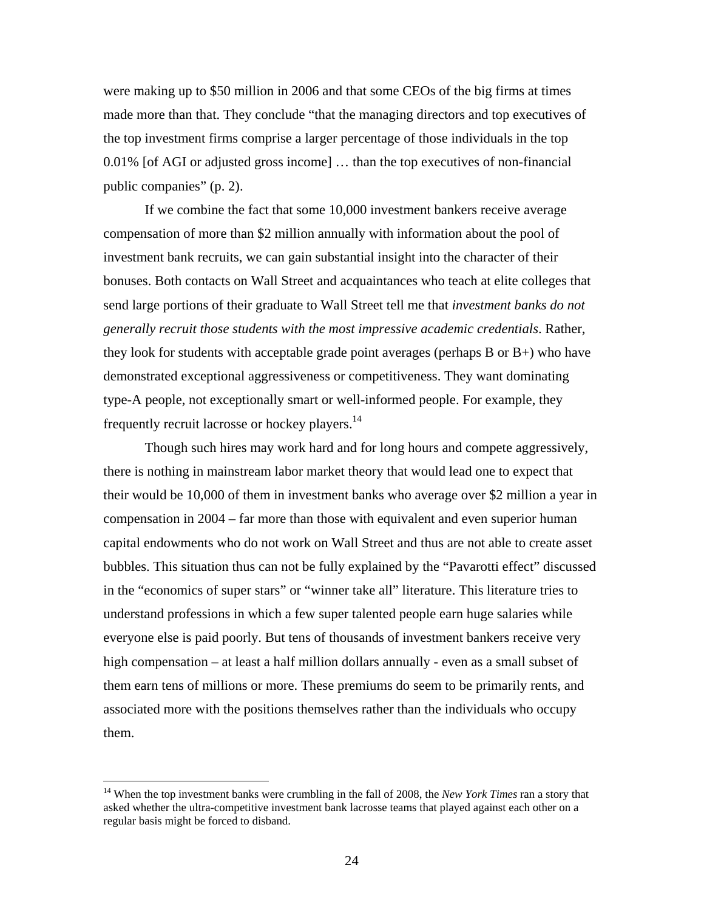were making up to $50 million in 2006 and that some CEOs of the big firms at times made more than that. They conclude "that the managing directors and top executives of the top investment firms comprise a larger percentage of those individuals in the top 0.01% [of AGI or adjusted gross income] … than the top executives of non-financial public companies" (p. 2).

If we combine the fact that some 10,000 investment bankers receive average compensation of more than $2 million annually with information about the pool of investment bank recruits, we can gain substantial insight into the character of their bonuses. Both contacts on Wall Street and acquaintances who teach at elite colleges that send large portions of their graduate to Wall Street tell me that *investment banks do not generally recruit those students with the most impressive academic credentials*. Rather, they look for students with acceptable grade point averages (perhaps B or B+) who have demonstrated exceptional aggressiveness or competitiveness. They want dominating type-A people, not exceptionally smart or well-informed people. For example, they frequently recruit lacrosse or hockey players.[14]

Though such hires may work hard and for long hours and compete aggressively, there is nothing in mainstream labor market theory that would lead one to expect that their would be 10,000 of them in investment banks who average over $2 million a year in compensation in 2004 – far more than those with equivalent and even superior human capital endowments who do not work on Wall Street and thus are not able to create asset bubbles. This situation thus can not be fully explained by the "Pavarotti effect" discussed in the "economics of super stars" or "winner take all" literature. This literature tries to understand professions in which a few super talented people earn huge salaries while everyone else is paid poorly. But tens of thousands of investment bankers receive very high compensation – at least a half million dollars annually - even as a small subset of them earn tens of millions or more. These premiums do seem to be primarily rents, and associated more with the positions themselves rather than the individuals who occupy them.

[14] When the top investment banks were crumbling in the fall of 2008, the *New York Times* ran a story that asked whether the ultra-competitive investment bank lacrosse teams that played against each other on a regular basis might be forced to disband.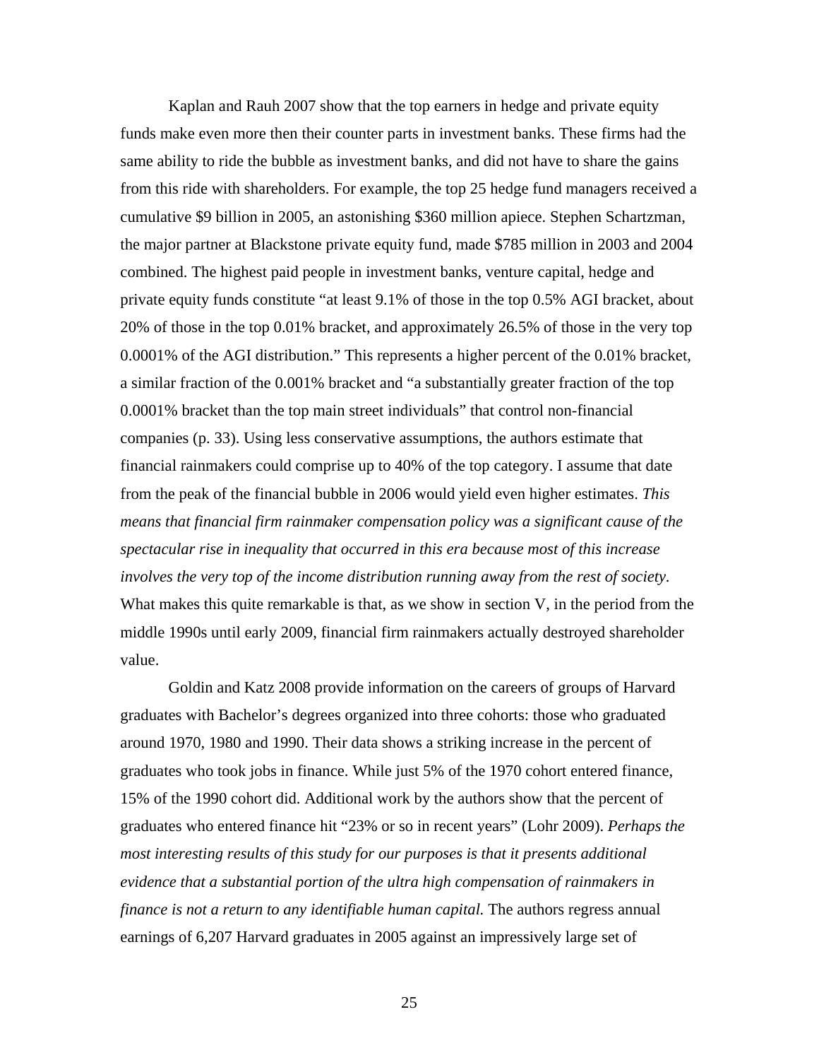Kaplan and Rauh 2007 show that the top earners in hedge and private equity funds make even more then their counter parts in investment banks. These firms had the same ability to ride the bubble as investment banks, and did not have to share the gains from this ride with shareholders. For example, the top 25 hedge fund managers received a cumulative $9 billion in 2005, an astonishing $360 million apiece. Stephen Schartzman, the major partner at Blackstone private equity fund, made $785 million in 2003 and 2004 combined. The highest paid people in investment banks, venture capital, hedge and private equity funds constitute "at least 9.1% of those in the top 0.5% AGI bracket, about 20% of those in the top 0.01% bracket, and approximately 26.5% of those in the very top 0.0001% of the AGI distribution." This represents a higher percent of the 0.01% bracket, a similar fraction of the 0.001% bracket and "a substantially greater fraction of the top 0.0001% bracket than the top main street individuals" that control non-financial companies (p. 33). Using less conservative assumptions, the authors estimate that financial rainmakers could comprise up to 40% of the top category. I assume that date from the peak of the financial bubble in 2006 would yield even higher estimates. *This means that financial firm rainmaker compensation policy was a significant cause of the spectacular rise in inequality that occurred in this era because most of this increase involves the very top of the income distribution running away from the rest of society.* What makes this quite remarkable is that, as we show in section V, in the period from the middle 1990s until early 2009, financial firm rainmakers actually destroyed shareholder value.

Goldin and Katz 2008 provide information on the careers of groups of Harvard graduates with Bachelor's degrees organized into three cohorts: those who graduated around 1970, 1980 and 1990. Their data shows a striking increase in the percent of graduates who took jobs in finance. While just 5% of the 1970 cohort entered finance, 15% of the 1990 cohort did. Additional work by the authors show that the percent of graduates who entered finance hit "23% or so in recent years" (Lohr 2009). *Perhaps the most interesting results of this study for our purposes is that it presents additional evidence that a substantial portion of the ultra high compensation of rainmakers in finance is not a return to any identifiable human capital.* The authors regress annual earnings of 6,207 Harvard graduates in 2005 against an impressively large set of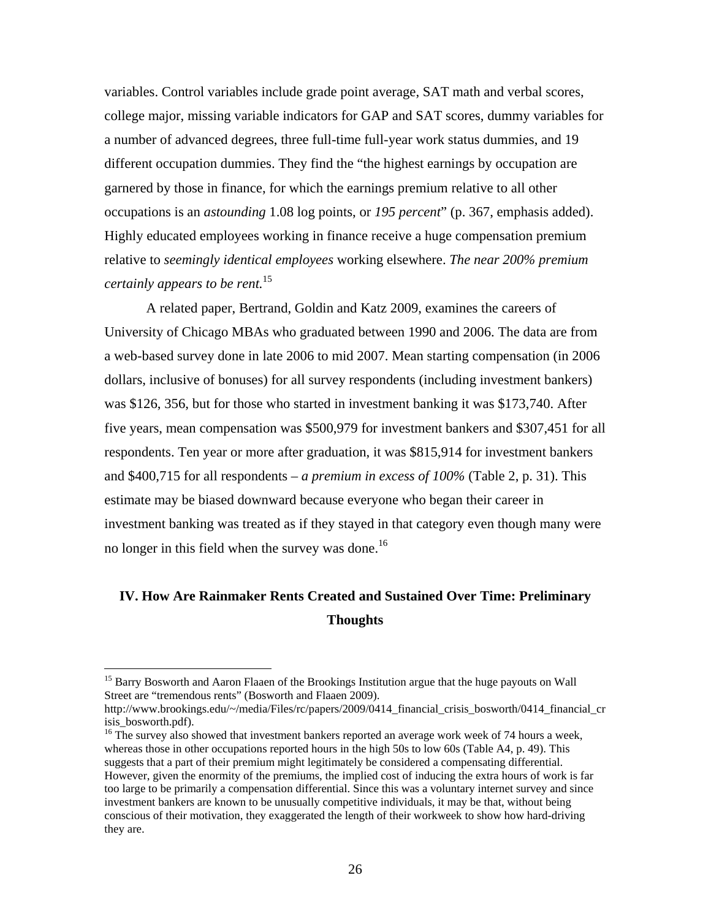variables. Control variables include grade point average, SAT math and verbal scores, college major, missing variable indicators for GAP and SAT scores, dummy variables for a number of advanced degrees, three full-time full-year work status dummies, and 19 different occupation dummies. They find the "the highest earnings by occupation are garnered by those in finance, for which the earnings premium relative to all other occupations is an *astounding* 1.08 log points, or *195 percent*" (p. 367, emphasis added). Highly educated employees working in finance receive a huge compensation premium relative to *seemingly identical employees* working elsewhere. *The near 200% premium certainly appears to be rent.*[15]

A related paper, Bertrand, Goldin and Katz 2009, examines the careers of University of Chicago MBAs who graduated between 1990 and 2006. The data are from a web-based survey done in late 2006 to mid 2007. Mean starting compensation (in 2006 dollars, inclusive of bonuses) for all survey respondents (including investment bankers) was $126, 356, but for those who started in investment banking it was $173,740. After five years, mean compensation was $500,979 for investment bankers and $307,451 for all respondents. Ten year or more after graduation, it was $815,914 for investment bankers and $400,715 for all respondents – *a premium in excess of 100%* (Table 2, p. 31). This estimate may be biased downward because everyone who began their career in investment banking was treated as if they stayed in that category even though many were no longer in this field when the survey was done.[16]

## IV. How Are Rainmaker Rents Created and Sustained Over Time: Preliminary Thoughts

[15] Barry Bosworth and Aaron Flaaen of the Brookings Institution argue that the huge payouts on Wall Street are "tremendous rents" (Bosworth and Flaaen 2009). http://www.brookings.edu/~/media/Files/rc/papers/2009/0414_financial_crisis_bosworth/0414_financial_crisis_bosworth.pdf).

[16] The survey also showed that investment bankers reported an average work week of 74 hours a week, whereas those in other occupations reported hours in the high 50s to low 60s (Table A4, p. 49). This suggests that a part of their premium might legitimately be considered a compensating differential. However, given the enormity of the premiums, the implied cost of inducing the extra hours of work is far too large to be primarily a compensation differential. Since this was a voluntary internet survey and since investment bankers are known to be unusually competitive individuals, it may be that, without being conscious of their motivation, they exaggerated the length of their workweek to show how hard-driving they are.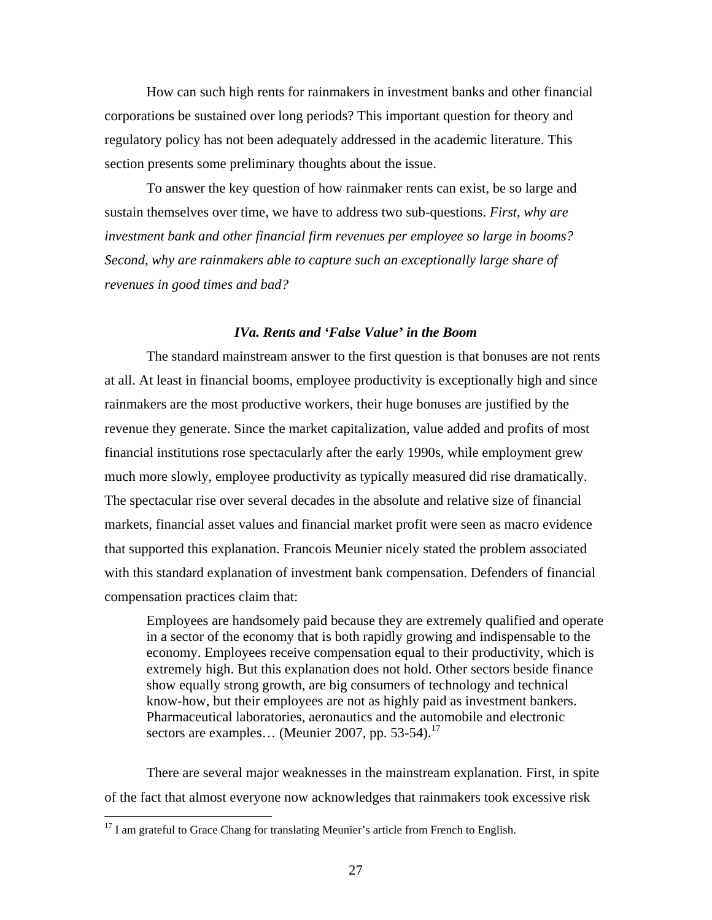How can such high rents for rainmakers in investment banks and other financial corporations be sustained over long periods? This important question for theory and regulatory policy has not been adequately addressed in the academic literature. This section presents some preliminary thoughts about the issue.

To answer the key question of how rainmaker rents can exist, be so large and sustain themselves over time, we have to address two sub-questions. *First, why are investment bank and other financial firm revenues per employee so large in booms? Second, why are rainmakers able to capture such an exceptionally large share of revenues in good times and bad?*

### *IVa. Rents and 'False Value' in the Boom*

The standard mainstream answer to the first question is that bonuses are not rents at all. At least in financial booms, employee productivity is exceptionally high and since rainmakers are the most productive workers, their huge bonuses are justified by the revenue they generate. Since the market capitalization, value added and profits of most financial institutions rose spectacularly after the early 1990s, while employment grew much more slowly, employee productivity as typically measured did rise dramatically. The spectacular rise over several decades in the absolute and relative size of financial markets, financial asset values and financial market profit were seen as macro evidence that supported this explanation. Francois Meunier nicely stated the problem associated with this standard explanation of investment bank compensation. Defenders of financial compensation practices claim that:

> Employees are handsomely paid because they are extremely qualified and operate in a sector of the economy that is both rapidly growing and indispensable to the economy. Employees receive compensation equal to their productivity, which is extremely high. But this explanation does not hold. Other sectors beside finance show equally strong growth, are big consumers of technology and technical know-how, but their employees are not as highly paid as investment bankers. Pharmaceutical laboratories, aeronautics and the automobile and electronic sectors are examples… (Meunier 2007, pp. 53-54).[17]

There are several major weaknesses in the mainstream explanation. First, in spite of the fact that almost everyone now acknowledges that rainmakers took excessive risk

[17] I am grateful to Grace Chang for translating Meunier's article from French to English.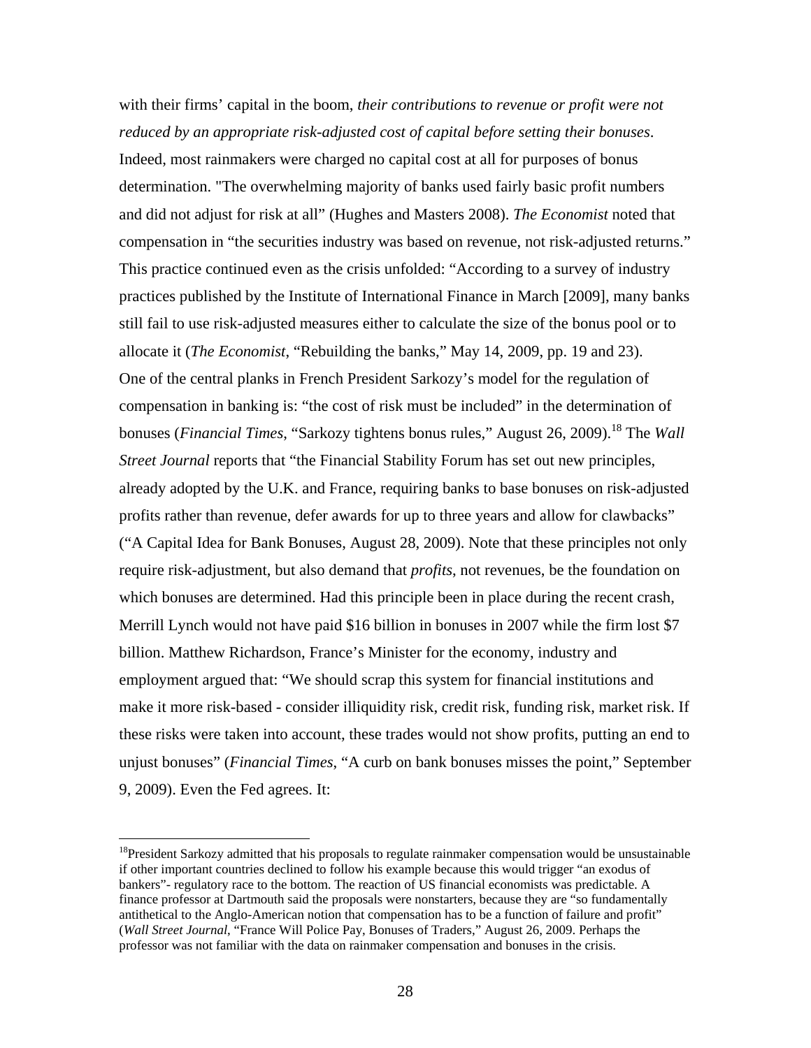with their firms' capital in the boom, *their contributions to revenue or profit were not reduced by an appropriate risk-adjusted cost of capital before setting their bonuses*. Indeed, most rainmakers were charged no capital cost at all for purposes of bonus determination. "The overwhelming majority of banks used fairly basic profit numbers and did not adjust for risk at all" (Hughes and Masters 2008). *The Economist* noted that compensation in "the securities industry was based on revenue, not risk-adjusted returns." This practice continued even as the crisis unfolded: "According to a survey of industry practices published by the Institute of International Finance in March [2009], many banks still fail to use risk-adjusted measures either to calculate the size of the bonus pool or to allocate it (*The Economist*, "Rebuilding the banks," May 14, 2009, pp. 19 and 23). One of the central planks in French President Sarkozy's model for the regulation of compensation in banking is: "the cost of risk must be included" in the determination of bonuses (*Financial Times*, "Sarkozy tightens bonus rules," August 26, 2009).[18] The *Wall Street Journal* reports that "the Financial Stability Forum has set out new principles, already adopted by the U.K. and France, requiring banks to base bonuses on risk-adjusted profits rather than revenue, defer awards for up to three years and allow for clawbacks" ("A Capital Idea for Bank Bonuses, August 28, 2009). Note that these principles not only require risk-adjustment, but also demand that *profits*, not revenues, be the foundation on which bonuses are determined. Had this principle been in place during the recent crash, Merrill Lynch would not have paid \$16 billion in bonuses in 2007 while the firm lost \$7 billion. Matthew Richardson, France's Minister for the economy, industry and employment argued that: "We should scrap this system for financial institutions and make it more risk-based - consider illiquidity risk, credit risk, funding risk, market risk. If these risks were taken into account, these trades would not show profits, putting an end to unjust bonuses" (*Financial Times*, "A curb on bank bonuses misses the point," September 9, 2009). Even the Fed agrees. It:

---

[18]President Sarkozy admitted that his proposals to regulate rainmaker compensation would be unsustainable if other important countries declined to follow his example because this would trigger "an exodus of bankers"- regulatory race to the bottom. The reaction of US financial economists was predictable. A finance professor at Dartmouth said the proposals were nonstarters, because they are "so fundamentally antithetical to the Anglo-American notion that compensation has to be a function of failure and profit" (*Wall Street Journal*, "France Will Police Pay, Bonuses of Traders," August 26, 2009. Perhaps the professor was not familiar with the data on rainmaker compensation and bonuses in the crisis.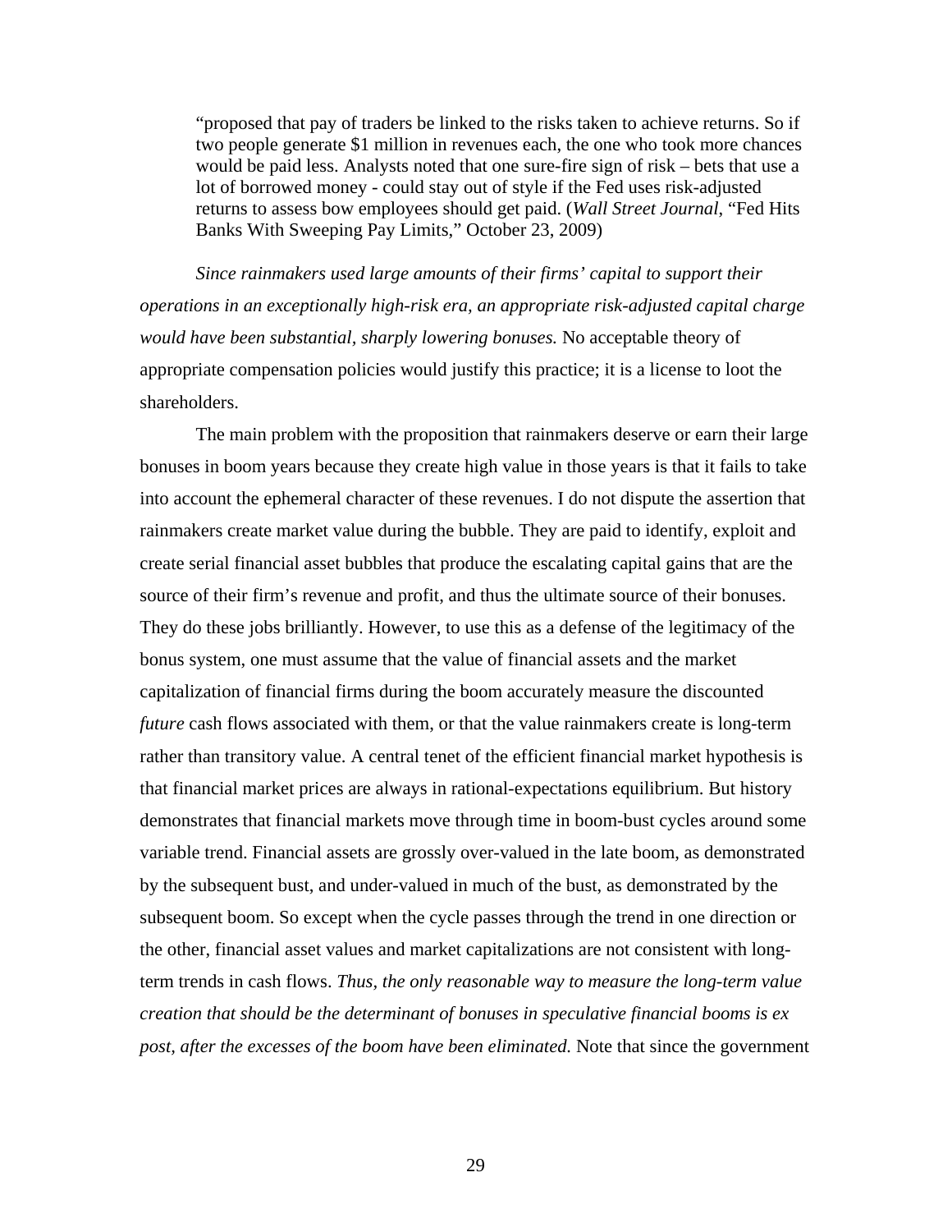> "proposed that pay of traders be linked to the risks taken to achieve returns. So if two people generate $1 million in revenues each, the one who took more chances would be paid less. Analysts noted that one sure-fire sign of risk – bets that use a lot of borrowed money - could stay out of style if the Fed uses risk-adjusted returns to assess bow employees should get paid. (*Wall Street Journal*, "Fed Hits Banks With Sweeping Pay Limits," October 23, 2009)

*Since rainmakers used large amounts of their firms' capital to support their operations in an exceptionally high-risk era, an appropriate risk-adjusted capital charge would have been substantial, sharply lowering bonuses.* No acceptable theory of appropriate compensation policies would justify this practice; it is a license to loot the shareholders.

The main problem with the proposition that rainmakers deserve or earn their large bonuses in boom years because they create high value in those years is that it fails to take into account the ephemeral character of these revenues. I do not dispute the assertion that rainmakers create market value during the bubble. They are paid to identify, exploit and create serial financial asset bubbles that produce the escalating capital gains that are the source of their firm's revenue and profit, and thus the ultimate source of their bonuses. They do these jobs brilliantly. However, to use this as a defense of the legitimacy of the bonus system, one must assume that the value of financial assets and the market capitalization of financial firms during the boom accurately measure the discounted *future* cash flows associated with them, or that the value rainmakers create is long-term rather than transitory value. A central tenet of the efficient financial market hypothesis is that financial market prices are always in rational-expectations equilibrium. But history demonstrates that financial markets move through time in boom-bust cycles around some variable trend. Financial assets are grossly over-valued in the late boom, as demonstrated by the subsequent bust, and under-valued in much of the bust, as demonstrated by the subsequent boom. So except when the cycle passes through the trend in one direction or the other, financial asset values and market capitalizations are not consistent with long-term trends in cash flows. *Thus, the only reasonable way to measure the long-term value creation that should be the determinant of bonuses in speculative financial booms is ex post, after the excesses of the boom have been eliminated.* Note that since the government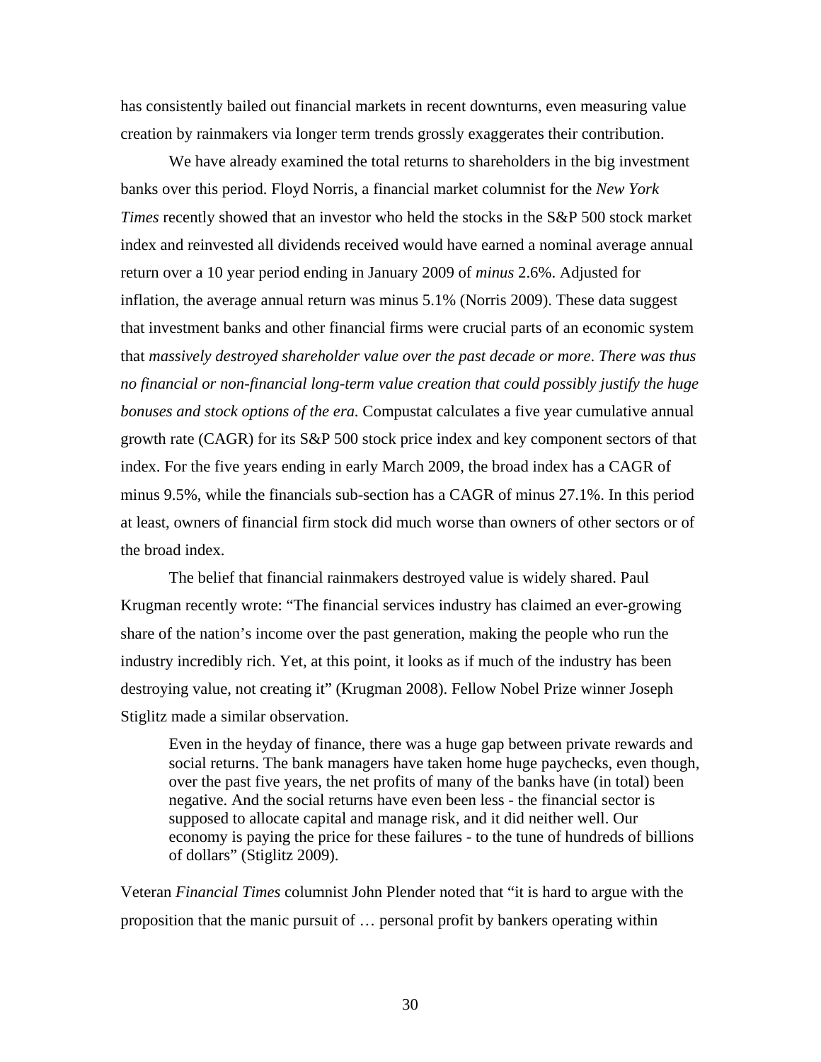has consistently bailed out financial markets in recent downturns, even measuring value creation by rainmakers via longer term trends grossly exaggerates their contribution.

We have already examined the total returns to shareholders in the big investment banks over this period. Floyd Norris, a financial market columnist for the *New York Times* recently showed that an investor who held the stocks in the S&P 500 stock market index and reinvested all dividends received would have earned a nominal average annual return over a 10 year period ending in January 2009 of *minus* 2.6%. Adjusted for inflation, the average annual return was minus 5.1% (Norris 2009). These data suggest that investment banks and other financial firms were crucial parts of an economic system that *massively destroyed shareholder value over the past decade or more*. *There was thus no financial or non-financial long-term value creation that could possibly justify the huge bonuses and stock options of the era.* Compustat calculates a five year cumulative annual growth rate (CAGR) for its S&P 500 stock price index and key component sectors of that index. For the five years ending in early March 2009, the broad index has a CAGR of minus 9.5%, while the financials sub-section has a CAGR of minus 27.1%. In this period at least, owners of financial firm stock did much worse than owners of other sectors or of the broad index.

The belief that financial rainmakers destroyed value is widely shared. Paul Krugman recently wrote: "The financial services industry has claimed an ever-growing share of the nation's income over the past generation, making the people who run the industry incredibly rich. Yet, at this point, it looks as if much of the industry has been destroying value, not creating it" (Krugman 2008). Fellow Nobel Prize winner Joseph Stiglitz made a similar observation.

> Even in the heyday of finance, there was a huge gap between private rewards and social returns. The bank managers have taken home huge paychecks, even though, over the past five years, the net profits of many of the banks have (in total) been negative. And the social returns have even been less - the financial sector is supposed to allocate capital and manage risk, and it did neither well. Our economy is paying the price for these failures - to the tune of hundreds of billions of dollars" (Stiglitz 2009).

Veteran *Financial Times* columnist John Plender noted that "it is hard to argue with the proposition that the manic pursuit of … personal profit by bankers operating within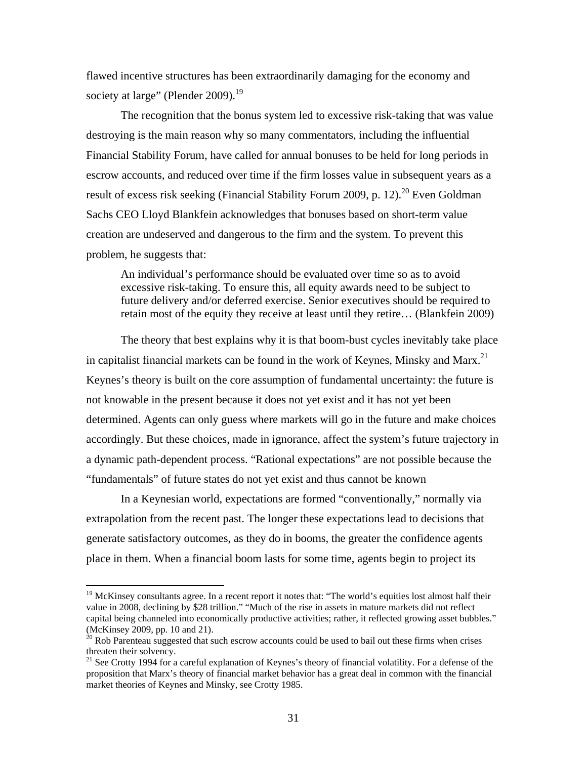flawed incentive structures has been extraordinarily damaging for the economy and society at large" (Plender 2009).[19]

The recognition that the bonus system led to excessive risk-taking that was value destroying is the main reason why so many commentators, including the influential Financial Stability Forum, have called for annual bonuses to be held for long periods in escrow accounts, and reduced over time if the firm losses value in subsequent years as a result of excess risk seeking (Financial Stability Forum 2009, p. 12).[20] Even Goldman Sachs CEO Lloyd Blankfein acknowledges that bonuses based on short-term value creation are undeserved and dangerous to the firm and the system. To prevent this problem, he suggests that:

> An individual's performance should be evaluated over time so as to avoid excessive risk-taking. To ensure this, all equity awards need to be subject to future delivery and/or deferred exercise. Senior executives should be required to retain most of the equity they receive at least until they retire… (Blankfein 2009)

The theory that best explains why it is that boom-bust cycles inevitably take place in capitalist financial markets can be found in the work of Keynes, Minsky and Marx.[21] Keynes's theory is built on the core assumption of fundamental uncertainty: the future is not knowable in the present because it does not yet exist and it has not yet been determined. Agents can only guess where markets will go in the future and make choices accordingly. But these choices, made in ignorance, affect the system's future trajectory in a dynamic path-dependent process. "Rational expectations" are not possible because the "fundamentals" of future states do not yet exist and thus cannot be known

In a Keynesian world, expectations are formed "conventionally," normally via extrapolation from the recent past. The longer these expectations lead to decisions that generate satisfactory outcomes, as they do in booms, the greater the confidence agents place in them. When a financial boom lasts for some time, agents begin to project its

---

[19] McKinsey consultants agree. In a recent report it notes that: "The world's equities lost almost half their value in 2008, declining by $28 trillion." "Much of the rise in assets in mature markets did not reflect capital being channeled into economically productive activities; rather, it reflected growing asset bubbles." (McKinsey 2009, pp. 10 and 21).

[20] Rob Parenteau suggested that such escrow accounts could be used to bail out these firms when crises threaten their solvency.

[21] See Crotty 1994 for a careful explanation of Keynes's theory of financial volatility. For a defense of the proposition that Marx's theory of financial market behavior has a great deal in common with the financial market theories of Keynes and Minsky, see Crotty 1985.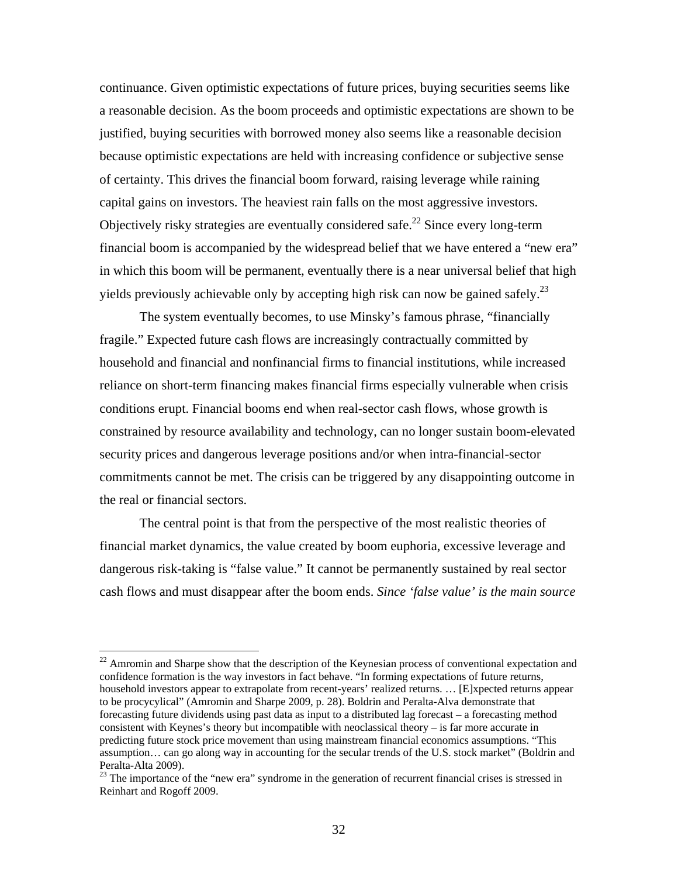continuance. Given optimistic expectations of future prices, buying securities seems like a reasonable decision. As the boom proceeds and optimistic expectations are shown to be justified, buying securities with borrowed money also seems like a reasonable decision because optimistic expectations are held with increasing confidence or subjective sense of certainty. This drives the financial boom forward, raising leverage while raining capital gains on investors. The heaviest rain falls on the most aggressive investors. Objectively risky strategies are eventually considered safe.[22] Since every long-term financial boom is accompanied by the widespread belief that we have entered a "new era" in which this boom will be permanent, eventually there is a near universal belief that high yields previously achievable only by accepting high risk can now be gained safely.[23]

The system eventually becomes, to use Minsky's famous phrase, "financially fragile." Expected future cash flows are increasingly contractually committed by household and financial and nonfinancial firms to financial institutions, while increased reliance on short-term financing makes financial firms especially vulnerable when crisis conditions erupt. Financial booms end when real-sector cash flows, whose growth is constrained by resource availability and technology, can no longer sustain boom-elevated security prices and dangerous leverage positions and/or when intra-financial-sector commitments cannot be met. The crisis can be triggered by any disappointing outcome in the real or financial sectors.

The central point is that from the perspective of the most realistic theories of financial market dynamics, the value created by boom euphoria, excessive leverage and dangerous risk-taking is "false value." It cannot be permanently sustained by real sector cash flows and must disappear after the boom ends. *Since 'false value' is the main source*

---

[22] Amromin and Sharpe show that the description of the Keynesian process of conventional expectation and confidence formation is the way investors in fact behave. "In forming expectations of future returns, household investors appear to extrapolate from recent-years' realized returns. … [E]xpected returns appear to be procycylical" (Amromin and Sharpe 2009, p. 28). Boldrin and Peralta-Alva demonstrate that forecasting future dividends using past data as input to a distributed lag forecast – a forecasting method consistent with Keynes's theory but incompatible with neoclassical theory – is far more accurate in predicting future stock price movement than using mainstream financial economics assumptions. "This assumption… can go along way in accounting for the secular trends of the U.S. stock market" (Boldrin and Peralta-Alta 2009).

[23] The importance of the "new era" syndrome in the generation of recurrent financial crises is stressed in Reinhart and Rogoff 2009.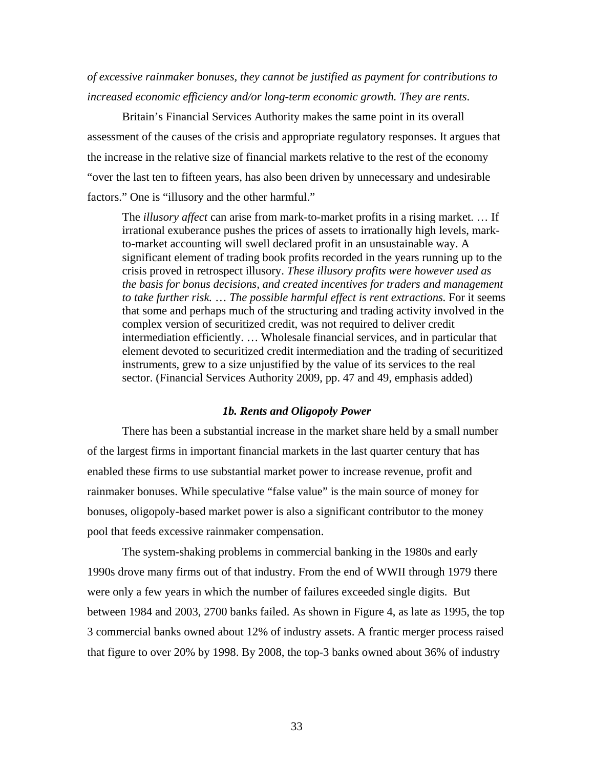*of excessive rainmaker bonuses, they cannot be justified as payment for contributions to increased economic efficiency and/or long-term economic growth. They are rents.*

Britain's Financial Services Authority makes the same point in its overall assessment of the causes of the crisis and appropriate regulatory responses. It argues that the increase in the relative size of financial markets relative to the rest of the economy "over the last ten to fifteen years, has also been driven by unnecessary and undesirable factors." One is "illusory and the other harmful."

> The *illusory affect* can arise from mark-to-market profits in a rising market. … If irrational exuberance pushes the prices of assets to irrationally high levels, mark-to-market accounting will swell declared profit in an unsustainable way. A significant element of trading book profits recorded in the years running up to the crisis proved in retrospect illusory. *These illusory profits were however used as the basis for bonus decisions, and created incentives for traders and management to take further risk. … The possible harmful effect is rent extractions.* For it seems that some and perhaps much of the structuring and trading activity involved in the complex version of securitized credit, was not required to deliver credit intermediation efficiently. … Wholesale financial services, and in particular that element devoted to securitized credit intermediation and the trading of securitized instruments, grew to a size unjustified by the value of its services to the real sector. (Financial Services Authority 2009, pp. 47 and 49, emphasis added)

### *1b. Rents and Oligopoly Power*

There has been a substantial increase in the market share held by a small number of the largest firms in important financial markets in the last quarter century that has enabled these firms to use substantial market power to increase revenue, profit and rainmaker bonuses. While speculative "false value" is the main source of money for bonuses, oligopoly-based market power is also a significant contributor to the money pool that feeds excessive rainmaker compensation.

The system-shaking problems in commercial banking in the 1980s and early 1990s drove many firms out of that industry. From the end of WWII through 1979 there were only a few years in which the number of failures exceeded single digits. But between 1984 and 2003, 2700 banks failed. As shown in Figure 4, as late as 1995, the top 3 commercial banks owned about 12% of industry assets. A frantic merger process raised that figure to over 20% by 1998. By 2008, the top-3 banks owned about 36% of industry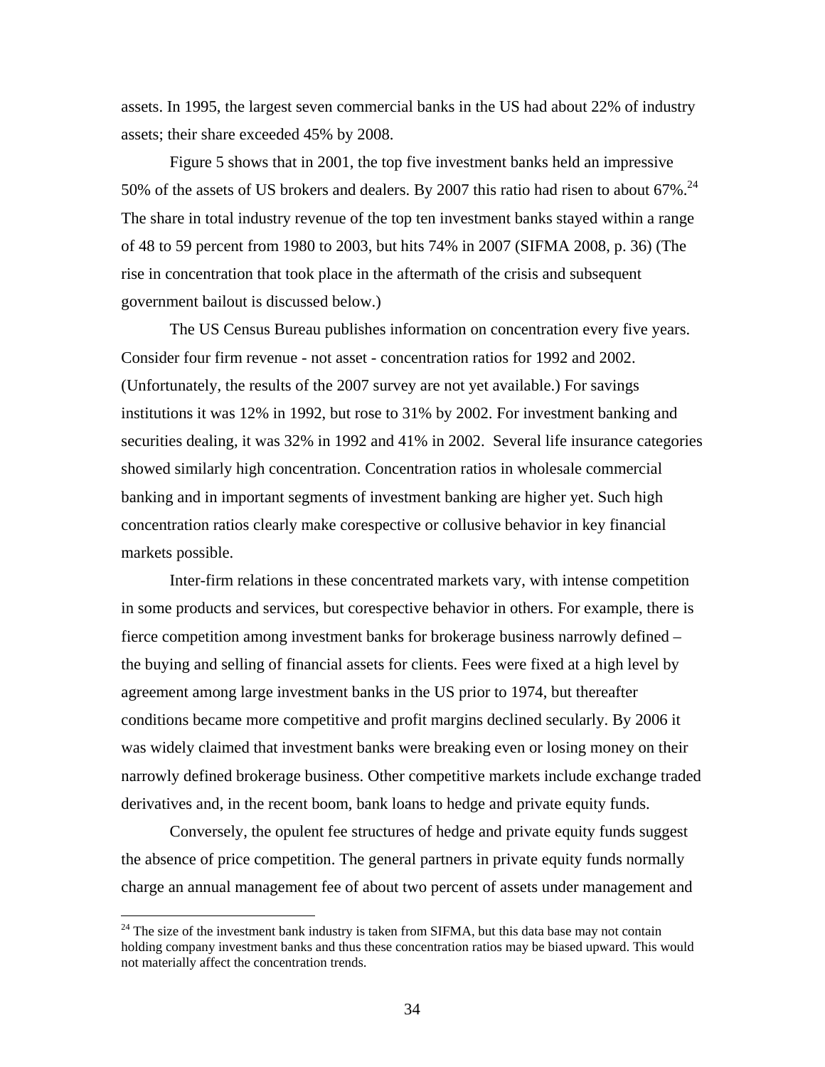assets. In 1995, the largest seven commercial banks in the US had about 22% of industry assets; their share exceeded 45% by 2008.

Figure 5 shows that in 2001, the top five investment banks held an impressive 50% of the assets of US brokers and dealers. By 2007 this ratio had risen to about 67%.[24] The share in total industry revenue of the top ten investment banks stayed within a range of 48 to 59 percent from 1980 to 2003, but hits 74% in 2007 (SIFMA 2008, p. 36) (The rise in concentration that took place in the aftermath of the crisis and subsequent government bailout is discussed below.)

The US Census Bureau publishes information on concentration every five years. Consider four firm revenue - not asset - concentration ratios for 1992 and 2002. (Unfortunately, the results of the 2007 survey are not yet available.) For savings institutions it was 12% in 1992, but rose to 31% by 2002. For investment banking and securities dealing, it was 32% in 1992 and 41% in 2002. Several life insurance categories showed similarly high concentration. Concentration ratios in wholesale commercial banking and in important segments of investment banking are higher yet. Such high concentration ratios clearly make corespective or collusive behavior in key financial markets possible.

Inter-firm relations in these concentrated markets vary, with intense competition in some products and services, but corespective behavior in others. For example, there is fierce competition among investment banks for brokerage business narrowly defined – the buying and selling of financial assets for clients. Fees were fixed at a high level by agreement among large investment banks in the US prior to 1974, but thereafter conditions became more competitive and profit margins declined secularly. By 2006 it was widely claimed that investment banks were breaking even or losing money on their narrowly defined brokerage business. Other competitive markets include exchange traded derivatives and, in the recent boom, bank loans to hedge and private equity funds.

Conversely, the opulent fee structures of hedge and private equity funds suggest the absence of price competition. The general partners in private equity funds normally charge an annual management fee of about two percent of assets under management and

---

[24] The size of the investment bank industry is taken from SIFMA, but this data base may not contain holding company investment banks and thus these concentration ratios may be biased upward. This would not materially affect the concentration trends.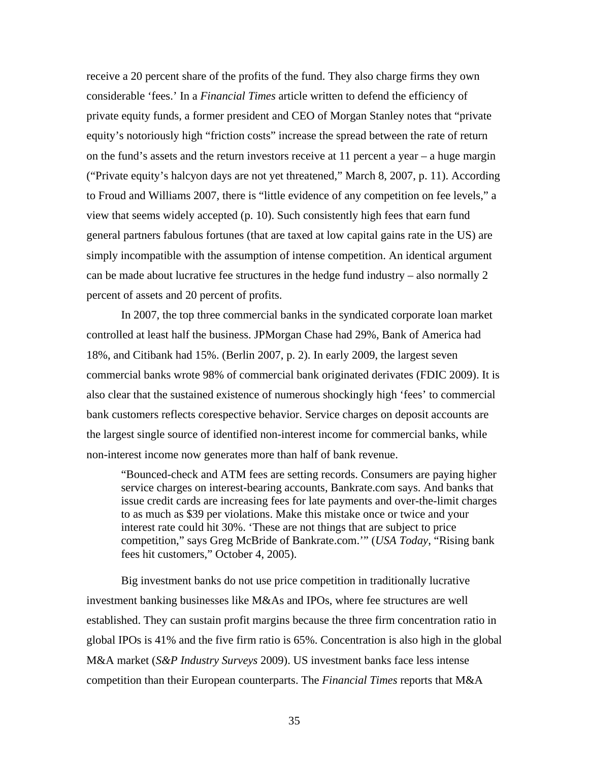receive a 20 percent share of the profits of the fund. They also charge firms they own considerable 'fees.' In a *Financial Times* article written to defend the efficiency of private equity funds, a former president and CEO of Morgan Stanley notes that "private equity's notoriously high "friction costs" increase the spread between the rate of return on the fund's assets and the return investors receive at 11 percent a year – a huge margin ("Private equity's halcyon days are not yet threatened," March 8, 2007, p. 11). According to Froud and Williams 2007, there is "little evidence of any competition on fee levels," a view that seems widely accepted (p. 10). Such consistently high fees that earn fund general partners fabulous fortunes (that are taxed at low capital gains rate in the US) are simply incompatible with the assumption of intense competition. An identical argument can be made about lucrative fee structures in the hedge fund industry – also normally 2 percent of assets and 20 percent of profits.

In 2007, the top three commercial banks in the syndicated corporate loan market controlled at least half the business. JPMorgan Chase had 29%, Bank of America had 18%, and Citibank had 15%. (Berlin 2007, p. 2). In early 2009, the largest seven commercial banks wrote 98% of commercial bank originated derivates (FDIC 2009). It is also clear that the sustained existence of numerous shockingly high 'fees' to commercial bank customers reflects corespective behavior. Service charges on deposit accounts are the largest single source of identified non-interest income for commercial banks, while non-interest income now generates more than half of bank revenue.

> "Bounced-check and ATM fees are setting records. Consumers are paying higher service charges on interest-bearing accounts, Bankrate.com says. And banks that issue credit cards are increasing fees for late payments and over-the-limit charges to as much as $39 per violations. Make this mistake once or twice and your interest rate could hit 30%. 'These are not things that are subject to price competition," says Greg McBride of Bankrate.com.'" (*USA Today*, "Rising bank fees hit customers," October 4, 2005).

Big investment banks do not use price competition in traditionally lucrative investment banking businesses like M&As and IPOs, where fee structures are well established. They can sustain profit margins because the three firm concentration ratio in global IPOs is 41% and the five firm ratio is 65%. Concentration is also high in the global M&A market (*S&P Industry Surveys* 2009). US investment banks face less intense competition than their European counterparts. The *Financial Times* reports that M&A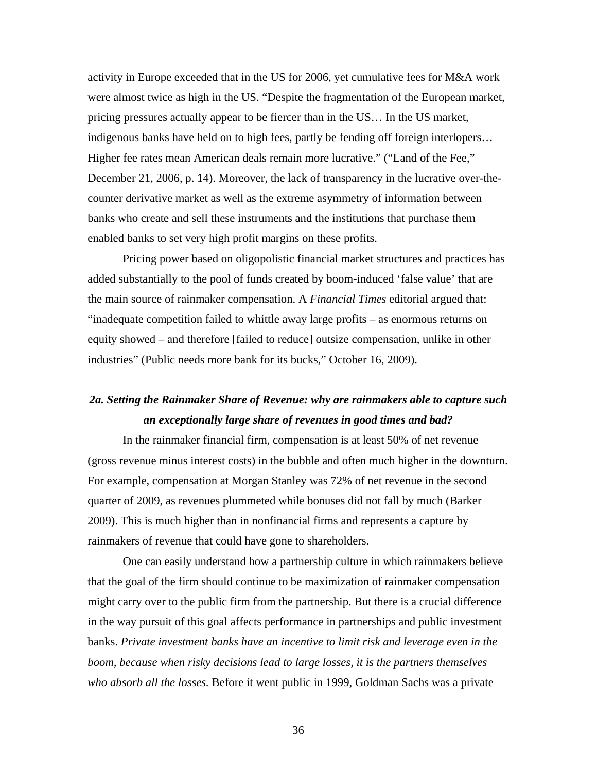activity in Europe exceeded that in the US for 2006, yet cumulative fees for M&A work were almost twice as high in the US. "Despite the fragmentation of the European market, pricing pressures actually appear to be fiercer than in the US… In the US market, indigenous banks have held on to high fees, partly be fending off foreign interlopers… Higher fee rates mean American deals remain more lucrative." ("Land of the Fee," December 21, 2006, p. 14). Moreover, the lack of transparency in the lucrative over-the-counter derivative market as well as the extreme asymmetry of information between banks who create and sell these instruments and the institutions that purchase them enabled banks to set very high profit margins on these profits.

Pricing power based on oligopolistic financial market structures and practices has added substantially to the pool of funds created by boom-induced 'false value' that are the main source of rainmaker compensation. A *Financial Times* editorial argued that: "inadequate competition failed to whittle away large profits – as enormous returns on equity showed – and therefore [failed to reduce] outsize compensation, unlike in other industries" (Public needs more bank for its bucks," October 16, 2009).

### *2a. Setting the Rainmaker Share of Revenue: why are rainmakers able to capture such an exceptionally large share of revenues in good times and bad?*

In the rainmaker financial firm, compensation is at least 50% of net revenue (gross revenue minus interest costs) in the bubble and often much higher in the downturn. For example, compensation at Morgan Stanley was 72% of net revenue in the second quarter of 2009, as revenues plummeted while bonuses did not fall by much (Barker 2009). This is much higher than in nonfinancial firms and represents a capture by rainmakers of revenue that could have gone to shareholders.

One can easily understand how a partnership culture in which rainmakers believe that the goal of the firm should continue to be maximization of rainmaker compensation might carry over to the public firm from the partnership. But there is a crucial difference in the way pursuit of this goal affects performance in partnerships and public investment banks. *Private investment banks have an incentive to limit risk and leverage even in the boom, because when risky decisions lead to large losses, it is the partners themselves who absorb all the losses.* Before it went public in 1999, Goldman Sachs was a private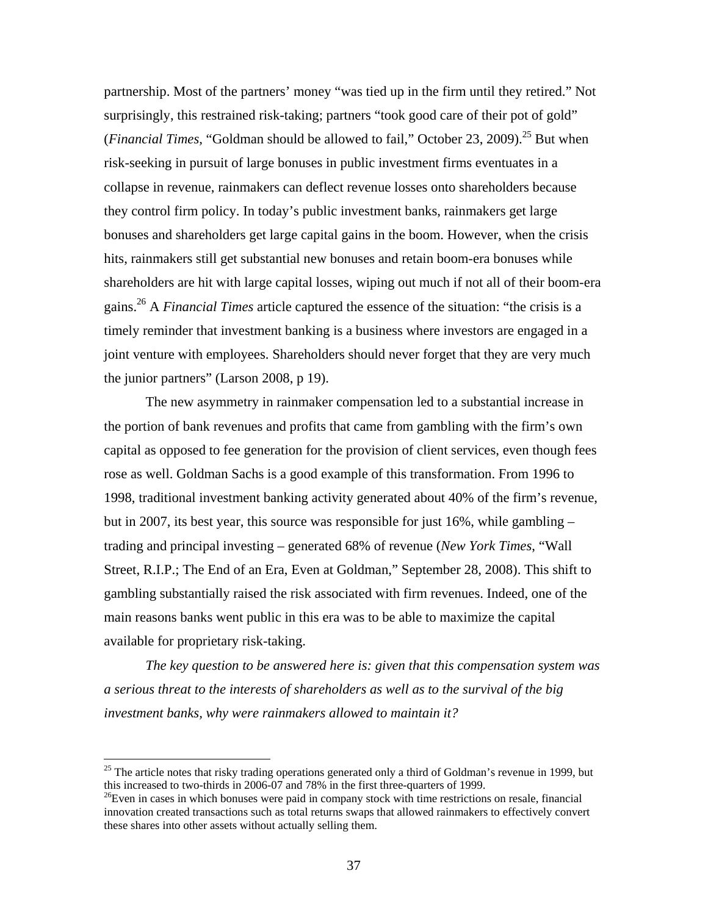partnership. Most of the partners' money "was tied up in the firm until they retired." Not surprisingly, this restrained risk-taking; partners "took good care of their pot of gold" (*Financial Times*, "Goldman should be allowed to fail," October 23, 2009).[25] But when risk-seeking in pursuit of large bonuses in public investment firms eventuates in a collapse in revenue, rainmakers can deflect revenue losses onto shareholders because they control firm policy. In today's public investment banks, rainmakers get large bonuses and shareholders get large capital gains in the boom. However, when the crisis hits, rainmakers still get substantial new bonuses and retain boom-era bonuses while shareholders are hit with large capital losses, wiping out much if not all of their boom-era gains.[26] A *Financial Times* article captured the essence of the situation: "the crisis is a timely reminder that investment banking is a business where investors are engaged in a joint venture with employees. Shareholders should never forget that they are very much the junior partners" (Larson 2008, p 19).

The new asymmetry in rainmaker compensation led to a substantial increase in the portion of bank revenues and profits that came from gambling with the firm's own capital as opposed to fee generation for the provision of client services, even though fees rose as well. Goldman Sachs is a good example of this transformation. From 1996 to 1998, traditional investment banking activity generated about 40% of the firm's revenue, but in 2007, its best year, this source was responsible for just 16%, while gambling – trading and principal investing – generated 68% of revenue (*New York Times*, "Wall Street, R.I.P.; The End of an Era, Even at Goldman," September 28, 2008). This shift to gambling substantially raised the risk associated with firm revenues. Indeed, one of the main reasons banks went public in this era was to be able to maximize the capital available for proprietary risk-taking.

*The key question to be answered here is: given that this compensation system was a serious threat to the interests of shareholders as well as to the survival of the big investment banks, why were rainmakers allowed to maintain it?*

---

[25] The article notes that risky trading operations generated only a third of Goldman's revenue in 1999, but this increased to two-thirds in 2006-07 and 78% in the first three-quarters of 1999.

[26] Even in cases in which bonuses were paid in company stock with time restrictions on resale, financial innovation created transactions such as total returns swaps that allowed rainmakers to effectively convert these shares into other assets without actually selling them.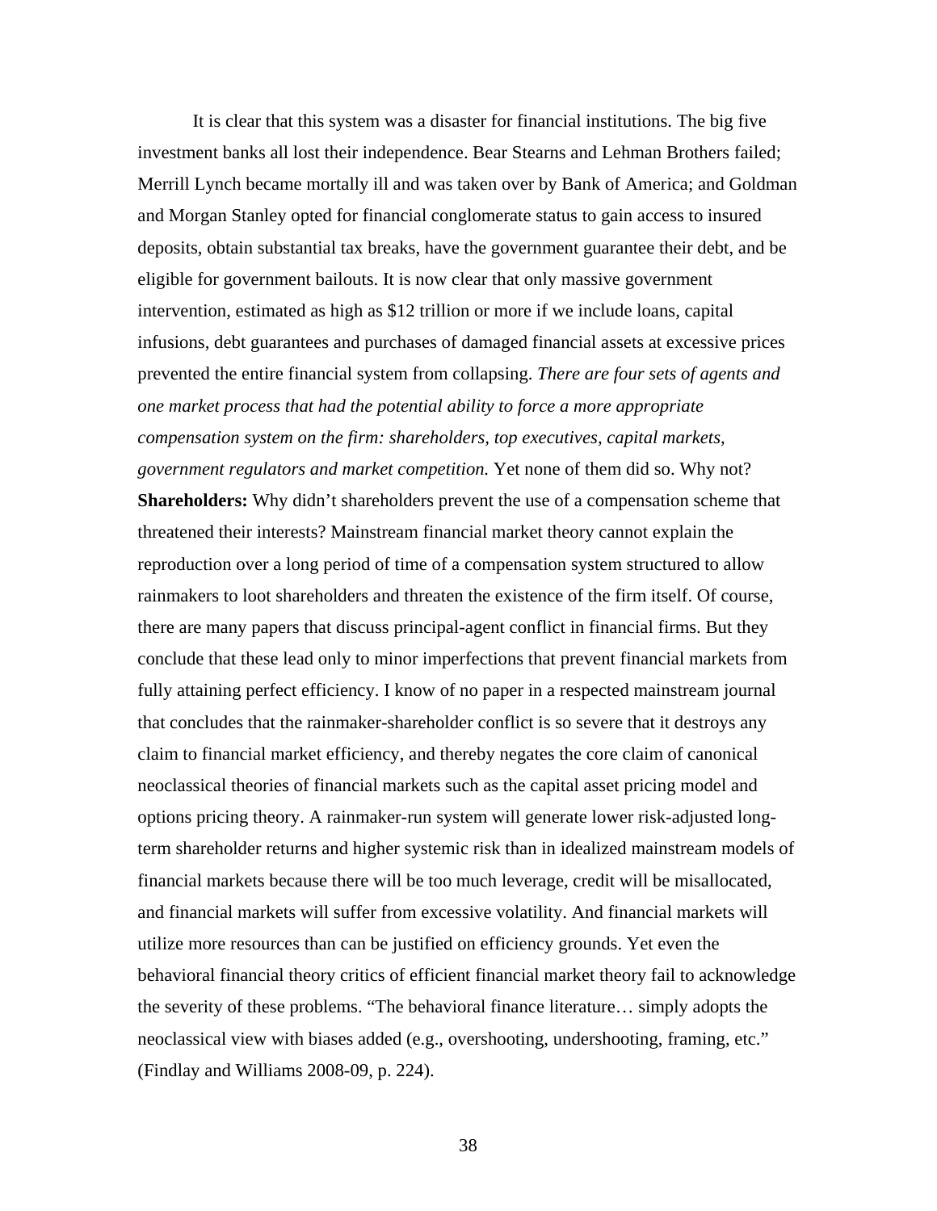It is clear that this system was a disaster for financial institutions. The big five investment banks all lost their independence. Bear Stearns and Lehman Brothers failed; Merrill Lynch became mortally ill and was taken over by Bank of America; and Goldman and Morgan Stanley opted for financial conglomerate status to gain access to insured deposits, obtain substantial tax breaks, have the government guarantee their debt, and be eligible for government bailouts. It is now clear that only massive government intervention, estimated as high as $12 trillion or more if we include loans, capital infusions, debt guarantees and purchases of damaged financial assets at excessive prices prevented the entire financial system from collapsing. *There are four sets of agents and one market process that had the potential ability to force a more appropriate compensation system on the firm: shareholders, top executives, capital markets, government regulators and market competition.* Yet none of them did so. Why not?

**Shareholders:** Why didn't shareholders prevent the use of a compensation scheme that threatened their interests? Mainstream financial market theory cannot explain the reproduction over a long period of time of a compensation system structured to allow rainmakers to loot shareholders and threaten the existence of the firm itself. Of course, there are many papers that discuss principal-agent conflict in financial firms. But they conclude that these lead only to minor imperfections that prevent financial markets from fully attaining perfect efficiency. I know of no paper in a respected mainstream journal that concludes that the rainmaker-shareholder conflict is so severe that it destroys any claim to financial market efficiency, and thereby negates the core claim of canonical neoclassical theories of financial markets such as the capital asset pricing model and options pricing theory. A rainmaker-run system will generate lower risk-adjusted long-term shareholder returns and higher systemic risk than in idealized mainstream models of financial markets because there will be too much leverage, credit will be misallocated, and financial markets will suffer from excessive volatility. And financial markets will utilize more resources than can be justified on efficiency grounds. Yet even the behavioral financial theory critics of efficient financial market theory fail to acknowledge the severity of these problems. "The behavioral finance literature… simply adopts the neoclassical view with biases added (e.g., overshooting, undershooting, framing, etc." (Findlay and Williams 2008-09, p. 224).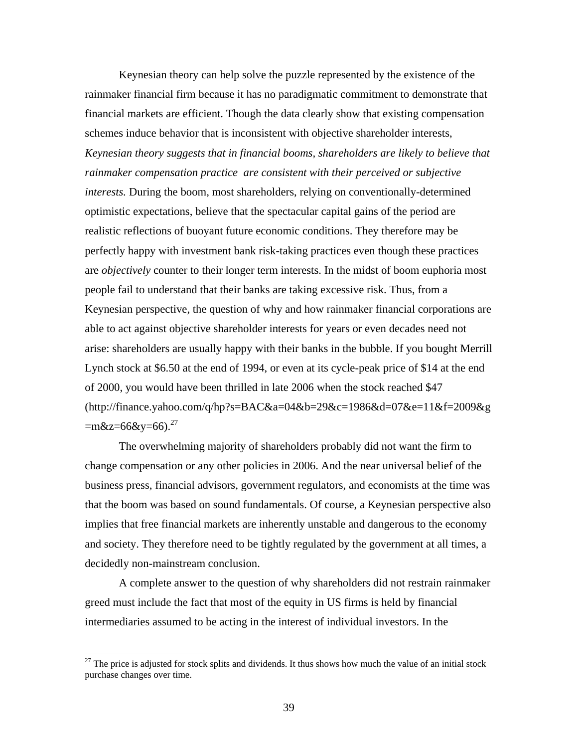Keynesian theory can help solve the puzzle represented by the existence of the rainmaker financial firm because it has no paradigmatic commitment to demonstrate that financial markets are efficient. Though the data clearly show that existing compensation schemes induce behavior that is inconsistent with objective shareholder interests, *Keynesian theory suggests that in financial booms, shareholders are likely to believe that rainmaker compensation practice are consistent with their perceived or subjective interests*. During the boom, most shareholders, relying on conventionally-determined optimistic expectations, believe that the spectacular capital gains of the period are realistic reflections of buoyant future economic conditions. They therefore may be perfectly happy with investment bank risk-taking practices even though these practices are *objectively* counter to their longer term interests. In the midst of boom euphoria most people fail to understand that their banks are taking excessive risk. Thus, from a Keynesian perspective, the question of why and how rainmaker financial corporations are able to act against objective shareholder interests for years or even decades need not arise: shareholders are usually happy with their banks in the bubble. If you bought Merrill Lynch stock at $6.50 at the end of 1994, or even at its cycle-peak price of $14 at the end of 2000, you would have been thrilled in late 2006 when the stock reached $47 (http://finance.yahoo.com/q/hp?s=BAC&a=04&b=29&c=1986&d=07&e=11&f=2009&g=m&z=66&y=66).[27]

The overwhelming majority of shareholders probably did not want the firm to change compensation or any other policies in 2006. And the near universal belief of the business press, financial advisors, government regulators, and economists at the time was that the boom was based on sound fundamentals. Of course, a Keynesian perspective also implies that free financial markets are inherently unstable and dangerous to the economy and society. They therefore need to be tightly regulated by the government at all times, a decidedly non-mainstream conclusion.

A complete answer to the question of why shareholders did not restrain rainmaker greed must include the fact that most of the equity in US firms is held by financial intermediaries assumed to be acting in the interest of individual investors. In the

[27] The price is adjusted for stock splits and dividends. It thus shows how much the value of an initial stock purchase changes over time.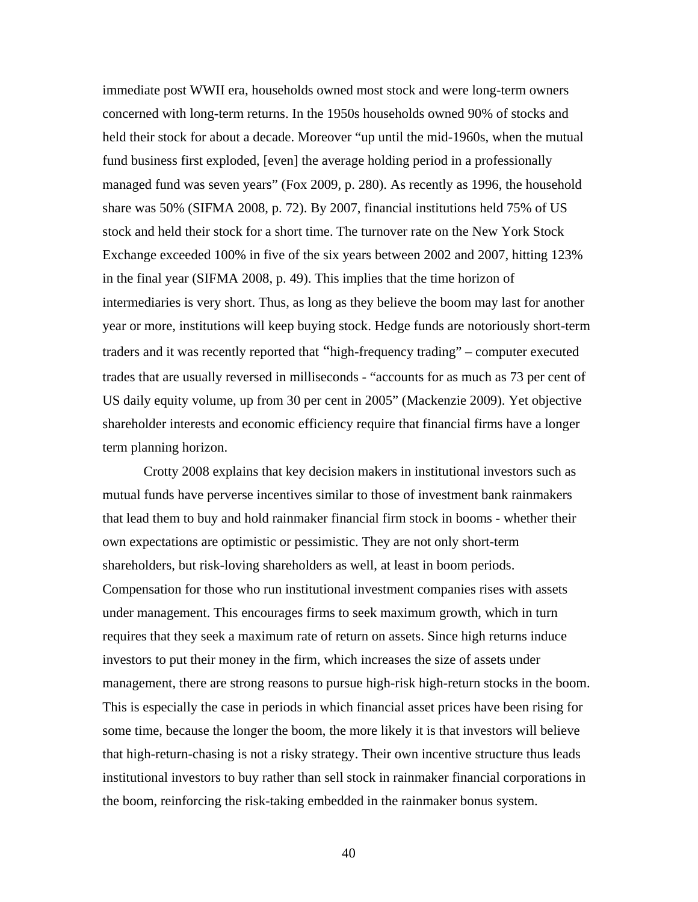immediate post WWII era, households owned most stock and were long-term owners concerned with long-term returns. In the 1950s households owned 90% of stocks and held their stock for about a decade. Moreover "up until the mid-1960s, when the mutual fund business first exploded, [even] the average holding period in a professionally managed fund was seven years" (Fox 2009, p. 280). As recently as 1996, the household share was 50% (SIFMA 2008, p. 72). By 2007, financial institutions held 75% of US stock and held their stock for a short time. The turnover rate on the New York Stock Exchange exceeded 100% in five of the six years between 2002 and 2007, hitting 123% in the final year (SIFMA 2008, p. 49). This implies that the time horizon of intermediaries is very short. Thus, as long as they believe the boom may last for another year or more, institutions will keep buying stock. Hedge funds are notoriously short-term traders and it was recently reported that "high-frequency trading" – computer executed trades that are usually reversed in milliseconds - "accounts for as much as 73 per cent of US daily equity volume, up from 30 per cent in 2005" (Mackenzie 2009). Yet objective shareholder interests and economic efficiency require that financial firms have a longer term planning horizon.

Crotty 2008 explains that key decision makers in institutional investors such as mutual funds have perverse incentives similar to those of investment bank rainmakers that lead them to buy and hold rainmaker financial firm stock in booms - whether their own expectations are optimistic or pessimistic. They are not only short-term shareholders, but risk-loving shareholders as well, at least in boom periods. Compensation for those who run institutional investment companies rises with assets under management. This encourages firms to seek maximum growth, which in turn requires that they seek a maximum rate of return on assets. Since high returns induce investors to put their money in the firm, which increases the size of assets under management, there are strong reasons to pursue high-risk high-return stocks in the boom. This is especially the case in periods in which financial asset prices have been rising for some time, because the longer the boom, the more likely it is that investors will believe that high-return-chasing is not a risky strategy. Their own incentive structure thus leads institutional investors to buy rather than sell stock in rainmaker financial corporations in the boom, reinforcing the risk-taking embedded in the rainmaker bonus system.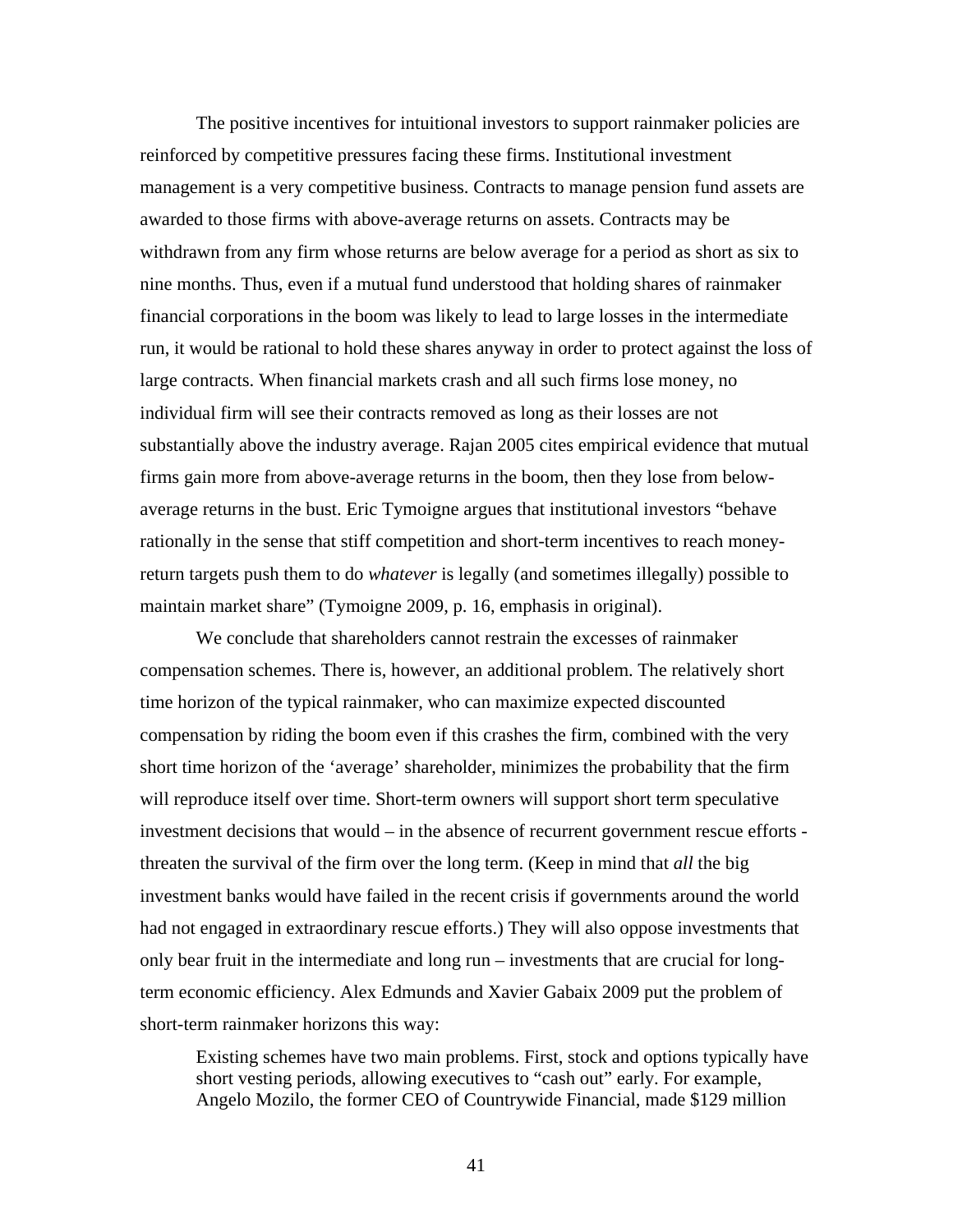The positive incentives for intuitional investors to support rainmaker policies are reinforced by competitive pressures facing these firms. Institutional investment management is a very competitive business. Contracts to manage pension fund assets are awarded to those firms with above-average returns on assets. Contracts may be withdrawn from any firm whose returns are below average for a period as short as six to nine months. Thus, even if a mutual fund understood that holding shares of rainmaker financial corporations in the boom was likely to lead to large losses in the intermediate run, it would be rational to hold these shares anyway in order to protect against the loss of large contracts. When financial markets crash and all such firms lose money, no individual firm will see their contracts removed as long as their losses are not substantially above the industry average. Rajan 2005 cites empirical evidence that mutual firms gain more from above-average returns in the boom, then they lose from below-average returns in the bust. Eric Tymoigne argues that institutional investors "behave rationally in the sense that stiff competition and short-term incentives to reach money-return targets push them to do *whatever* is legally (and sometimes illegally) possible to maintain market share" (Tymoigne 2009, p. 16, emphasis in original).

We conclude that shareholders cannot restrain the excesses of rainmaker compensation schemes. There is, however, an additional problem. The relatively short time horizon of the typical rainmaker, who can maximize expected discounted compensation by riding the boom even if this crashes the firm, combined with the very short time horizon of the 'average' shareholder, minimizes the probability that the firm will reproduce itself over time. Short-term owners will support short term speculative investment decisions that would – in the absence of recurrent government rescue efforts - threaten the survival of the firm over the long term. (Keep in mind that *all* the big investment banks would have failed in the recent crisis if governments around the world had not engaged in extraordinary rescue efforts.) They will also oppose investments that only bear fruit in the intermediate and long run – investments that are crucial for long-term economic efficiency. Alex Edmunds and Xavier Gabaix 2009 put the problem of short-term rainmaker horizons this way:

> Existing schemes have two main problems. First, stock and options typically have short vesting periods, allowing executives to "cash out" early. For example, Angelo Mozilo, the former CEO of Countrywide Financial, made $129 million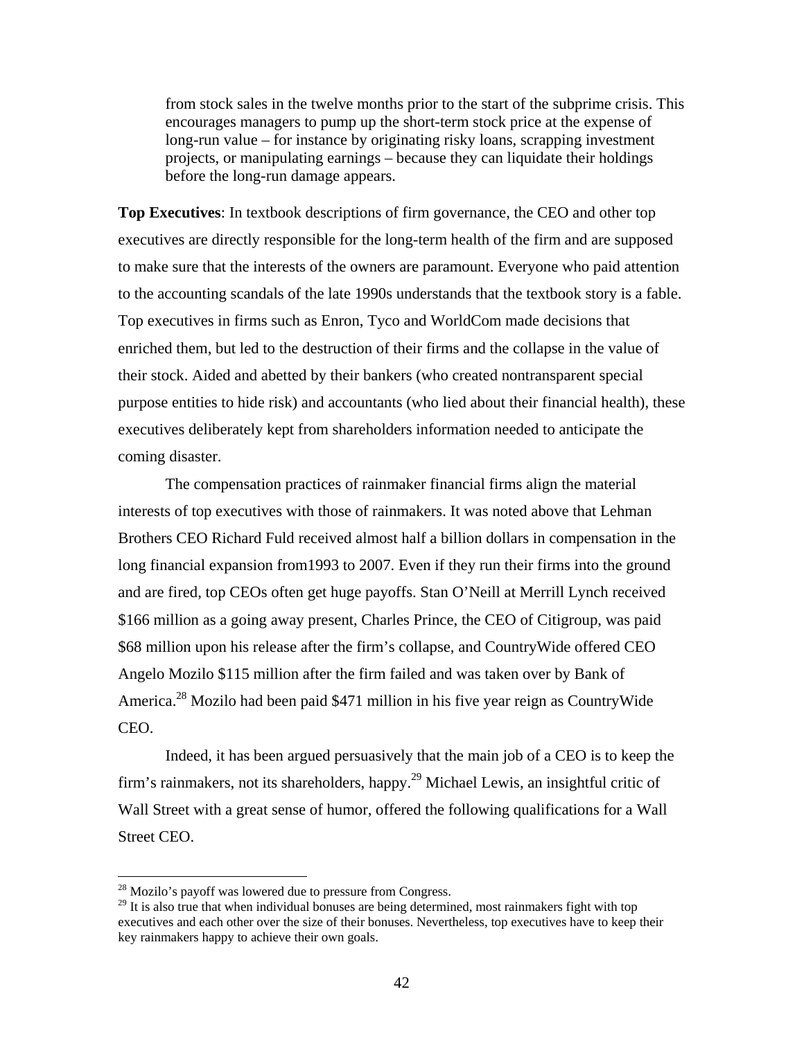from stock sales in the twelve months prior to the start of the subprime crisis. This encourages managers to pump up the short-term stock price at the expense of long-run value – for instance by originating risky loans, scrapping investment projects, or manipulating earnings – because they can liquidate their holdings before the long-run damage appears.

**Top Executives**: In textbook descriptions of firm governance, the CEO and other top executives are directly responsible for the long-term health of the firm and are supposed to make sure that the interests of the owners are paramount. Everyone who paid attention to the accounting scandals of the late 1990s understands that the textbook story is a fable. Top executives in firms such as Enron, Tyco and WorldCom made decisions that enriched them, but led to the destruction of their firms and the collapse in the value of their stock. Aided and abetted by their bankers (who created nontransparent special purpose entities to hide risk) and accountants (who lied about their financial health), these executives deliberately kept from shareholders information needed to anticipate the coming disaster.

The compensation practices of rainmaker financial firms align the material interests of top executives with those of rainmakers. It was noted above that Lehman Brothers CEO Richard Fuld received almost half a billion dollars in compensation in the long financial expansion from1993 to 2007. Even if they run their firms into the ground and are fired, top CEOs often get huge payoffs. Stan O'Neill at Merrill Lynch received \$166 million as a going away present, Charles Prince, the CEO of Citigroup, was paid \$68 million upon his release after the firm's collapse, and CountryWide offered CEO Angelo Mozilo \$115 million after the firm failed and was taken over by Bank of America.[28] Mozilo had been paid \$471 million in his five year reign as CountryWide CEO.

Indeed, it has been argued persuasively that the main job of a CEO is to keep the firm's rainmakers, not its shareholders, happy.[29] Michael Lewis, an insightful critic of Wall Street with a great sense of humor, offered the following qualifications for a Wall Street CEO.

---

[28] Mozilo's payoff was lowered due to pressure from Congress.

[29] It is also true that when individual bonuses are being determined, most rainmakers fight with top executives and each other over the size of their bonuses. Nevertheless, top executives have to keep their key rainmakers happy to achieve their own goals.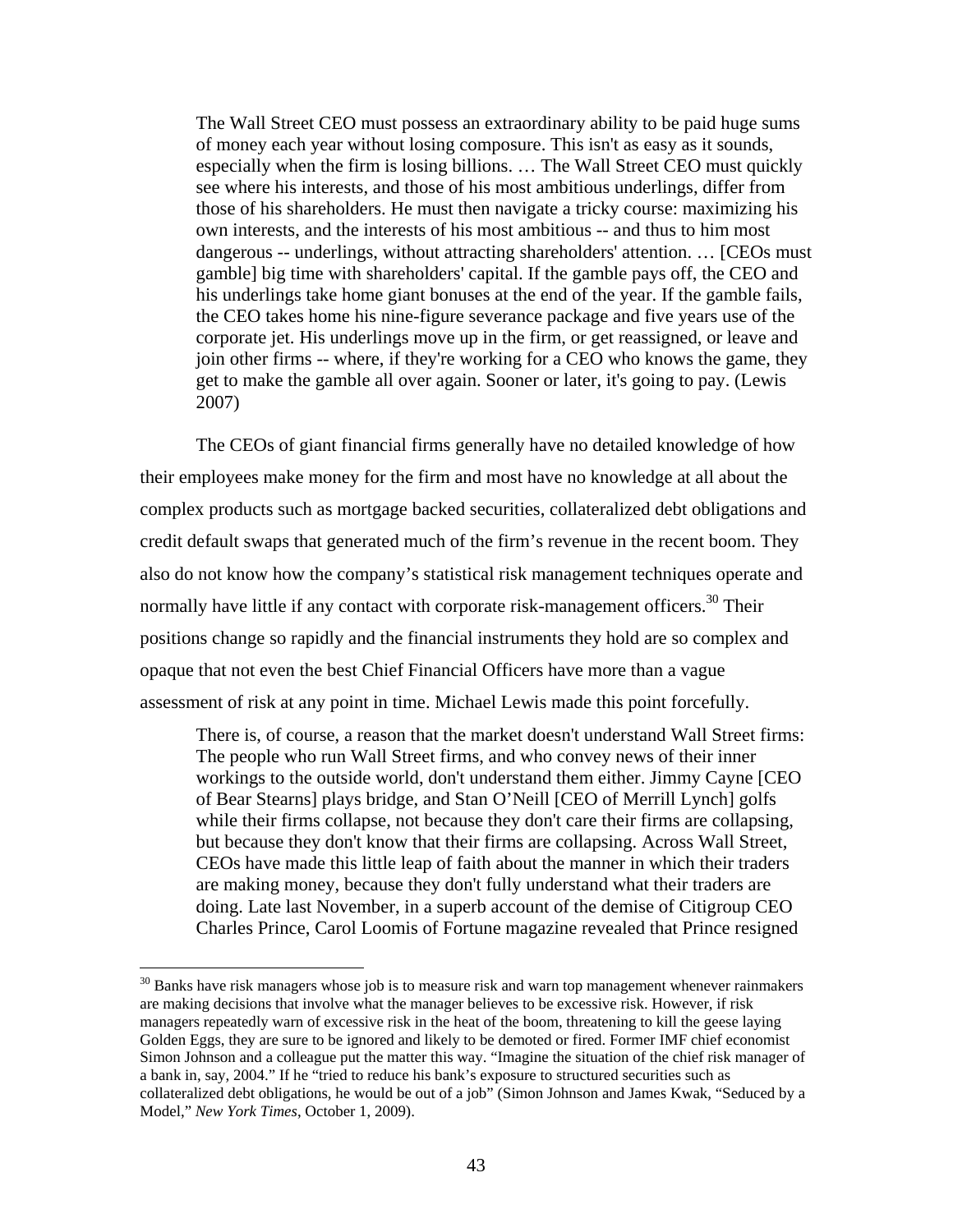> The Wall Street CEO must possess an extraordinary ability to be paid huge sums of money each year without losing composure. This isn't as easy as it sounds, especially when the firm is losing billions. … The Wall Street CEO must quickly see where his interests, and those of his most ambitious underlings, differ from those of his shareholders. He must then navigate a tricky course: maximizing his own interests, and the interests of his most ambitious -- and thus to him most dangerous -- underlings, without attracting shareholders' attention. … [CEOs must gamble] big time with shareholders' capital. If the gamble pays off, the CEO and his underlings take home giant bonuses at the end of the year. If the gamble fails, the CEO takes home his nine-figure severance package and five years use of the corporate jet. His underlings move up in the firm, or get reassigned, or leave and join other firms -- where, if they're working for a CEO who knows the game, they get to make the gamble all over again. Sooner or later, it's going to pay. (Lewis 2007)

The CEOs of giant financial firms generally have no detailed knowledge of how their employees make money for the firm and most have no knowledge at all about the complex products such as mortgage backed securities, collateralized debt obligations and credit default swaps that generated much of the firm's revenue in the recent boom. They also do not know how the company's statistical risk management techniques operate and normally have little if any contact with corporate risk-management officers.[30] Their positions change so rapidly and the financial instruments they hold are so complex and opaque that not even the best Chief Financial Officers have more than a vague assessment of risk at any point in time. Michael Lewis made this point forcefully.

> There is, of course, a reason that the market doesn't understand Wall Street firms: The people who run Wall Street firms, and who convey news of their inner workings to the outside world, don't understand them either. Jimmy Cayne [CEO of Bear Stearns] plays bridge, and Stan O'Neill [CEO of Merrill Lynch] golfs while their firms collapse, not because they don't care their firms are collapsing, but because they don't know that their firms are collapsing. Across Wall Street, CEOs have made this little leap of faith about the manner in which their traders are making money, because they don't fully understand what their traders are doing. Late last November, in a superb account of the demise of Citigroup CEO Charles Prince, Carol Loomis of Fortune magazine revealed that Prince resigned

---

[30] Banks have risk managers whose job is to measure risk and warn top management whenever rainmakers are making decisions that involve what the manager believes to be excessive risk. However, if risk managers repeatedly warn of excessive risk in the heat of the boom, threatening to kill the geese laying Golden Eggs, they are sure to be ignored and likely to be demoted or fired. Former IMF chief economist Simon Johnson and a colleague put the matter this way. "Imagine the situation of the chief risk manager of a bank in, say, 2004." If he "tried to reduce his bank's exposure to structured securities such as collateralized debt obligations, he would be out of a job" (Simon Johnson and James Kwak, "Seduced by a Model," *New York Times*, October 1, 2009).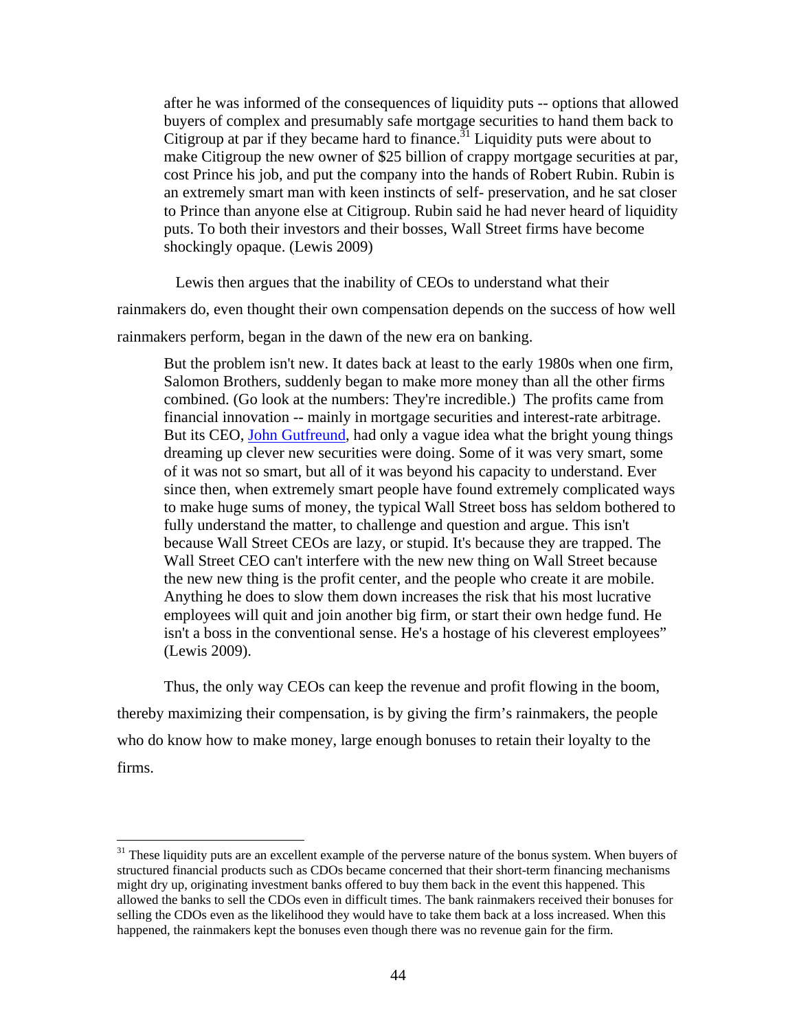> after he was informed of the consequences of liquidity puts -- options that allowed buyers of complex and presumably safe mortgage securities to hand them back to Citigroup at par if they became hard to finance.[31] Liquidity puts were about to make Citigroup the new owner of $25 billion of crappy mortgage securities at par, cost Prince his job, and put the company into the hands of Robert Rubin. Rubin is an extremely smart man with keen instincts of self- preservation, and he sat closer to Prince than anyone else at Citigroup. Rubin said he had never heard of liquidity puts. To both their investors and their bosses, Wall Street firms have become shockingly opaque. (Lewis 2009)

Lewis then argues that the inability of CEOs to understand what their rainmakers do, even thought their own compensation depends on the success of how well rainmakers perform, began in the dawn of the new era on banking.

> But the problem isn't new. It dates back at least to the early 1980s when one firm, Salomon Brothers, suddenly began to make more money than all the other firms combined. (Go look at the numbers: They're incredible.) The profits came from financial innovation -- mainly in mortgage securities and interest-rate arbitrage. But its CEO, John Gutfreund, had only a vague idea what the bright young things dreaming up clever new securities were doing. Some of it was very smart, some of it was not so smart, but all of it was beyond his capacity to understand. Ever since then, when extremely smart people have found extremely complicated ways to make huge sums of money, the typical Wall Street boss has seldom bothered to fully understand the matter, to challenge and question and argue. This isn't because Wall Street CEOs are lazy, or stupid. It's because they are trapped. The Wall Street CEO can't interfere with the new new thing on Wall Street because the new new thing is the profit center, and the people who create it are mobile. Anything he does to slow them down increases the risk that his most lucrative employees will quit and join another big firm, or start their own hedge fund. He isn't a boss in the conventional sense. He's a hostage of his cleverest employees" (Lewis 2009).

Thus, the only way CEOs can keep the revenue and profit flowing in the boom, thereby maximizing their compensation, is by giving the firm's rainmakers, the people who do know how to make money, large enough bonuses to retain their loyalty to the firms.

---

[31] These liquidity puts are an excellent example of the perverse nature of the bonus system. When buyers of structured financial products such as CDOs became concerned that their short-term financing mechanisms might dry up, originating investment banks offered to buy them back in the event this happened. This allowed the banks to sell the CDOs even in difficult times. The bank rainmakers received their bonuses for selling the CDOs even as the likelihood they would have to take them back at a loss increased. When this happened, the rainmakers kept the bonuses even though there was no revenue gain for the firm.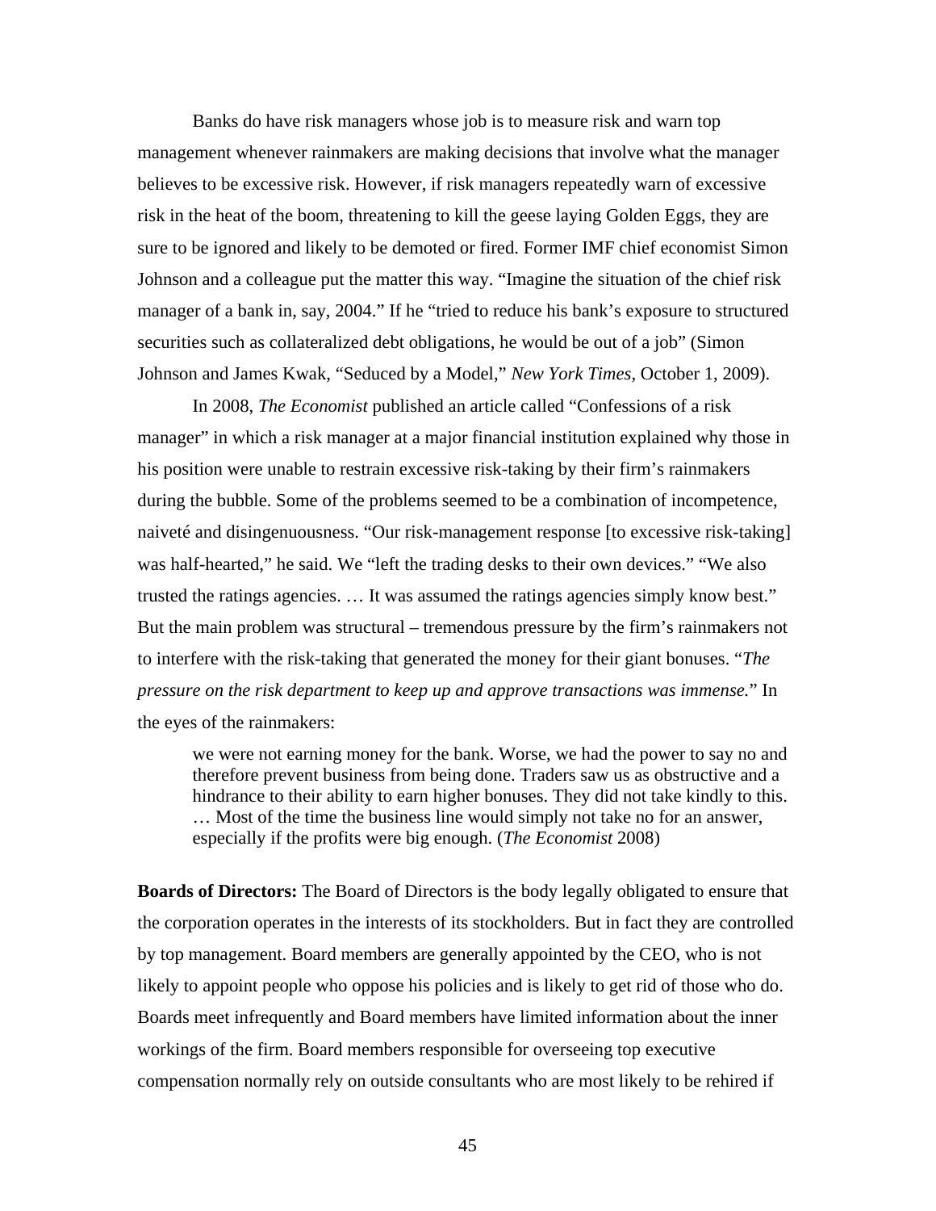Banks do have risk managers whose job is to measure risk and warn top management whenever rainmakers are making decisions that involve what the manager believes to be excessive risk. However, if risk managers repeatedly warn of excessive risk in the heat of the boom, threatening to kill the geese laying Golden Eggs, they are sure to be ignored and likely to be demoted or fired. Former IMF chief economist Simon Johnson and a colleague put the matter this way. "Imagine the situation of the chief risk manager of a bank in, say, 2004." If he "tried to reduce his bank's exposure to structured securities such as collateralized debt obligations, he would be out of a job" (Simon Johnson and James Kwak, "Seduced by a Model," *New York Times*, October 1, 2009).

In 2008, *The Economist* published an article called "Confessions of a risk manager" in which a risk manager at a major financial institution explained why those in his position were unable to restrain excessive risk-taking by their firm's rainmakers during the bubble. Some of the problems seemed to be a combination of incompetence, naiveté and disingenuousness. "Our risk-management response [to excessive risk-taking] was half-hearted," he said. We "left the trading desks to their own devices." "We also trusted the ratings agencies. … It was assumed the ratings agencies simply know best." But the main problem was structural – tremendous pressure by the firm's rainmakers not to interfere with the risk-taking that generated the money for their giant bonuses. "*The pressure on the risk department to keep up and approve transactions was immense.*" In the eyes of the rainmakers:

> we were not earning money for the bank. Worse, we had the power to say no and therefore prevent business from being done. Traders saw us as obstructive and a hindrance to their ability to earn higher bonuses. They did not take kindly to this. … Most of the time the business line would simply not take no for an answer, especially if the profits were big enough. (*The Economist* 2008)

**Boards of Directors:** The Board of Directors is the body legally obligated to ensure that the corporation operates in the interests of its stockholders. But in fact they are controlled by top management. Board members are generally appointed by the CEO, who is not likely to appoint people who oppose his policies and is likely to get rid of those who do. Boards meet infrequently and Board members have limited information about the inner workings of the firm. Board members responsible for overseeing top executive compensation normally rely on outside consultants who are most likely to be rehired if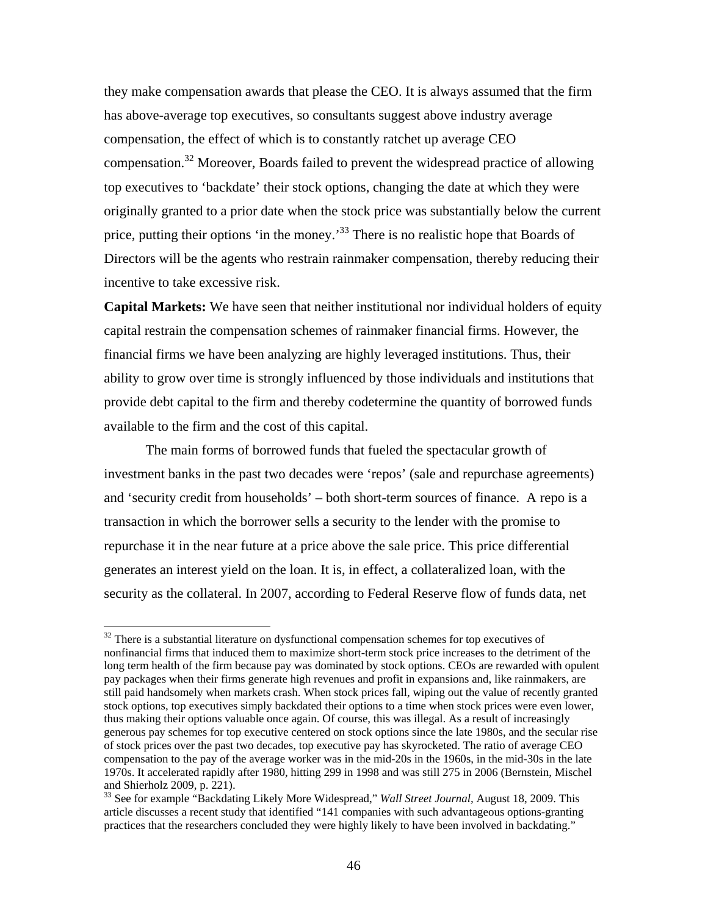they make compensation awards that please the CEO. It is always assumed that the firm has above-average top executives, so consultants suggest above industry average compensation, the effect of which is to constantly ratchet up average CEO compensation.[32] Moreover, Boards failed to prevent the widespread practice of allowing top executives to 'backdate' their stock options, changing the date at which they were originally granted to a prior date when the stock price was substantially below the current price, putting their options 'in the money.'[33] There is no realistic hope that Boards of Directors will be the agents who restrain rainmaker compensation, thereby reducing their incentive to take excessive risk.

**Capital Markets:** We have seen that neither institutional nor individual holders of equity capital restrain the compensation schemes of rainmaker financial firms. However, the financial firms we have been analyzing are highly leveraged institutions. Thus, their ability to grow over time is strongly influenced by those individuals and institutions that provide debt capital to the firm and thereby codetermine the quantity of borrowed funds available to the firm and the cost of this capital.

The main forms of borrowed funds that fueled the spectacular growth of investment banks in the past two decades were 'repos' (sale and repurchase agreements) and 'security credit from households' – both short-term sources of finance. A repo is a transaction in which the borrower sells a security to the lender with the promise to repurchase it in the near future at a price above the sale price. This price differential generates an interest yield on the loan. It is, in effect, a collateralized loan, with the security as the collateral. In 2007, according to Federal Reserve flow of funds data, net

---

[32] There is a substantial literature on dysfunctional compensation schemes for top executives of nonfinancial firms that induced them to maximize short-term stock price increases to the detriment of the long term health of the firm because pay was dominated by stock options. CEOs are rewarded with opulent pay packages when their firms generate high revenues and profit in expansions and, like rainmakers, are still paid handsomely when markets crash. When stock prices fall, wiping out the value of recently granted stock options, top executives simply backdated their options to a time when stock prices were even lower, thus making their options valuable once again. Of course, this was illegal. As a result of increasingly generous pay schemes for top executive centered on stock options since the late 1980s, and the secular rise of stock prices over the past two decades, top executive pay has skyrocketed. The ratio of average CEO compensation to the pay of the average worker was in the mid-20s in the 1960s, in the mid-30s in the late 1970s. It accelerated rapidly after 1980, hitting 299 in 1998 and was still 275 in 2006 (Bernstein, Mischel and Shierholz 2009, p. 221).

[33] See for example "Backdating Likely More Widespread," *Wall Street Journal*, August 18, 2009. This article discusses a recent study that identified "141 companies with such advantageous options-granting practices that the researchers concluded they were highly likely to have been involved in backdating."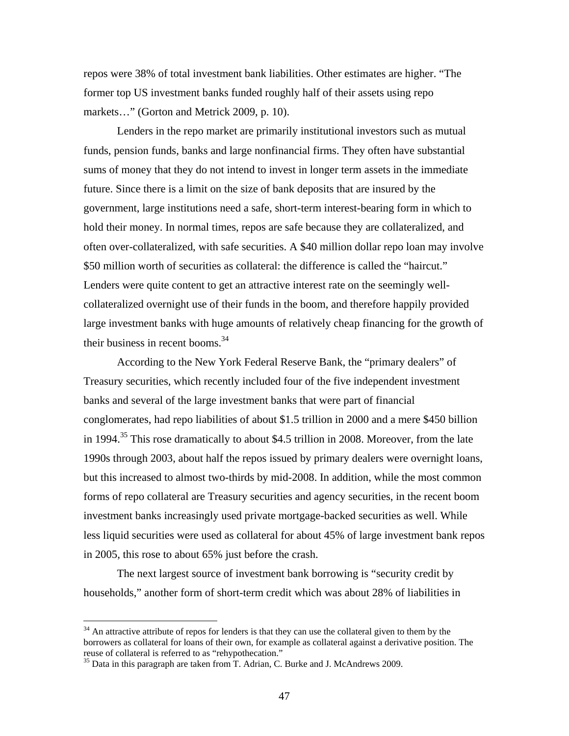repos were 38% of total investment bank liabilities. Other estimates are higher. "The former top US investment banks funded roughly half of their assets using repo markets…" (Gorton and Metrick 2009, p. 10).

Lenders in the repo market are primarily institutional investors such as mutual funds, pension funds, banks and large nonfinancial firms. They often have substantial sums of money that they do not intend to invest in longer term assets in the immediate future. Since there is a limit on the size of bank deposits that are insured by the government, large institutions need a safe, short-term interest-bearing form in which to hold their money. In normal times, repos are safe because they are collateralized, and often over-collateralized, with safe securities. A $40 million dollar repo loan may involve $50 million worth of securities as collateral: the difference is called the "haircut." Lenders were quite content to get an attractive interest rate on the seemingly well-collateralized overnight use of their funds in the boom, and therefore happily provided large investment banks with huge amounts of relatively cheap financing for the growth of their business in recent booms.[34]

According to the New York Federal Reserve Bank, the "primary dealers" of Treasury securities, which recently included four of the five independent investment banks and several of the large investment banks that were part of financial conglomerates, had repo liabilities of about $1.5 trillion in 2000 and a mere $450 billion in 1994.[35] This rose dramatically to about $4.5 trillion in 2008. Moreover, from the late 1990s through 2003, about half the repos issued by primary dealers were overnight loans, but this increased to almost two-thirds by mid-2008. In addition, while the most common forms of repo collateral are Treasury securities and agency securities, in the recent boom investment banks increasingly used private mortgage-backed securities as well. While less liquid securities were used as collateral for about 45% of large investment bank repos in 2005, this rose to about 65% just before the crash.

The next largest source of investment bank borrowing is "security credit by households," another form of short-term credit which was about 28% of liabilities in

---

[34] An attractive attribute of repos for lenders is that they can use the collateral given to them by the borrowers as collateral for loans of their own, for example as collateral against a derivative position. The reuse of collateral is referred to as "rehypothecation."

[35] Data in this paragraph are taken from T. Adrian, C. Burke and J. McAndrews 2009.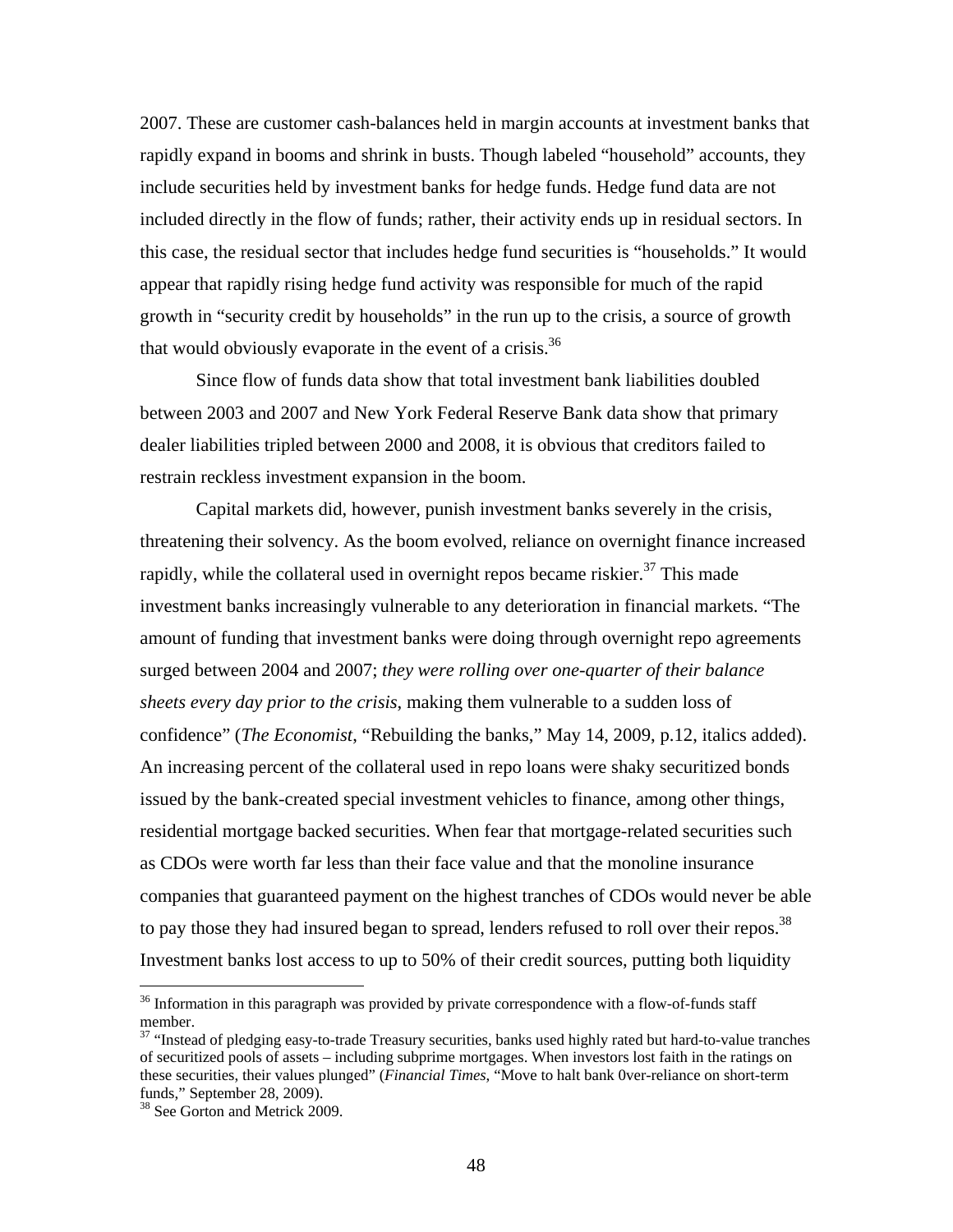2007. These are customer cash-balances held in margin accounts at investment banks that rapidly expand in booms and shrink in busts. Though labeled "household" accounts, they include securities held by investment banks for hedge funds. Hedge fund data are not included directly in the flow of funds; rather, their activity ends up in residual sectors. In this case, the residual sector that includes hedge fund securities is "households." It would appear that rapidly rising hedge fund activity was responsible for much of the rapid growth in "security credit by households" in the run up to the crisis, a source of growth that would obviously evaporate in the event of a crisis.[36]

Since flow of funds data show that total investment bank liabilities doubled between 2003 and 2007 and New York Federal Reserve Bank data show that primary dealer liabilities tripled between 2000 and 2008, it is obvious that creditors failed to restrain reckless investment expansion in the boom.

Capital markets did, however, punish investment banks severely in the crisis, threatening their solvency. As the boom evolved, reliance on overnight finance increased rapidly, while the collateral used in overnight repos became riskier.[37] This made investment banks increasingly vulnerable to any deterioration in financial markets. "The amount of funding that investment banks were doing through overnight repo agreements surged between 2004 and 2007; *they were rolling over one-quarter of their balance sheets every day prior to the crisis*, making them vulnerable to a sudden loss of confidence" (*The Economist*, "Rebuilding the banks," May 14, 2009, p.12, italics added). An increasing percent of the collateral used in repo loans were shaky securitized bonds issued by the bank-created special investment vehicles to finance, among other things, residential mortgage backed securities. When fear that mortgage-related securities such as CDOs were worth far less than their face value and that the monoline insurance companies that guaranteed payment on the highest tranches of CDOs would never be able to pay those they had insured began to spread, lenders refused to roll over their repos.[38] Investment banks lost access to up to 50% of their credit sources, putting both liquidity

---

[36] Information in this paragraph was provided by private correspondence with a flow-of-funds staff member.

[37] "Instead of pledging easy-to-trade Treasury securities, banks used highly rated but hard-to-value tranches of securitized pools of assets – including subprime mortgages. When investors lost faith in the ratings on these securities, their values plunged" (*Financial Times*, "Move to halt bank 0ver-reliance on short-term funds," September 28, 2009).

[38] See Gorton and Metrick 2009.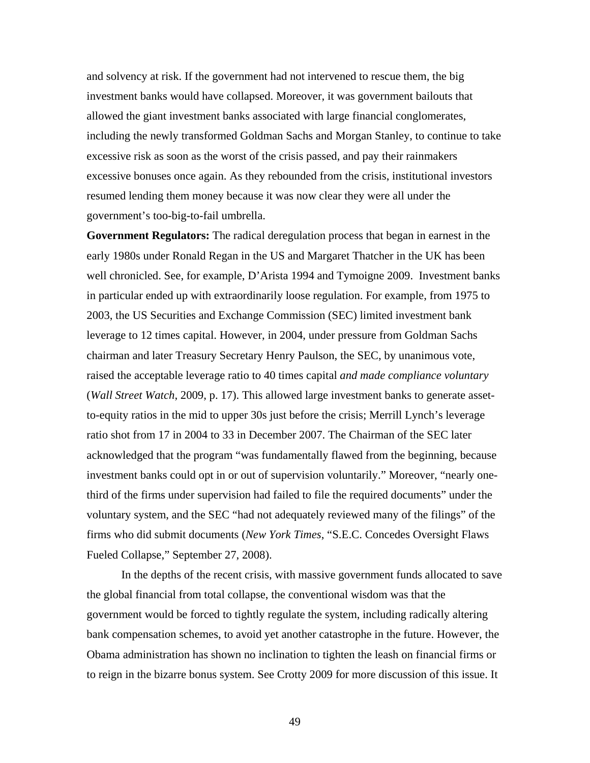and solvency at risk. If the government had not intervened to rescue them, the big investment banks would have collapsed. Moreover, it was government bailouts that allowed the giant investment banks associated with large financial conglomerates, including the newly transformed Goldman Sachs and Morgan Stanley, to continue to take excessive risk as soon as the worst of the crisis passed, and pay their rainmakers excessive bonuses once again. As they rebounded from the crisis, institutional investors resumed lending them money because it was now clear they were all under the government's too-big-to-fail umbrella.

**Government Regulators:** The radical deregulation process that began in earnest in the early 1980s under Ronald Regan in the US and Margaret Thatcher in the UK has been well chronicled. See, for example, D'Arista 1994 and Tymoigne 2009. Investment banks in particular ended up with extraordinarily loose regulation. For example, from 1975 to 2003, the US Securities and Exchange Commission (SEC) limited investment bank leverage to 12 times capital. However, in 2004, under pressure from Goldman Sachs chairman and later Treasury Secretary Henry Paulson, the SEC, by unanimous vote, raised the acceptable leverage ratio to 40 times capital *and made compliance voluntary* (*Wall Street Watch*, 2009, p. 17). This allowed large investment banks to generate asset-to-equity ratios in the mid to upper 30s just before the crisis; Merrill Lynch's leverage ratio shot from 17 in 2004 to 33 in December 2007. The Chairman of the SEC later acknowledged that the program "was fundamentally flawed from the beginning, because investment banks could opt in or out of supervision voluntarily." Moreover, "nearly one-third of the firms under supervision had failed to file the required documents" under the voluntary system, and the SEC "had not adequately reviewed many of the filings" of the firms who did submit documents (*New York Times*, "S.E.C. Concedes Oversight Flaws Fueled Collapse," September 27, 2008).

In the depths of the recent crisis, with massive government funds allocated to save the global financial from total collapse, the conventional wisdom was that the government would be forced to tightly regulate the system, including radically altering bank compensation schemes, to avoid yet another catastrophe in the future. However, the Obama administration has shown no inclination to tighten the leash on financial firms or to reign in the bizarre bonus system. See Crotty 2009 for more discussion of this issue. It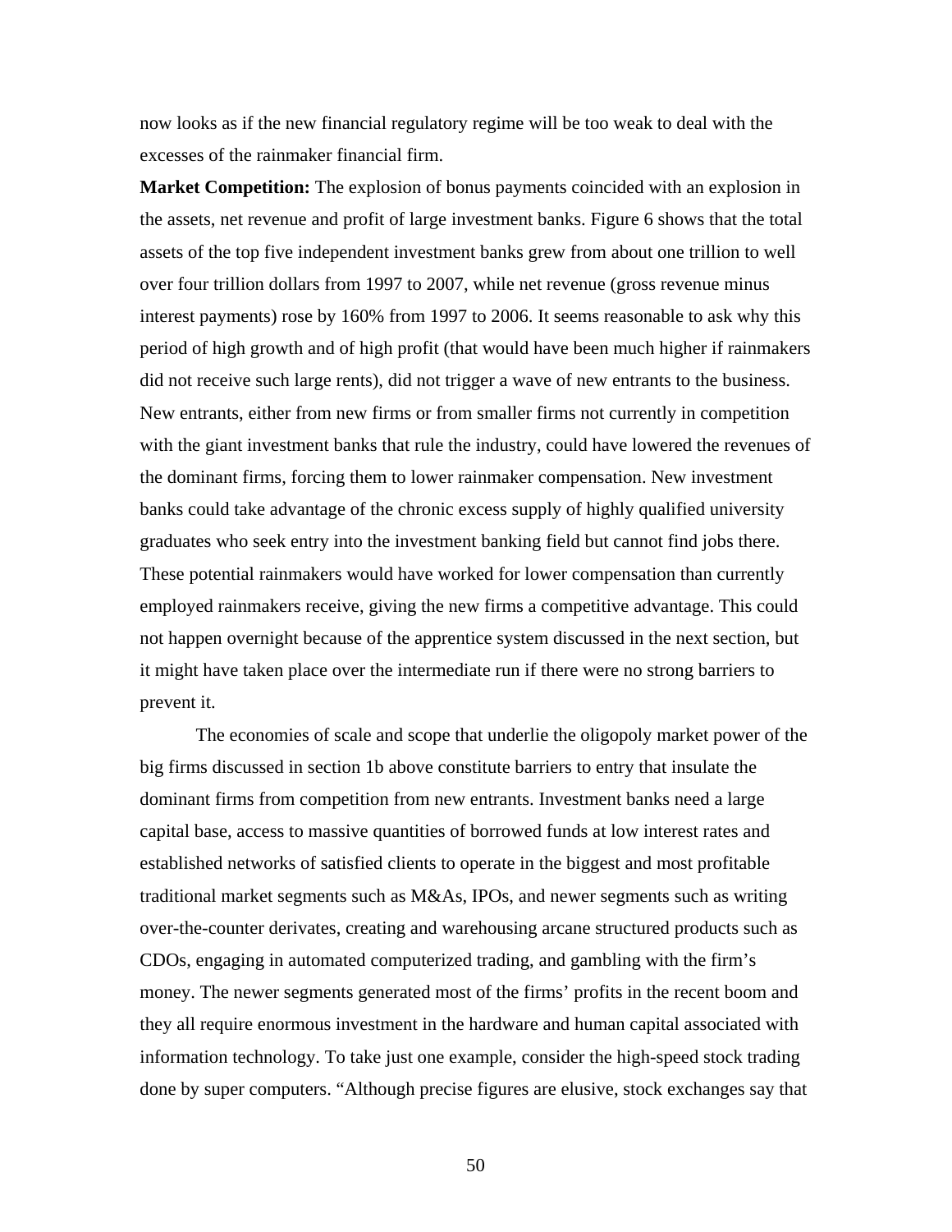now looks as if the new financial regulatory regime will be too weak to deal with the excesses of the rainmaker financial firm.

**Market Competition:** The explosion of bonus payments coincided with an explosion in the assets, net revenue and profit of large investment banks. Figure 6 shows that the total assets of the top five independent investment banks grew from about one trillion to well over four trillion dollars from 1997 to 2007, while net revenue (gross revenue minus interest payments) rose by 160% from 1997 to 2006. It seems reasonable to ask why this period of high growth and of high profit (that would have been much higher if rainmakers did not receive such large rents), did not trigger a wave of new entrants to the business. New entrants, either from new firms or from smaller firms not currently in competition with the giant investment banks that rule the industry, could have lowered the revenues of the dominant firms, forcing them to lower rainmaker compensation. New investment banks could take advantage of the chronic excess supply of highly qualified university graduates who seek entry into the investment banking field but cannot find jobs there. These potential rainmakers would have worked for lower compensation than currently employed rainmakers receive, giving the new firms a competitive advantage. This could not happen overnight because of the apprentice system discussed in the next section, but it might have taken place over the intermediate run if there were no strong barriers to prevent it.

The economies of scale and scope that underlie the oligopoly market power of the big firms discussed in section 1b above constitute barriers to entry that insulate the dominant firms from competition from new entrants. Investment banks need a large capital base, access to massive quantities of borrowed funds at low interest rates and established networks of satisfied clients to operate in the biggest and most profitable traditional market segments such as M&As, IPOs, and newer segments such as writing over-the-counter derivates, creating and warehousing arcane structured products such as CDOs, engaging in automated computerized trading, and gambling with the firm's money. The newer segments generated most of the firms' profits in the recent boom and they all require enormous investment in the hardware and human capital associated with information technology. To take just one example, consider the high-speed stock trading done by super computers. "Although precise figures are elusive, stock exchanges say that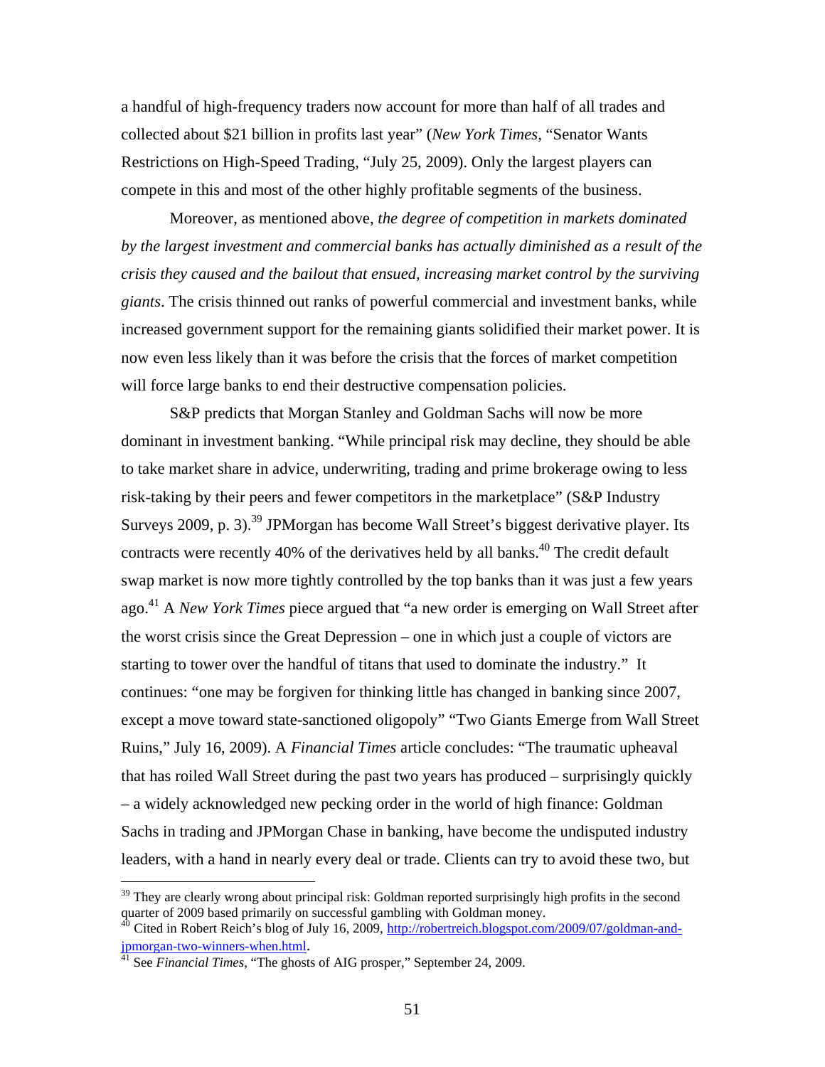a handful of high-frequency traders now account for more than half of all trades and collected about $21 billion in profits last year" (*New York Times*, "Senator Wants Restrictions on High-Speed Trading, "July 25, 2009). Only the largest players can compete in this and most of the other highly profitable segments of the business.

Moreover, as mentioned above, *the degree of competition in markets dominated by the largest investment and commercial banks has actually diminished as a result of the crisis they caused and the bailout that ensued, increasing market control by the surviving giants*. The crisis thinned out ranks of powerful commercial and investment banks, while increased government support for the remaining giants solidified their market power. It is now even less likely than it was before the crisis that the forces of market competition will force large banks to end their destructive compensation policies.

S&P predicts that Morgan Stanley and Goldman Sachs will now be more dominant in investment banking. "While principal risk may decline, they should be able to take market share in advice, underwriting, trading and prime brokerage owing to less risk-taking by their peers and fewer competitors in the marketplace" (S&P Industry Surveys 2009, p. 3).[39] JPMorgan has become Wall Street's biggest derivative player. Its contracts were recently 40% of the derivatives held by all banks.[40] The credit default swap market is now more tightly controlled by the top banks than it was just a few years ago.[41] A *New York Times* piece argued that "a new order is emerging on Wall Street after the worst crisis since the Great Depression – one in which just a couple of victors are starting to tower over the handful of titans that used to dominate the industry." It continues: "one may be forgiven for thinking little has changed in banking since 2007, except a move toward state-sanctioned oligopoly" "Two Giants Emerge from Wall Street Ruins," July 16, 2009). A *Financial Times* article concludes: "The traumatic upheaval that has roiled Wall Street during the past two years has produced – surprisingly quickly – a widely acknowledged new pecking order in the world of high finance: Goldman Sachs in trading and JPMorgan Chase in banking, have become the undisputed industry leaders, with a hand in nearly every deal or trade. Clients can try to avoid these two, but

---

[39] They are clearly wrong about principal risk: Goldman reported surprisingly high profits in the second quarter of 2009 based primarily on successful gambling with Goldman money.

[40] Cited in Robert Reich's blog of July 16, 2009, http://robertreich.blogspot.com/2009/07/goldman-and-jpmorgan-two-winners-when.html.

[41] See *Financial Times*, "The ghosts of AIG prosper," September 24, 2009.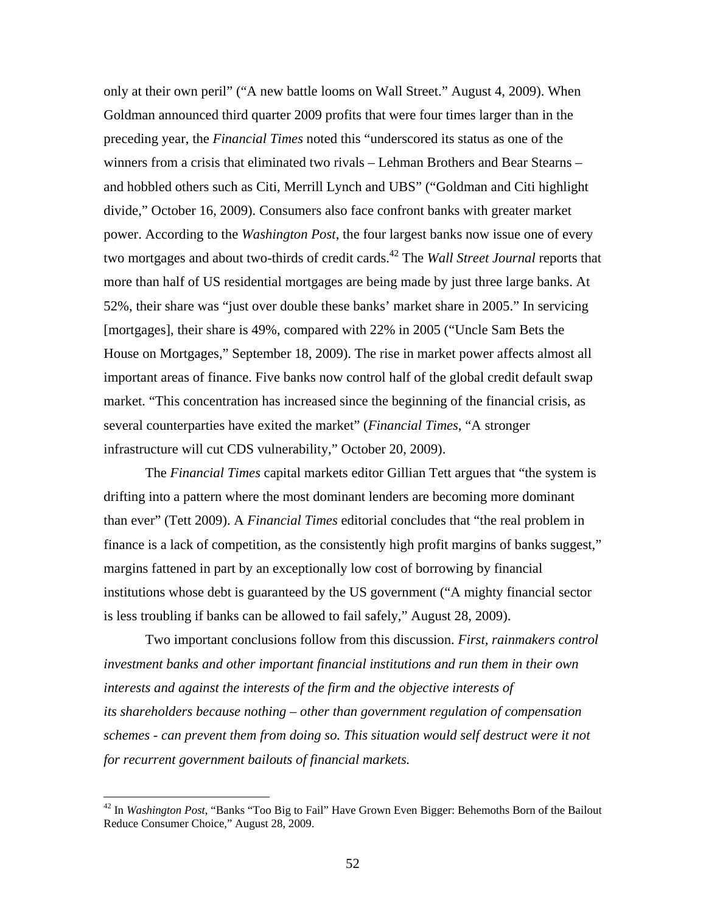only at their own peril" ("A new battle looms on Wall Street." August 4, 2009). When Goldman announced third quarter 2009 profits that were four times larger than in the preceding year, the *Financial Times* noted this "underscored its status as one of the winners from a crisis that eliminated two rivals – Lehman Brothers and Bear Stearns – and hobbled others such as Citi, Merrill Lynch and UBS" ("Goldman and Citi highlight divide," October 16, 2009). Consumers also face confront banks with greater market power. According to the *Washington Post*, the four largest banks now issue one of every two mortgages and about two-thirds of credit cards.[42] The *Wall Street Journal* reports that more than half of US residential mortgages are being made by just three large banks. At 52%, their share was "just over double these banks' market share in 2005." In servicing [mortgages], their share is 49%, compared with 22% in 2005 ("Uncle Sam Bets the House on Mortgages," September 18, 2009). The rise in market power affects almost all important areas of finance. Five banks now control half of the global credit default swap market. "This concentration has increased since the beginning of the financial crisis, as several counterparties have exited the market" (*Financial Times*, "A stronger infrastructure will cut CDS vulnerability," October 20, 2009).

The *Financial Times* capital markets editor Gillian Tett argues that "the system is drifting into a pattern where the most dominant lenders are becoming more dominant than ever" (Tett 2009). A *Financial Times* editorial concludes that "the real problem in finance is a lack of competition, as the consistently high profit margins of banks suggest," margins fattened in part by an exceptionally low cost of borrowing by financial institutions whose debt is guaranteed by the US government ("A mighty financial sector is less troubling if banks can be allowed to fail safely," August 28, 2009).

Two important conclusions follow from this discussion. *First, rainmakers control investment banks and other important financial institutions and run them in their own interests and against the interests of the firm and the objective interests of its shareholders because nothing – other than government regulation of compensation schemes - can prevent them from doing so. This situation would self destruct were it not for recurrent government bailouts of financial markets.*

---

[42] In *Washington Post*, "Banks "Too Big to Fail" Have Grown Even Bigger: Behemoths Born of the Bailout Reduce Consumer Choice," August 28, 2009.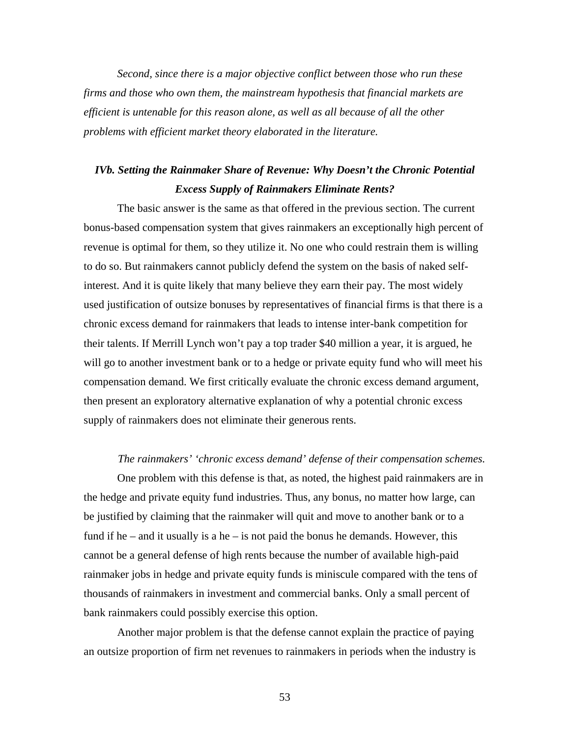*Second, since there is a major objective conflict between those who run these firms and those who own them, the mainstream hypothesis that financial markets are efficient is untenable for this reason alone, as well as all because of all the other problems with efficient market theory elaborated in the literature.*

### *IVb. Setting the Rainmaker Share of Revenue: Why Doesn't the Chronic Potential Excess Supply of Rainmakers Eliminate Rents?*

The basic answer is the same as that offered in the previous section. The current bonus-based compensation system that gives rainmakers an exceptionally high percent of revenue is optimal for them, so they utilize it. No one who could restrain them is willing to do so. But rainmakers cannot publicly defend the system on the basis of naked self-interest. And it is quite likely that many believe they earn their pay. The most widely used justification of outsize bonuses by representatives of financial firms is that there is a chronic excess demand for rainmakers that leads to intense inter-bank competition for their talents. If Merrill Lynch won't pay a top trader $40 million a year, it is argued, he will go to another investment bank or to a hedge or private equity fund who will meet his compensation demand. We first critically evaluate the chronic excess demand argument, then present an exploratory alternative explanation of why a potential chronic excess supply of rainmakers does not eliminate their generous rents.

*The rainmakers' 'chronic excess demand' defense of their compensation schemes.*

One problem with this defense is that, as noted, the highest paid rainmakers are in the hedge and private equity fund industries. Thus, any bonus, no matter how large, can be justified by claiming that the rainmaker will quit and move to another bank or to a fund if he – and it usually is a he – is not paid the bonus he demands. However, this cannot be a general defense of high rents because the number of available high-paid rainmaker jobs in hedge and private equity funds is miniscule compared with the tens of thousands of rainmakers in investment and commercial banks. Only a small percent of bank rainmakers could possibly exercise this option.

Another major problem is that the defense cannot explain the practice of paying an outsize proportion of firm net revenues to rainmakers in periods when the industry is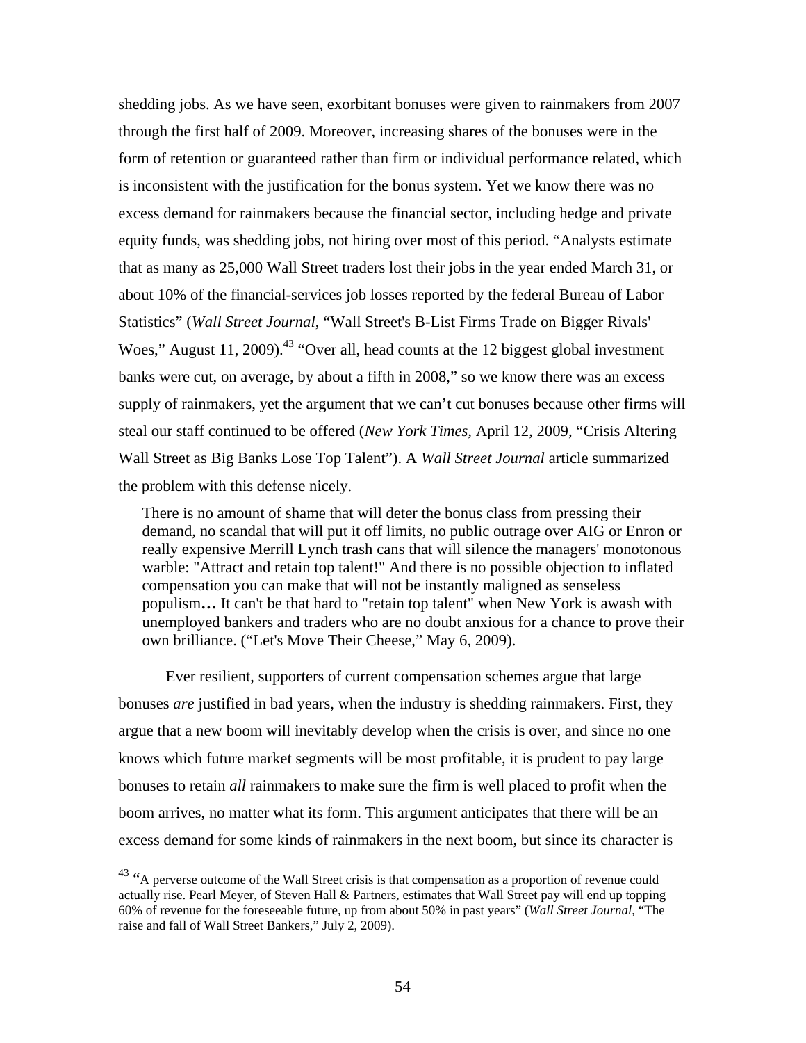shedding jobs. As we have seen, exorbitant bonuses were given to rainmakers from 2007 through the first half of 2009. Moreover, increasing shares of the bonuses were in the form of retention or guaranteed rather than firm or individual performance related, which is inconsistent with the justification for the bonus system. Yet we know there was no excess demand for rainmakers because the financial sector, including hedge and private equity funds, was shedding jobs, not hiring over most of this period. "Analysts estimate that as many as 25,000 Wall Street traders lost their jobs in the year ended March 31, or about 10% of the financial-services job losses reported by the federal Bureau of Labor Statistics" (*Wall Street Journal*, "Wall Street's B-List Firms Trade on Bigger Rivals' Woes," August 11, 2009).[43] "Over all, head counts at the 12 biggest global investment banks were cut, on average, by about a fifth in 2008," so we know there was an excess supply of rainmakers, yet the argument that we can't cut bonuses because other firms will steal our staff continued to be offered (*New York Times*, April 12, 2009, "Crisis Altering Wall Street as Big Banks Lose Top Talent"). A *Wall Street Journal* article summarized the problem with this defense nicely.

> There is no amount of shame that will deter the bonus class from pressing their demand, no scandal that will put it off limits, no public outrage over AIG or Enron or really expensive Merrill Lynch trash cans that will silence the managers' monotonous warble: "Attract and retain top talent!" And there is no possible objection to inflated compensation you can make that will not be instantly maligned as senseless populism**…** It can't be that hard to "retain top talent" when New York is awash with unemployed bankers and traders who are no doubt anxious for a chance to prove their own brilliance. ("Let's Move Their Cheese," May 6, 2009).

Ever resilient, supporters of current compensation schemes argue that large bonuses *are* justified in bad years, when the industry is shedding rainmakers. First, they argue that a new boom will inevitably develop when the crisis is over, and since no one knows which future market segments will be most profitable, it is prudent to pay large bonuses to retain *all* rainmakers to make sure the firm is well placed to profit when the boom arrives, no matter what its form. This argument anticipates that there will be an excess demand for some kinds of rainmakers in the next boom, but since its character is

[43] "A perverse outcome of the Wall Street crisis is that compensation as a proportion of revenue could actually rise. Pearl Meyer, of Steven Hall & Partners, estimates that Wall Street pay will end up topping 60% of revenue for the foreseeable future, up from about 50% in past years" (*Wall Street Journal*, "The raise and fall of Wall Street Bankers," July 2, 2009).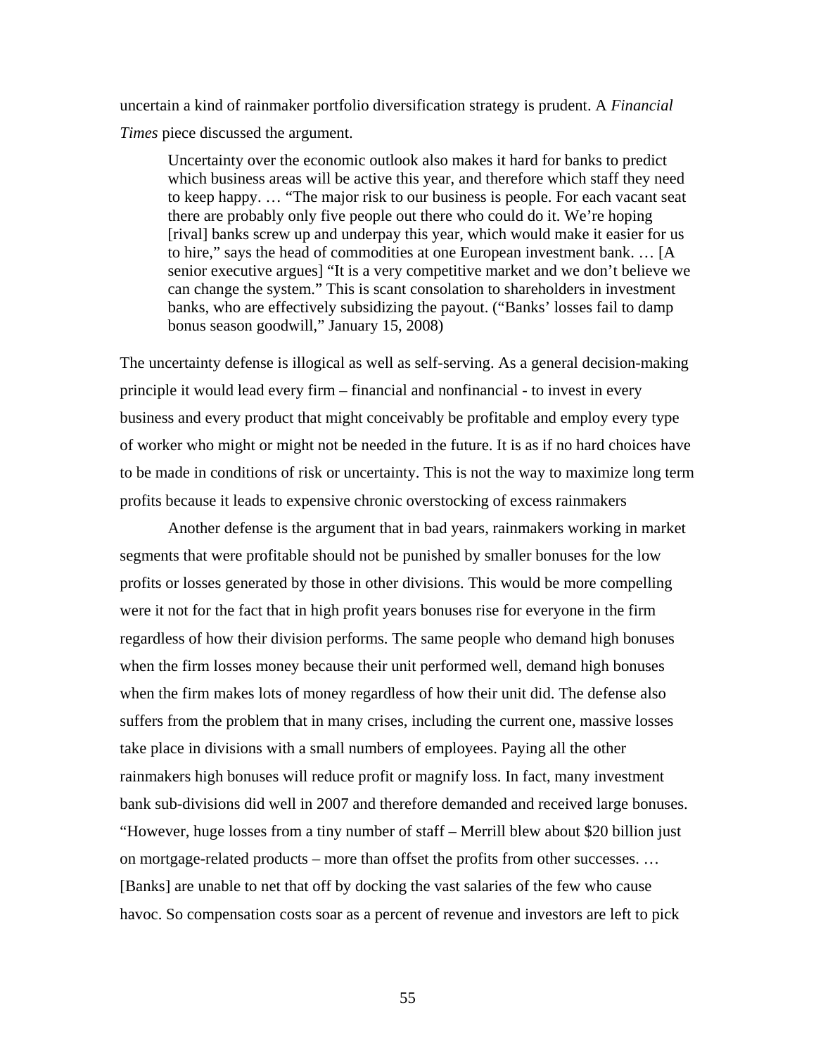uncertain a kind of rainmaker portfolio diversification strategy is prudent. A *Financial Times* piece discussed the argument.

> Uncertainty over the economic outlook also makes it hard for banks to predict which business areas will be active this year, and therefore which staff they need to keep happy. … "The major risk to our business is people. For each vacant seat there are probably only five people out there who could do it. We're hoping [rival] banks screw up and underpay this year, which would make it easier for us to hire," says the head of commodities at one European investment bank. … [A senior executive argues] "It is a very competitive market and we don't believe we can change the system." This is scant consolation to shareholders in investment banks, who are effectively subsidizing the payout. ("Banks' losses fail to damp bonus season goodwill," January 15, 2008)

The uncertainty defense is illogical as well as self-serving. As a general decision-making principle it would lead every firm – financial and nonfinancial - to invest in every business and every product that might conceivably be profitable and employ every type of worker who might or might not be needed in the future. It is as if no hard choices have to be made in conditions of risk or uncertainty. This is not the way to maximize long term profits because it leads to expensive chronic overstocking of excess rainmakers

Another defense is the argument that in bad years, rainmakers working in market segments that were profitable should not be punished by smaller bonuses for the low profits or losses generated by those in other divisions. This would be more compelling were it not for the fact that in high profit years bonuses rise for everyone in the firm regardless of how their division performs. The same people who demand high bonuses when the firm losses money because their unit performed well, demand high bonuses when the firm makes lots of money regardless of how their unit did. The defense also suffers from the problem that in many crises, including the current one, massive losses take place in divisions with a small numbers of employees. Paying all the other rainmakers high bonuses will reduce profit or magnify loss. In fact, many investment bank sub-divisions did well in 2007 and therefore demanded and received large bonuses. "However, huge losses from a tiny number of staff – Merrill blew about $20 billion just on mortgage-related products – more than offset the profits from other successes. … [Banks] are unable to net that off by docking the vast salaries of the few who cause havoc. So compensation costs soar as a percent of revenue and investors are left to pick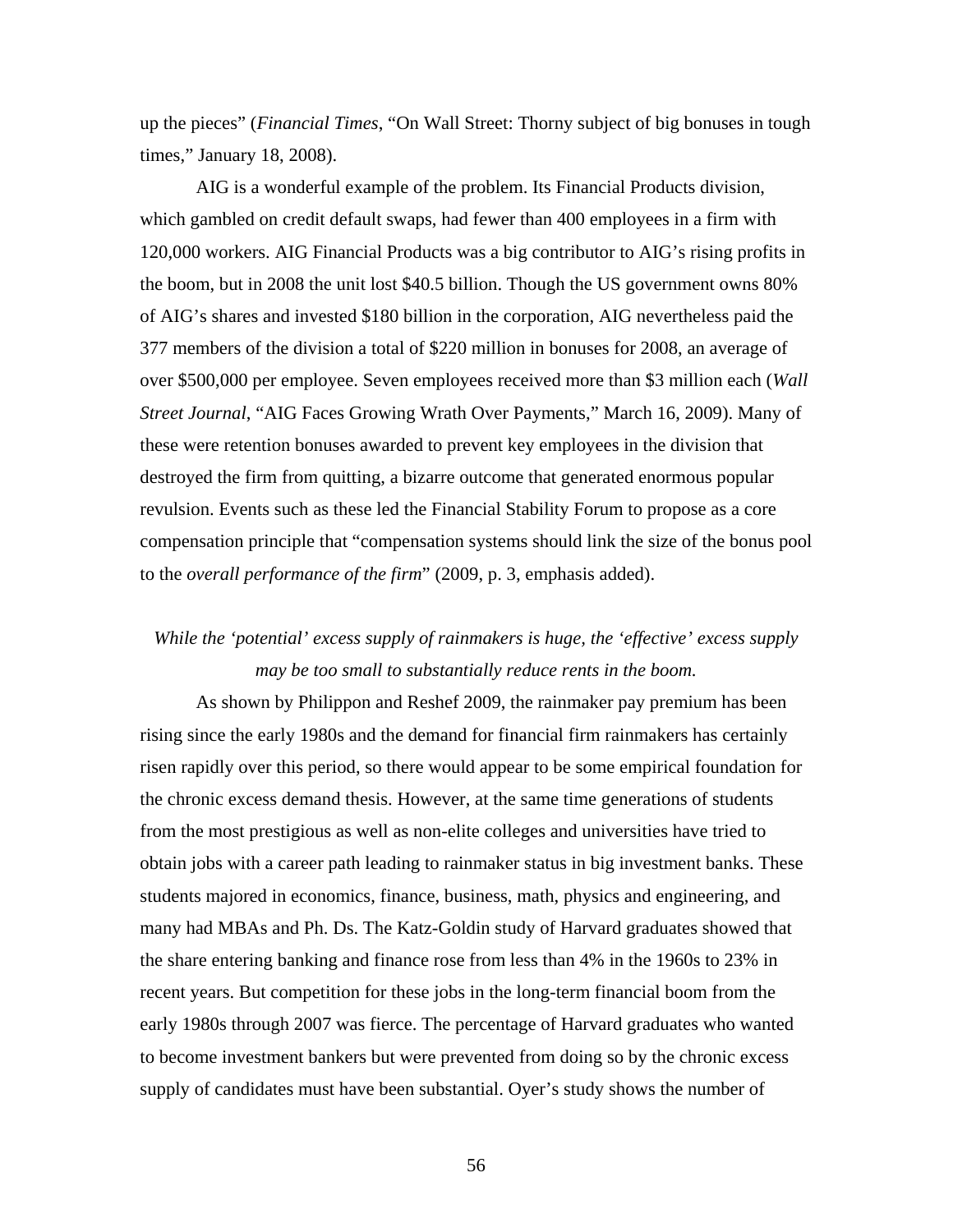up the pieces" (*Financial Times*, "On Wall Street: Thorny subject of big bonuses in tough times," January 18, 2008).

AIG is a wonderful example of the problem. Its Financial Products division, which gambled on credit default swaps, had fewer than 400 employees in a firm with 120,000 workers. AIG Financial Products was a big contributor to AIG's rising profits in the boom, but in 2008 the unit lost $40.5 billion. Though the US government owns 80% of AIG's shares and invested $180 billion in the corporation, AIG nevertheless paid the 377 members of the division a total of $220 million in bonuses for 2008, an average of over $500,000 per employee. Seven employees received more than $3 million each (*Wall Street Journal*, "AIG Faces Growing Wrath Over Payments," March 16, 2009). Many of these were retention bonuses awarded to prevent key employees in the division that destroyed the firm from quitting, a bizarre outcome that generated enormous popular revulsion. Events such as these led the Financial Stability Forum to propose as a core compensation principle that "compensation systems should link the size of the bonus pool to the *overall performance of the firm*" (2009, p. 3, emphasis added).

*While the 'potential' excess supply of rainmakers is huge, the 'effective' excess supply may be too small to substantially reduce rents in the boom.*

As shown by Philippon and Reshef 2009, the rainmaker pay premium has been rising since the early 1980s and the demand for financial firm rainmakers has certainly risen rapidly over this period, so there would appear to be some empirical foundation for the chronic excess demand thesis. However, at the same time generations of students from the most prestigious as well as non-elite colleges and universities have tried to obtain jobs with a career path leading to rainmaker status in big investment banks. These students majored in economics, finance, business, math, physics and engineering, and many had MBAs and Ph. Ds. The Katz-Goldin study of Harvard graduates showed that the share entering banking and finance rose from less than 4% in the 1960s to 23% in recent years. But competition for these jobs in the long-term financial boom from the early 1980s through 2007 was fierce. The percentage of Harvard graduates who wanted to become investment bankers but were prevented from doing so by the chronic excess supply of candidates must have been substantial. Oyer's study shows the number of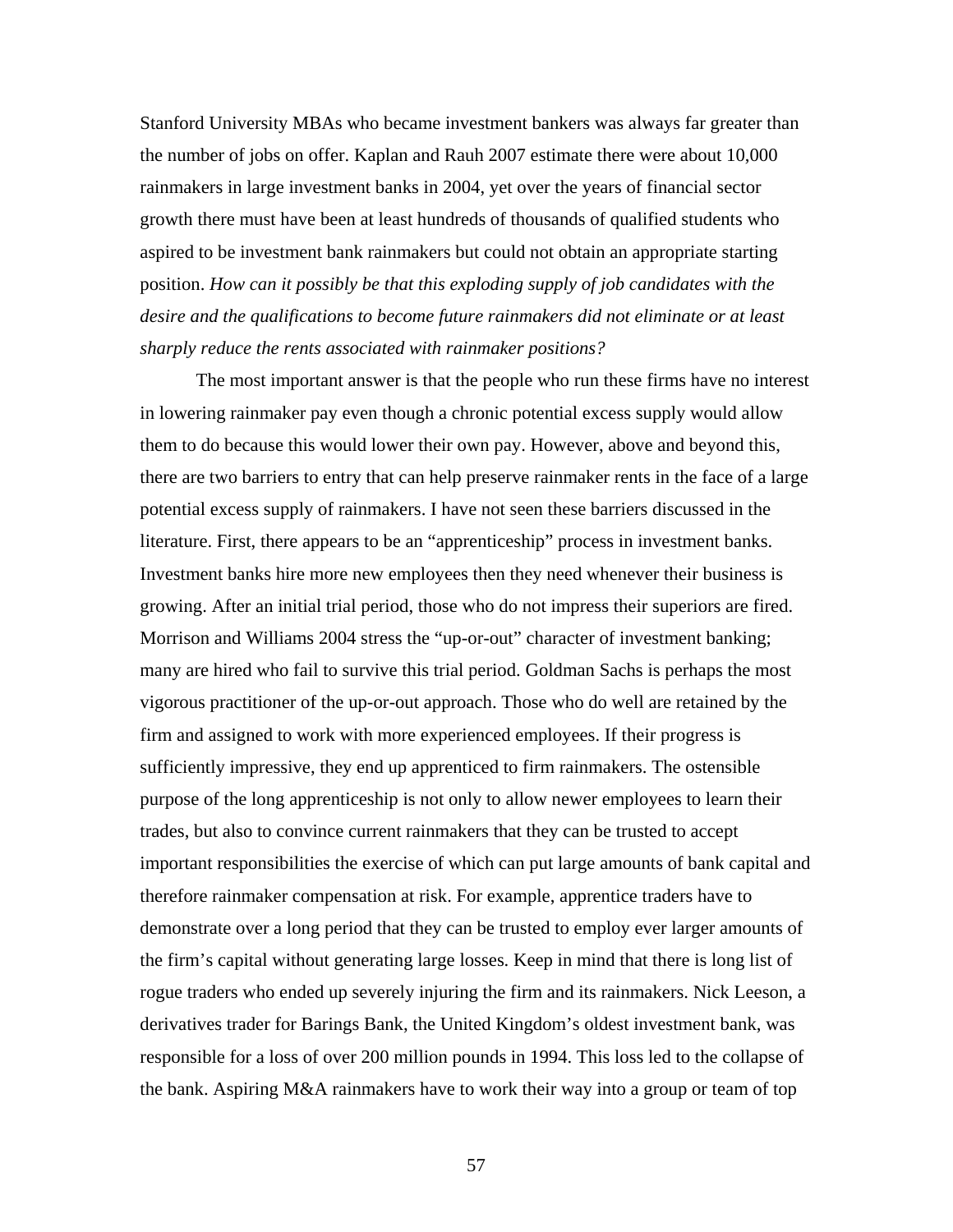Stanford University MBAs who became investment bankers was always far greater than the number of jobs on offer. Kaplan and Rauh 2007 estimate there were about 10,000 rainmakers in large investment banks in 2004, yet over the years of financial sector growth there must have been at least hundreds of thousands of qualified students who aspired to be investment bank rainmakers but could not obtain an appropriate starting position. *How can it possibly be that this exploding supply of job candidates with the desire and the qualifications to become future rainmakers did not eliminate or at least sharply reduce the rents associated with rainmaker positions?*

The most important answer is that the people who run these firms have no interest in lowering rainmaker pay even though a chronic potential excess supply would allow them to do because this would lower their own pay. However, above and beyond this, there are two barriers to entry that can help preserve rainmaker rents in the face of a large potential excess supply of rainmakers. I have not seen these barriers discussed in the literature. First, there appears to be an "apprenticeship" process in investment banks. Investment banks hire more new employees then they need whenever their business is growing. After an initial trial period, those who do not impress their superiors are fired. Morrison and Williams 2004 stress the "up-or-out" character of investment banking; many are hired who fail to survive this trial period. Goldman Sachs is perhaps the most vigorous practitioner of the up-or-out approach. Those who do well are retained by the firm and assigned to work with more experienced employees. If their progress is sufficiently impressive, they end up apprenticed to firm rainmakers. The ostensible purpose of the long apprenticeship is not only to allow newer employees to learn their trades, but also to convince current rainmakers that they can be trusted to accept important responsibilities the exercise of which can put large amounts of bank capital and therefore rainmaker compensation at risk. For example, apprentice traders have to demonstrate over a long period that they can be trusted to employ ever larger amounts of the firm's capital without generating large losses. Keep in mind that there is long list of rogue traders who ended up severely injuring the firm and its rainmakers. Nick Leeson, a derivatives trader for Barings Bank, the United Kingdom's oldest investment bank, was responsible for a loss of over 200 million pounds in 1994. This loss led to the collapse of the bank. Aspiring M&A rainmakers have to work their way into a group or team of top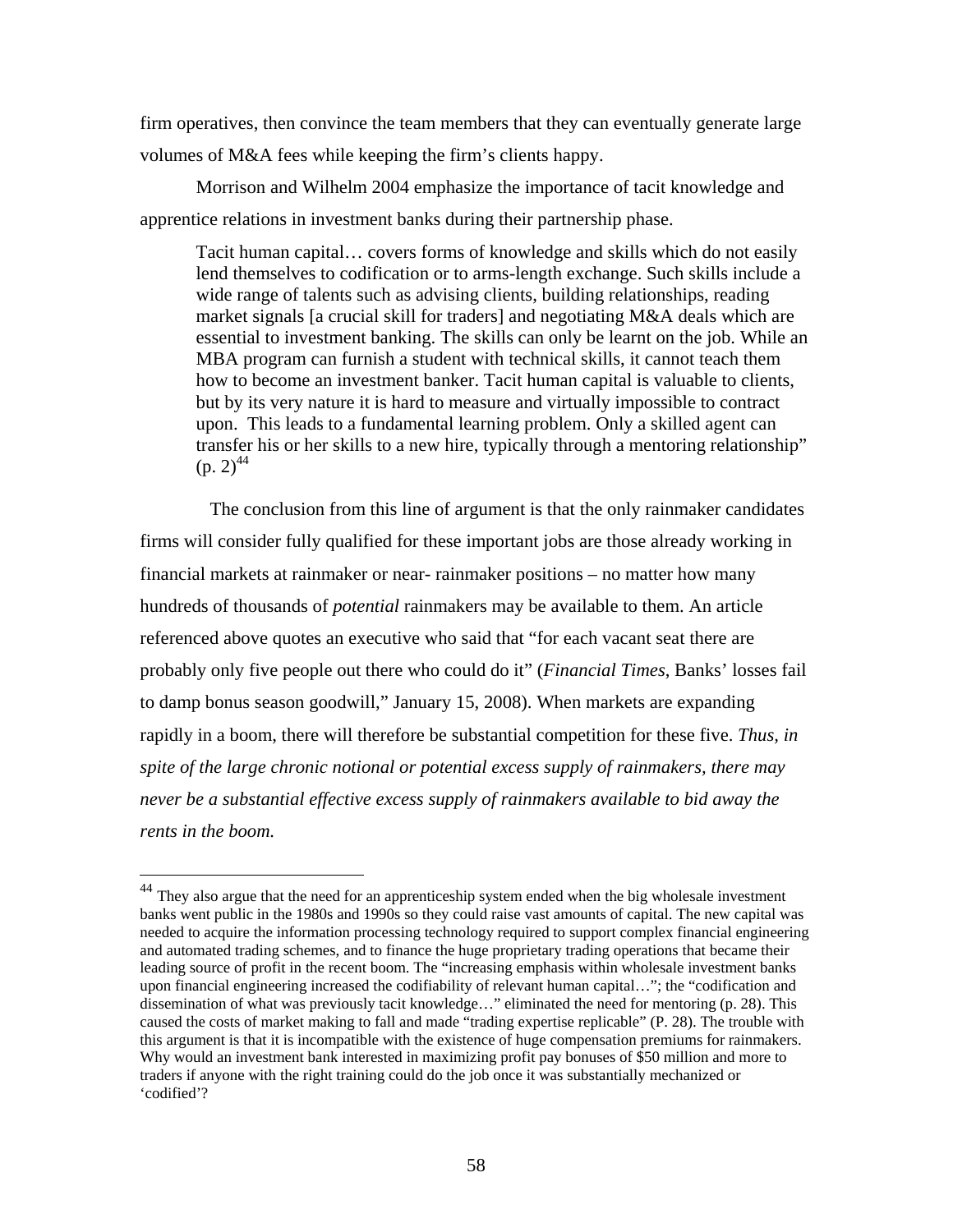firm operatives, then convince the team members that they can eventually generate large volumes of M&A fees while keeping the firm's clients happy.

Morrison and Wilhelm 2004 emphasize the importance of tacit knowledge and apprentice relations in investment banks during their partnership phase.

> Tacit human capital… covers forms of knowledge and skills which do not easily lend themselves to codification or to arms-length exchange. Such skills include a wide range of talents such as advising clients, building relationships, reading market signals [a crucial skill for traders] and negotiating M&A deals which are essential to investment banking. The skills can only be learnt on the job. While an MBA program can furnish a student with technical skills, it cannot teach them how to become an investment banker. Tacit human capital is valuable to clients, but by its very nature it is hard to measure and virtually impossible to contract upon. This leads to a fundamental learning problem. Only a skilled agent can transfer his or her skills to a new hire, typically through a mentoring relationship" (p. 2)[44]

The conclusion from this line of argument is that the only rainmaker candidates firms will consider fully qualified for these important jobs are those already working in financial markets at rainmaker or near- rainmaker positions – no matter how many hundreds of thousands of *potential* rainmakers may be available to them. An article referenced above quotes an executive who said that "for each vacant seat there are probably only five people out there who could do it" (*Financial Times*, Banks' losses fail to damp bonus season goodwill," January 15, 2008). When markets are expanding rapidly in a boom, there will therefore be substantial competition for these five. *Thus, in spite of the large chronic notional or potential excess supply of rainmakers, there may never be a substantial effective excess supply of rainmakers available to bid away the rents in the boom.*

---

[44] They also argue that the need for an apprenticeship system ended when the big wholesale investment banks went public in the 1980s and 1990s so they could raise vast amounts of capital. The new capital was needed to acquire the information processing technology required to support complex financial engineering and automated trading schemes, and to finance the huge proprietary trading operations that became their leading source of profit in the recent boom. The "increasing emphasis within wholesale investment banks upon financial engineering increased the codifiability of relevant human capital…"; the "codification and dissemination of what was previously tacit knowledge…" eliminated the need for mentoring (p. 28). This caused the costs of market making to fall and made "trading expertise replicable" (P. 28). The trouble with this argument is that it is incompatible with the existence of huge compensation premiums for rainmakers. Why would an investment bank interested in maximizing profit pay bonuses of $50 million and more to traders if anyone with the right training could do the job once it was substantially mechanized or 'codified'?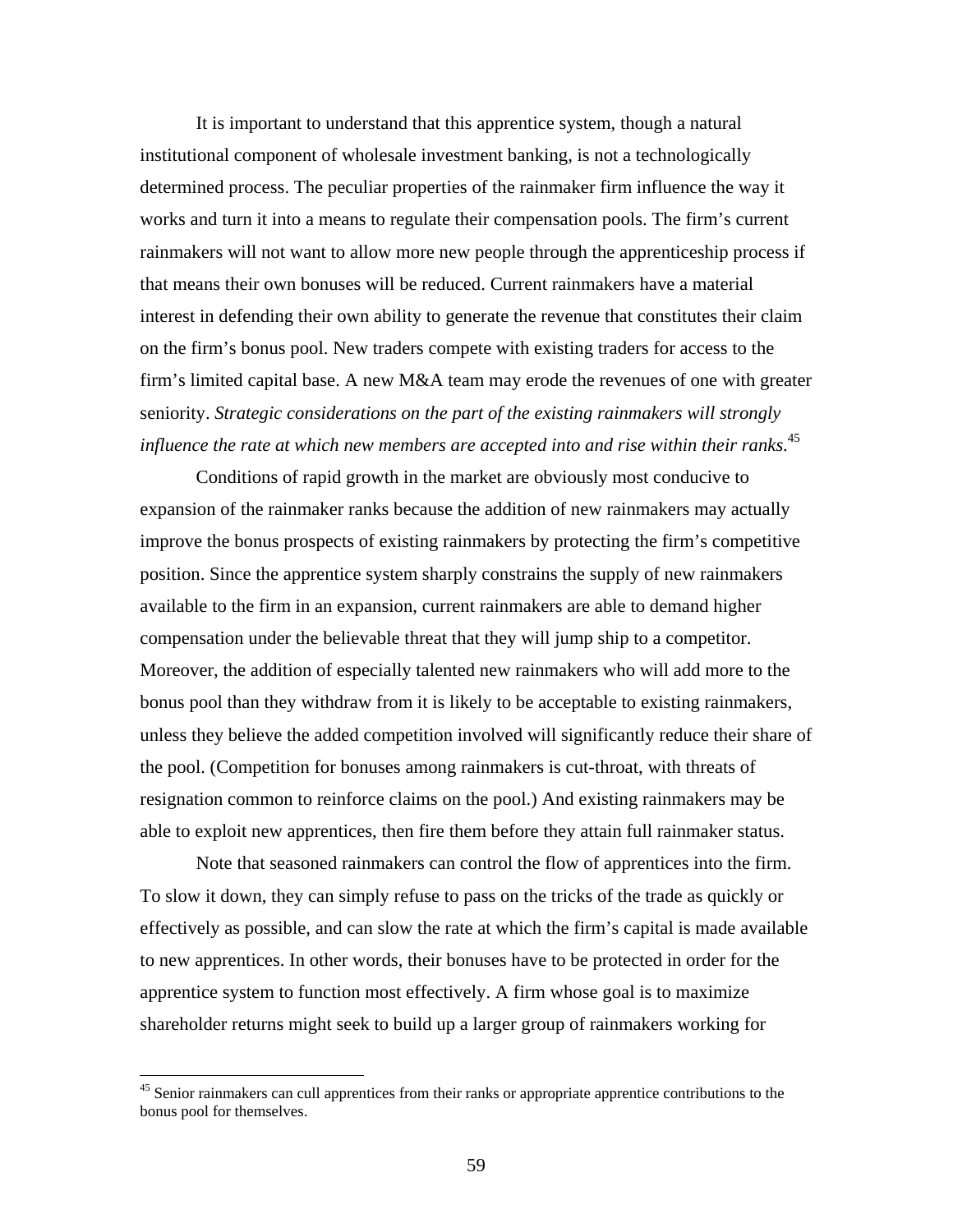It is important to understand that this apprentice system, though a natural institutional component of wholesale investment banking, is not a technologically determined process. The peculiar properties of the rainmaker firm influence the way it works and turn it into a means to regulate their compensation pools. The firm's current rainmakers will not want to allow more new people through the apprenticeship process if that means their own bonuses will be reduced. Current rainmakers have a material interest in defending their own ability to generate the revenue that constitutes their claim on the firm's bonus pool. New traders compete with existing traders for access to the firm's limited capital base. A new M&A team may erode the revenues of one with greater seniority. *Strategic considerations on the part of the existing rainmakers will strongly influence the rate at which new members are accepted into and rise within their ranks.*[45]

Conditions of rapid growth in the market are obviously most conducive to expansion of the rainmaker ranks because the addition of new rainmakers may actually improve the bonus prospects of existing rainmakers by protecting the firm's competitive position. Since the apprentice system sharply constrains the supply of new rainmakers available to the firm in an expansion, current rainmakers are able to demand higher compensation under the believable threat that they will jump ship to a competitor. Moreover, the addition of especially talented new rainmakers who will add more to the bonus pool than they withdraw from it is likely to be acceptable to existing rainmakers, unless they believe the added competition involved will significantly reduce their share of the pool. (Competition for bonuses among rainmakers is cut-throat, with threats of resignation common to reinforce claims on the pool.) And existing rainmakers may be able to exploit new apprentices, then fire them before they attain full rainmaker status.

Note that seasoned rainmakers can control the flow of apprentices into the firm. To slow it down, they can simply refuse to pass on the tricks of the trade as quickly or effectively as possible, and can slow the rate at which the firm's capital is made available to new apprentices. In other words, their bonuses have to be protected in order for the apprentice system to function most effectively. A firm whose goal is to maximize shareholder returns might seek to build up a larger group of rainmakers working for

---

[45] Senior rainmakers can cull apprentices from their ranks or appropriate apprentice contributions to the bonus pool for themselves.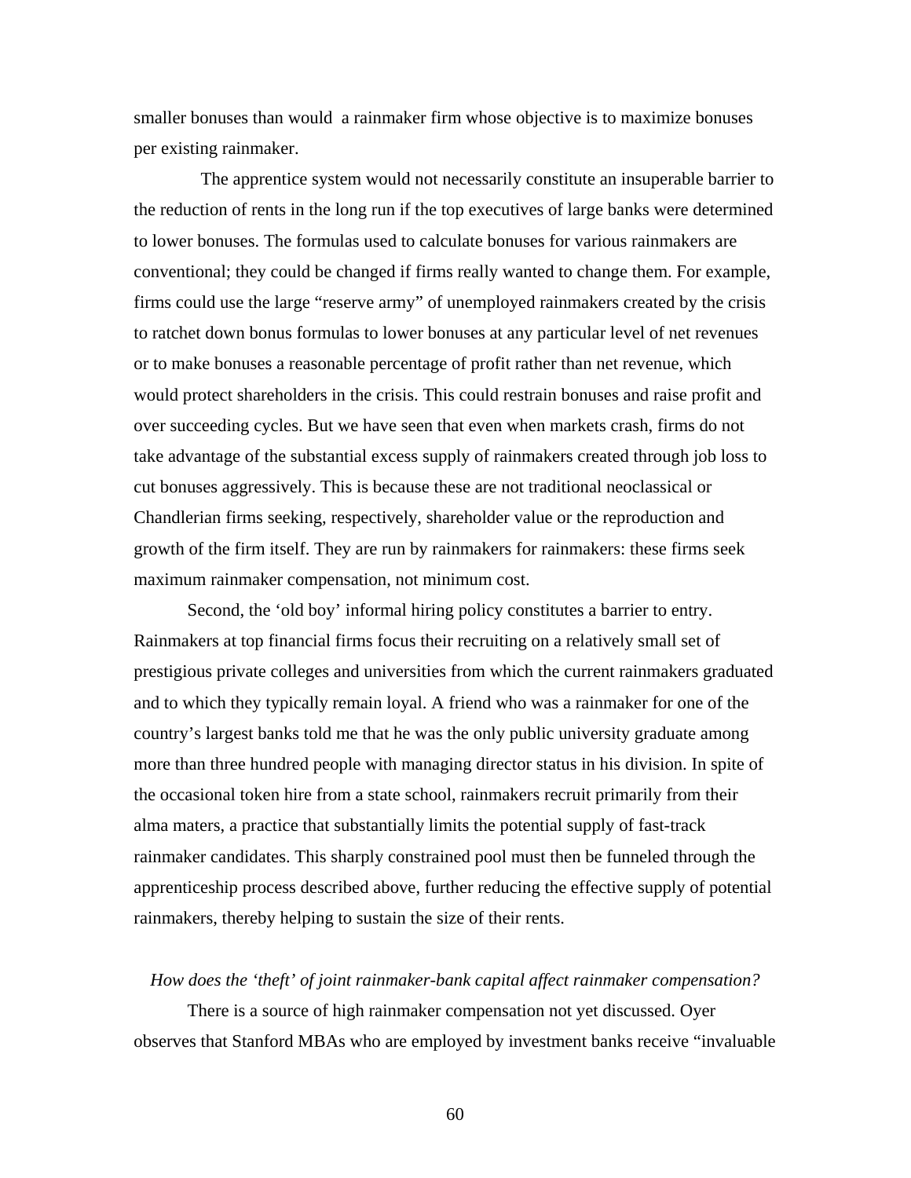smaller bonuses than would a rainmaker firm whose objective is to maximize bonuses per existing rainmaker.

The apprentice system would not necessarily constitute an insuperable barrier to the reduction of rents in the long run if the top executives of large banks were determined to lower bonuses. The formulas used to calculate bonuses for various rainmakers are conventional; they could be changed if firms really wanted to change them. For example, firms could use the large "reserve army" of unemployed rainmakers created by the crisis to ratchet down bonus formulas to lower bonuses at any particular level of net revenues or to make bonuses a reasonable percentage of profit rather than net revenue, which would protect shareholders in the crisis. This could restrain bonuses and raise profit and over succeeding cycles. But we have seen that even when markets crash, firms do not take advantage of the substantial excess supply of rainmakers created through job loss to cut bonuses aggressively. This is because these are not traditional neoclassical or Chandlerian firms seeking, respectively, shareholder value or the reproduction and growth of the firm itself. They are run by rainmakers for rainmakers: these firms seek maximum rainmaker compensation, not minimum cost.

Second, the 'old boy' informal hiring policy constitutes a barrier to entry. Rainmakers at top financial firms focus their recruiting on a relatively small set of prestigious private colleges and universities from which the current rainmakers graduated and to which they typically remain loyal. A friend who was a rainmaker for one of the country's largest banks told me that he was the only public university graduate among more than three hundred people with managing director status in his division. In spite of the occasional token hire from a state school, rainmakers recruit primarily from their alma maters, a practice that substantially limits the potential supply of fast-track rainmaker candidates. This sharply constrained pool must then be funneled through the apprenticeship process described above, further reducing the effective supply of potential rainmakers, thereby helping to sustain the size of their rents.

*How does the 'theft' of joint rainmaker-bank capital affect rainmaker compensation?*

There is a source of high rainmaker compensation not yet discussed. Oyer observes that Stanford MBAs who are employed by investment banks receive "invaluable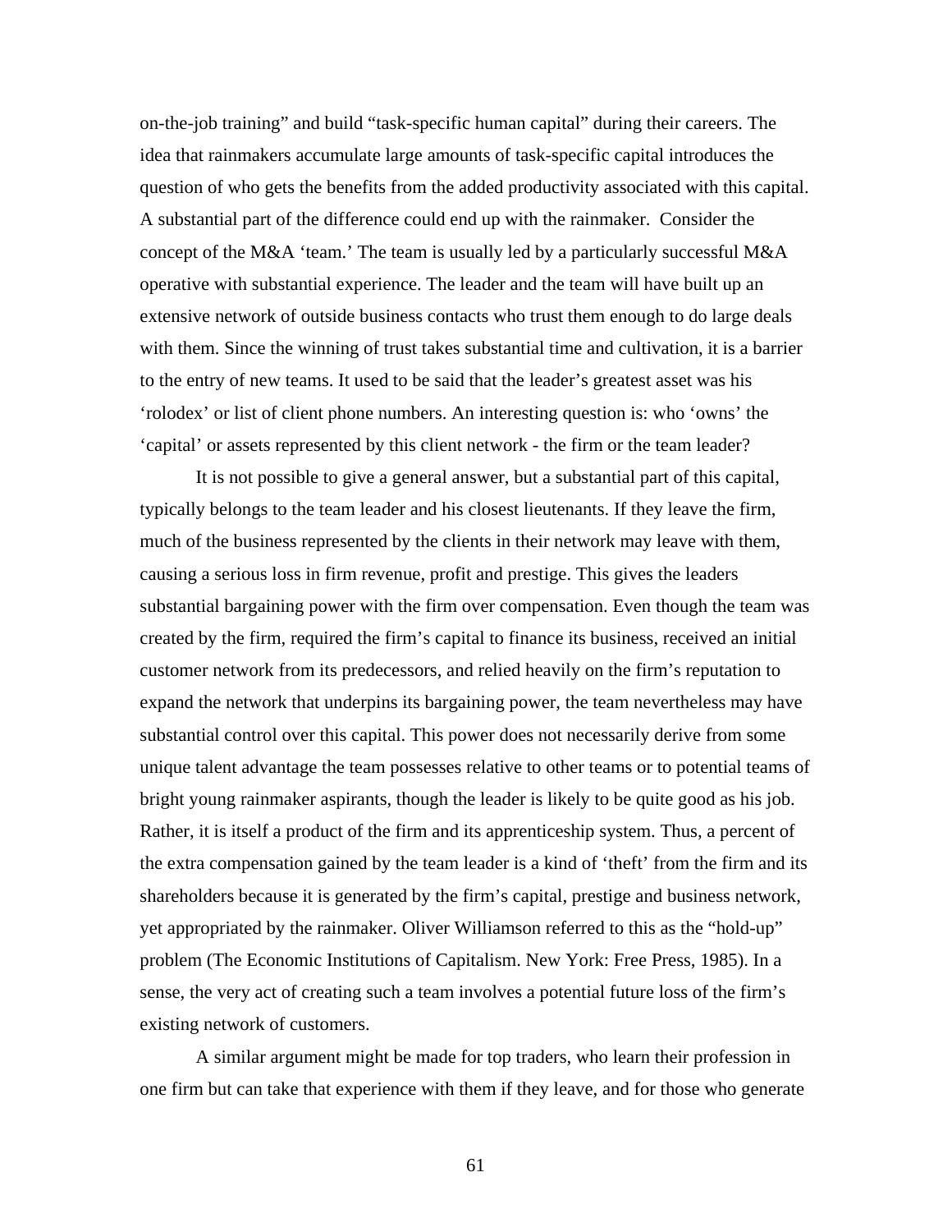on-the-job training" and build "task-specific human capital" during their careers. The idea that rainmakers accumulate large amounts of task-specific capital introduces the question of who gets the benefits from the added productivity associated with this capital. A substantial part of the difference could end up with the rainmaker. Consider the concept of the M&A 'team.' The team is usually led by a particularly successful M&A operative with substantial experience. The leader and the team will have built up an extensive network of outside business contacts who trust them enough to do large deals with them. Since the winning of trust takes substantial time and cultivation, it is a barrier to the entry of new teams. It used to be said that the leader's greatest asset was his 'rolodex' or list of client phone numbers. An interesting question is: who 'owns' the 'capital' or assets represented by this client network - the firm or the team leader?

It is not possible to give a general answer, but a substantial part of this capital, typically belongs to the team leader and his closest lieutenants. If they leave the firm, much of the business represented by the clients in their network may leave with them, causing a serious loss in firm revenue, profit and prestige. This gives the leaders substantial bargaining power with the firm over compensation. Even though the team was created by the firm, required the firm's capital to finance its business, received an initial customer network from its predecessors, and relied heavily on the firm's reputation to expand the network that underpins its bargaining power, the team nevertheless may have substantial control over this capital. This power does not necessarily derive from some unique talent advantage the team possesses relative to other teams or to potential teams of bright young rainmaker aspirants, though the leader is likely to be quite good as his job. Rather, it is itself a product of the firm and its apprenticeship system. Thus, a percent of the extra compensation gained by the team leader is a kind of 'theft' from the firm and its shareholders because it is generated by the firm's capital, prestige and business network, yet appropriated by the rainmaker. Oliver Williamson referred to this as the "hold-up" problem (The Economic Institutions of Capitalism. New York: Free Press, 1985). In a sense, the very act of creating such a team involves a potential future loss of the firm's existing network of customers.

A similar argument might be made for top traders, who learn their profession in one firm but can take that experience with them if they leave, and for those who generate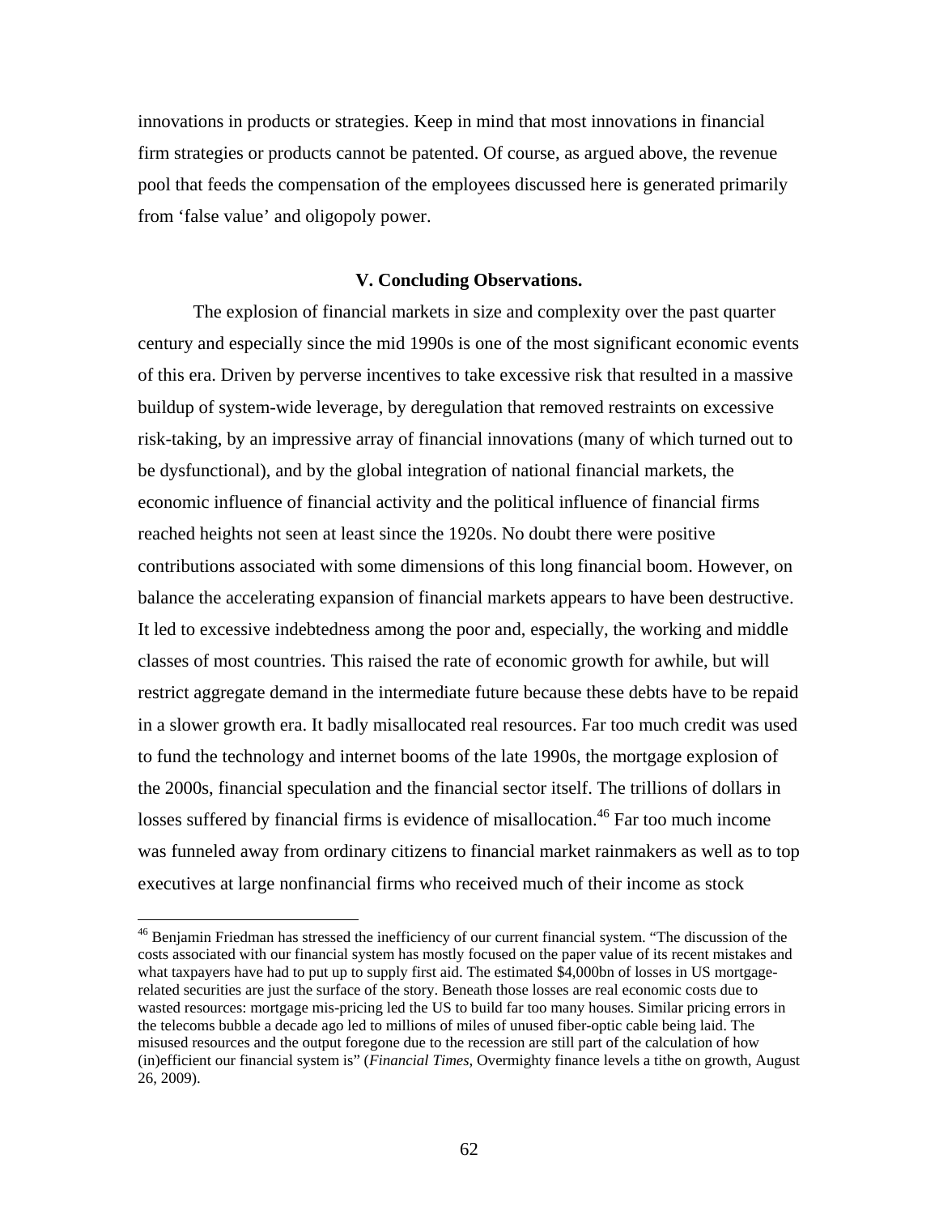innovations in products or strategies. Keep in mind that most innovations in financial firm strategies or products cannot be patented. Of course, as argued above, the revenue pool that feeds the compensation of the employees discussed here is generated primarily from 'false value' and oligopoly power.

## V. Concluding Observations.

The explosion of financial markets in size and complexity over the past quarter century and especially since the mid 1990s is one of the most significant economic events of this era. Driven by perverse incentives to take excessive risk that resulted in a massive buildup of system-wide leverage, by deregulation that removed restraints on excessive risk-taking, by an impressive array of financial innovations (many of which turned out to be dysfunctional), and by the global integration of national financial markets, the economic influence of financial activity and the political influence of financial firms reached heights not seen at least since the 1920s. No doubt there were positive contributions associated with some dimensions of this long financial boom. However, on balance the accelerating expansion of financial markets appears to have been destructive. It led to excessive indebtedness among the poor and, especially, the working and middle classes of most countries. This raised the rate of economic growth for awhile, but will restrict aggregate demand in the intermediate future because these debts have to be repaid in a slower growth era. It badly misallocated real resources. Far too much credit was used to fund the technology and internet booms of the late 1990s, the mortgage explosion of the 2000s, financial speculation and the financial sector itself. The trillions of dollars in losses suffered by financial firms is evidence of misallocation.[46] Far too much income was funneled away from ordinary citizens to financial market rainmakers as well as to top executives at large nonfinancial firms who received much of their income as stock

[46] Benjamin Friedman has stressed the inefficiency of our current financial system. "The discussion of the costs associated with our financial system has mostly focused on the paper value of its recent mistakes and what taxpayers have had to put up to supply first aid. The estimated $4,000bn of losses in US mortgage-related securities are just the surface of the story. Beneath those losses are real economic costs due to wasted resources: mortgage mis-pricing led the US to build far too many houses. Similar pricing errors in the telecoms bubble a decade ago led to millions of miles of unused fiber-optic cable being laid. The misused resources and the output foregone due to the recession are still part of the calculation of how (in)efficient our financial system is" (*Financial Times*, Overmighty finance levels a tithe on growth, August 26, 2009).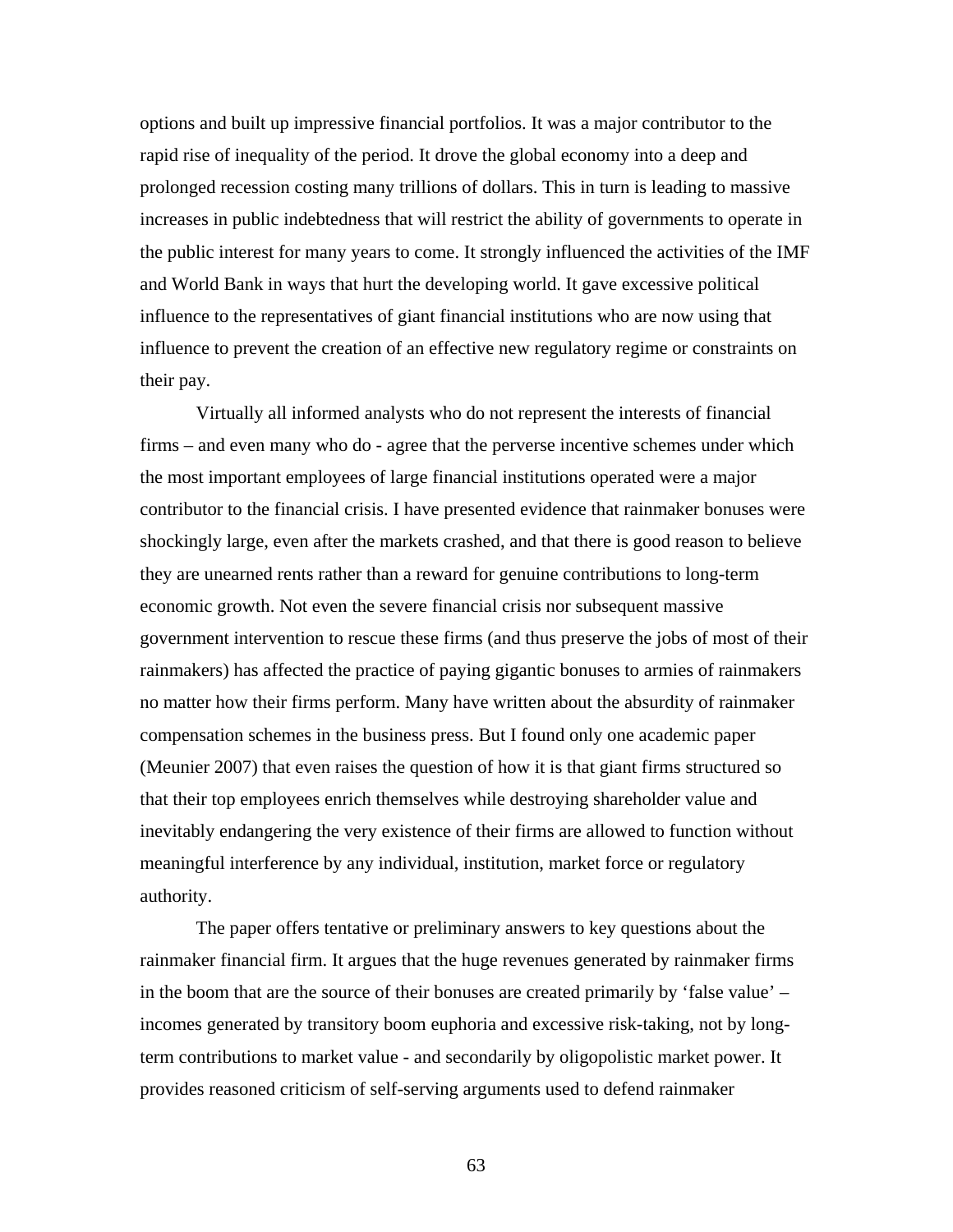options and built up impressive financial portfolios. It was a major contributor to the rapid rise of inequality of the period. It drove the global economy into a deep and prolonged recession costing many trillions of dollars. This in turn is leading to massive increases in public indebtedness that will restrict the ability of governments to operate in the public interest for many years to come. It strongly influenced the activities of the IMF and World Bank in ways that hurt the developing world. It gave excessive political influence to the representatives of giant financial institutions who are now using that influence to prevent the creation of an effective new regulatory regime or constraints on their pay.

Virtually all informed analysts who do not represent the interests of financial firms – and even many who do - agree that the perverse incentive schemes under which the most important employees of large financial institutions operated were a major contributor to the financial crisis. I have presented evidence that rainmaker bonuses were shockingly large, even after the markets crashed, and that there is good reason to believe they are unearned rents rather than a reward for genuine contributions to long-term economic growth. Not even the severe financial crisis nor subsequent massive government intervention to rescue these firms (and thus preserve the jobs of most of their rainmakers) has affected the practice of paying gigantic bonuses to armies of rainmakers no matter how their firms perform. Many have written about the absurdity of rainmaker compensation schemes in the business press. But I found only one academic paper (Meunier 2007) that even raises the question of how it is that giant firms structured so that their top employees enrich themselves while destroying shareholder value and inevitably endangering the very existence of their firms are allowed to function without meaningful interference by any individual, institution, market force or regulatory authority.

The paper offers tentative or preliminary answers to key questions about the rainmaker financial firm. It argues that the huge revenues generated by rainmaker firms in the boom that are the source of their bonuses are created primarily by 'false value' – incomes generated by transitory boom euphoria and excessive risk-taking, not by long-term contributions to market value - and secondarily by oligopolistic market power. It provides reasoned criticism of self-serving arguments used to defend rainmaker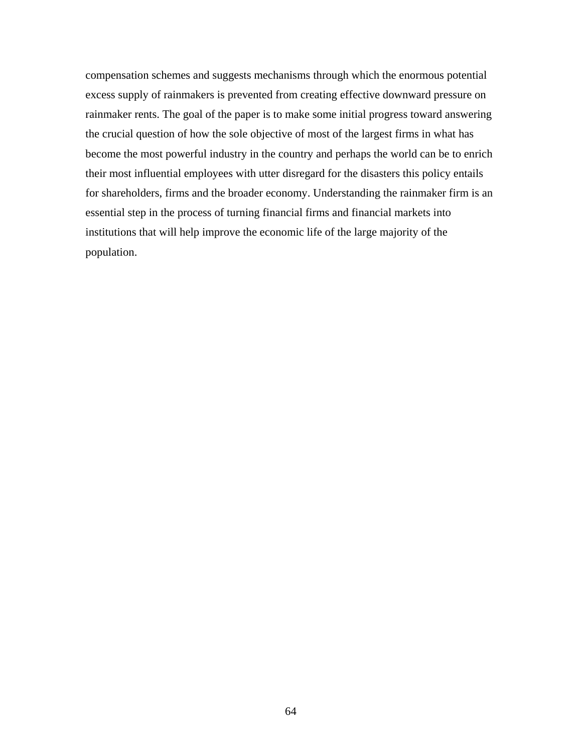compensation schemes and suggests mechanisms through which the enormous potential excess supply of rainmakers is prevented from creating effective downward pressure on rainmaker rents. The goal of the paper is to make some initial progress toward answering the crucial question of how the sole objective of most of the largest firms in what has become the most powerful industry in the country and perhaps the world can be to enrich their most influential employees with utter disregard for the disasters this policy entails for shareholders, firms and the broader economy. Understanding the rainmaker firm is an essential step in the process of turning financial firms and financial markets into institutions that will help improve the economic life of the large majority of the population.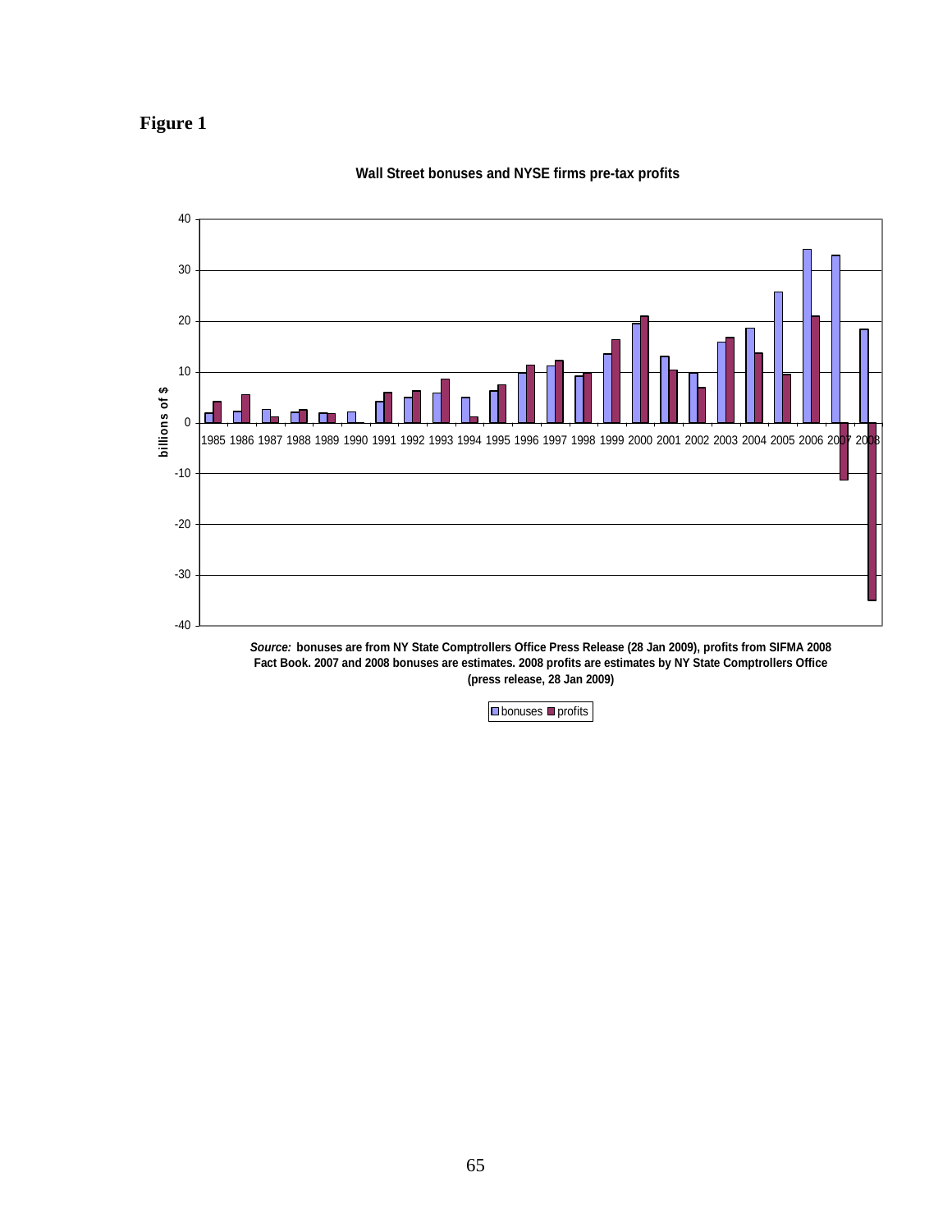# Figure 1

**Wall Street bonuses and NYSE firms pre-tax profits**

***Source:*** **bonuses are from NY State Comptrollers Office Press Release (28 Jan 2009), profits from SIFMA 2008 Fact Book. 2007 and 2008 bonuses are estimates. 2008 profits are estimates by NY State Comptrollers Office (press release, 28 Jan 2009)**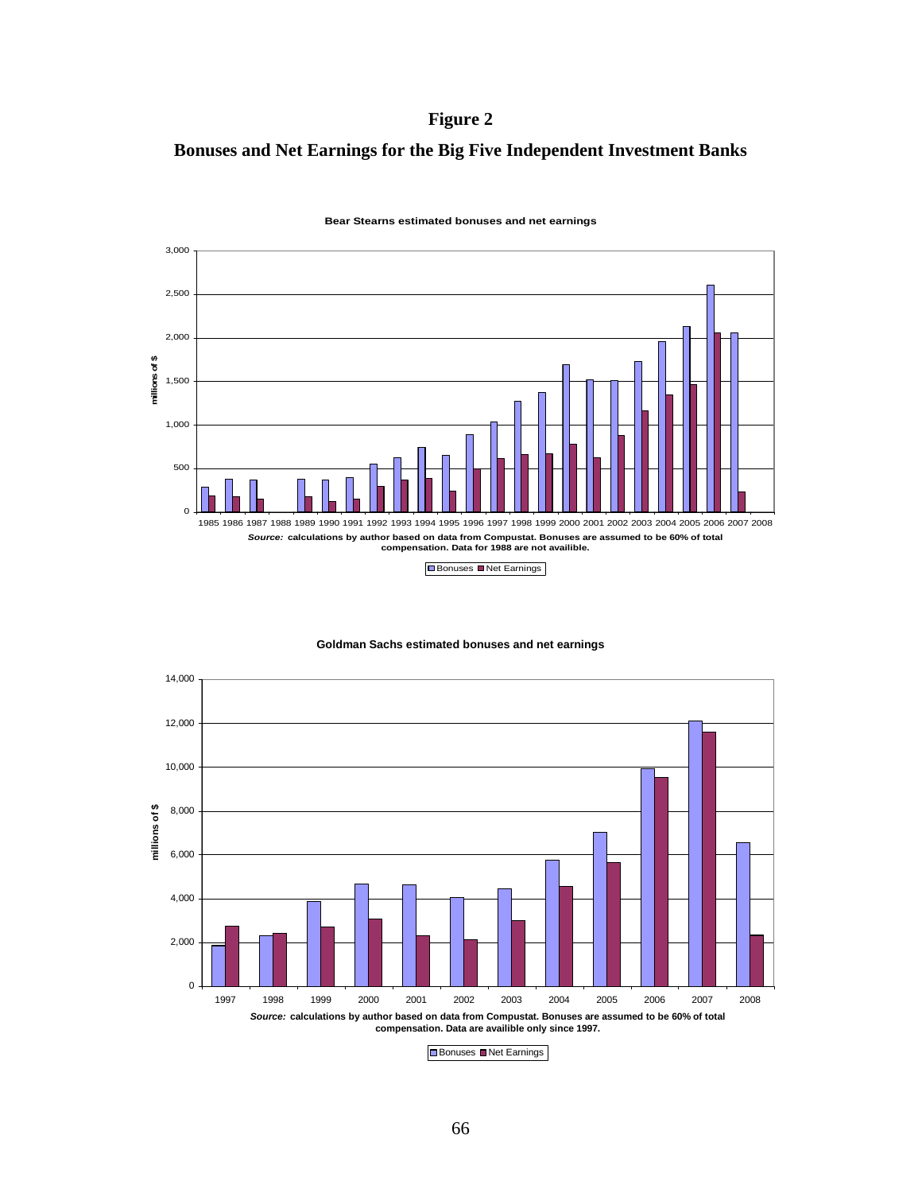# Figure 2

## Bonuses and Net Earnings for the Big Five Independent Investment Banks

**Bear Stearns estimated bonuses and net earnings**

***Source:*** **calculations by author based on data from Compustat. Bonuses are assumed to be 60% of total compensation. Data for 1988 are not availible.**

**Goldman Sachs estimated bonuses and net earnings**

***Source:*** **calculations by author based on data from Compustat. Bonuses are assumed to be 60% of total compensation. Data are availible only since 1997.**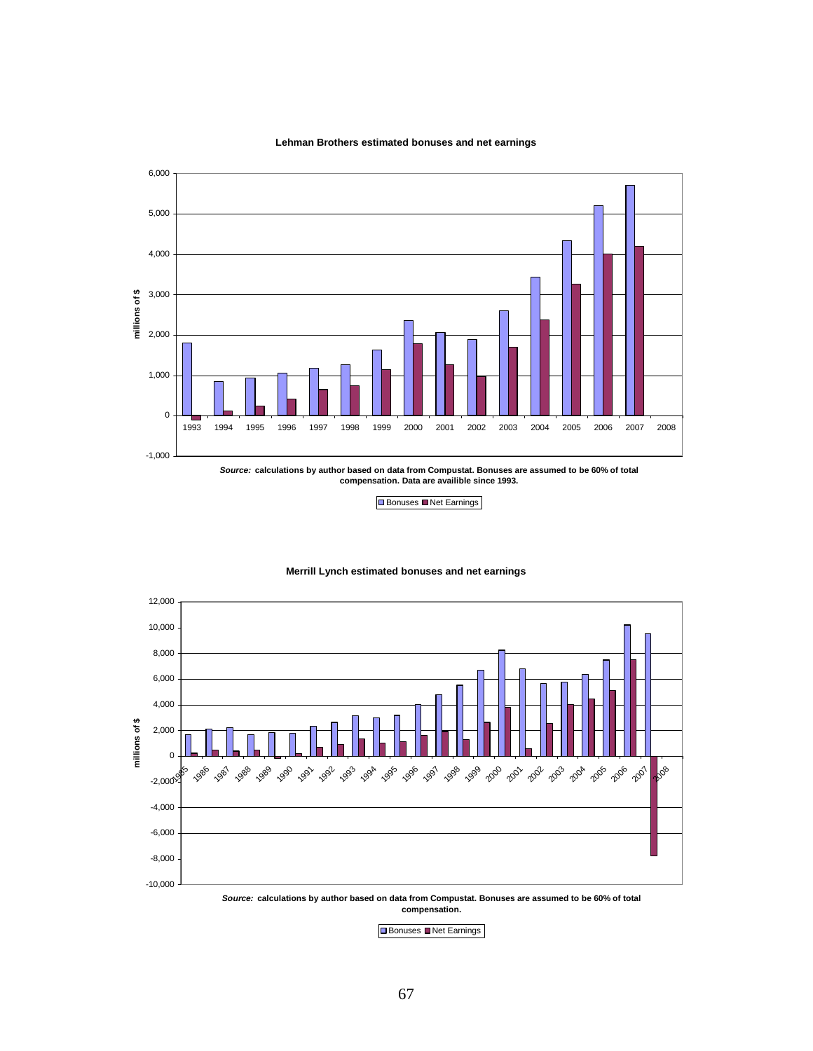**Lehman Brothers estimated bonuses and net earnings**

*Source:* calculations by author based on data from Compustat. Bonuses are assumed to be 60% of total compensation. Data are availible since 1993.

**Merrill Lynch estimated bonuses and net earnings**

*Source:* calculations by author based on data from Compustat. Bonuses are assumed to be 60% of total compensation.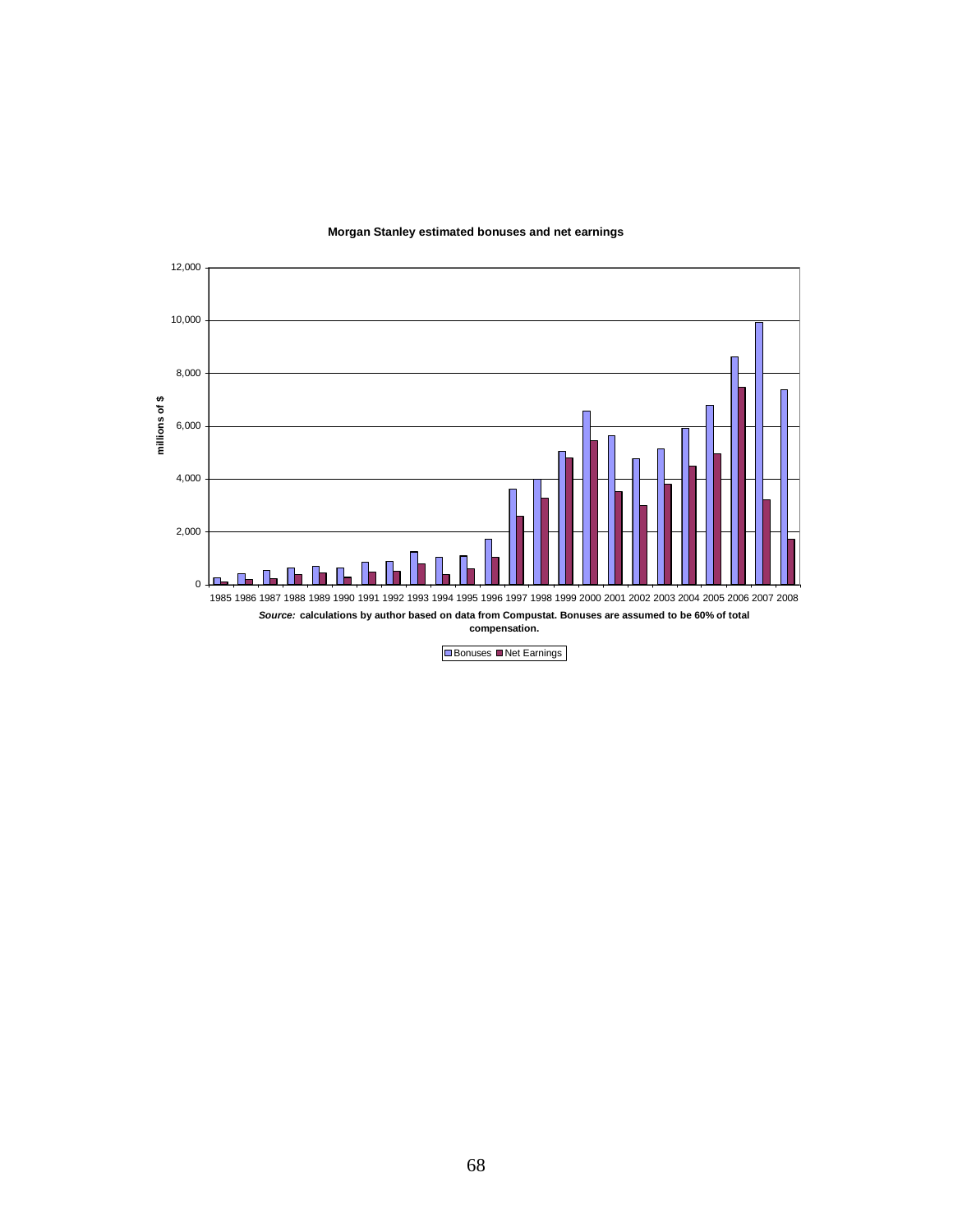**Morgan Stanley estimated bonuses and net earnings**

*Source:* calculations by author based on data from Compustat. Bonuses are assumed to be 60% of total compensation.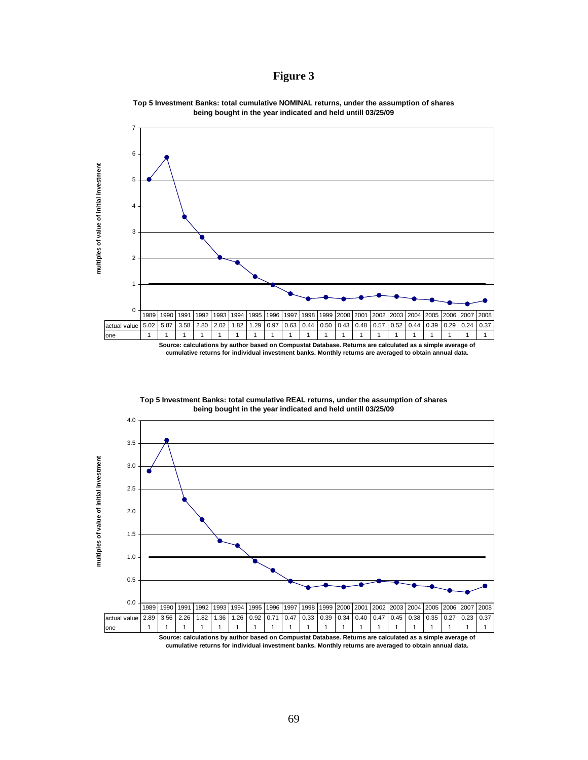# Figure 3

**Top 5 Investment Banks: total cumulative NOMINAL returns, under the assumption of shares being bought in the year indicated and held untill 03/25/09**

| | 1989 | 1990 | 1991 | 1992 | 1993 | 1994 | 1995 | 1996 | 1997 | 1998 | 1999 | 2000 | 2001 | 2002 | 2003 | 2004 | 2005 | 2006 | 2007 | 2008 |
|---|---|---|---|---|---|---|---|---|---|---|---|---|---|---|---|---|---|---|---|---|
| actual value | 5.02 | 5.87 | 3.58 | 2.80 | 2.02 | 1.82 | 1.29 | 0.97 | 0.63 | 0.44 | 0.50 | 0.43 | 0.48 | 0.57 | 0.52 | 0.44 | 0.39 | 0.29 | 0.24 | 0.37 |
| one | 1 | 1 | 1 | 1 | 1 | 1 | 1 | 1 | 1 | 1 | 1 | 1 | 1 | 1 | 1 | 1 | 1 | 1 | 1 | 1 |

**Source: calculations by author based on Compustat Database. Returns are calculated as a simple average of cumulative returns for individual investment banks. Monthly returns are averaged to obtain annual data.**

**Top 5 Investment Banks: total cumulative REAL returns, under the assumption of shares being bought in the year indicated and held untill 03/25/09**

| | 1989 | 1990 | 1991 | 1992 | 1993 | 1994 | 1995 | 1996 | 1997 | 1998 | 1999 | 2000 | 2001 | 2002 | 2003 | 2004 | 2005 | 2006 | 2007 | 2008 |
|---|---|---|---|---|---|---|---|---|---|---|---|---|---|---|---|---|---|---|---|---|
| actual value | 2.89 | 3.56 | 2.26 | 1.82 | 1.36 | 1.26 | 0.92 | 0.71 | 0.47 | 0.33 | 0.39 | 0.34 | 0.40 | 0.47 | 0.45 | 0.38 | 0.35 | 0.27 | 0.23 | 0.37 |
| one | 1 | 1 | 1 | 1 | 1 | 1 | 1 | 1 | 1 | 1 | 1 | 1 | 1 | 1 | 1 | 1 | 1 | 1 | 1 | 1 |

**Source: calculations by author based on Compustat Database. Returns are calculated as a simple average of cumulative returns for individual investment banks. Monthly returns are averaged to obtain annual data.**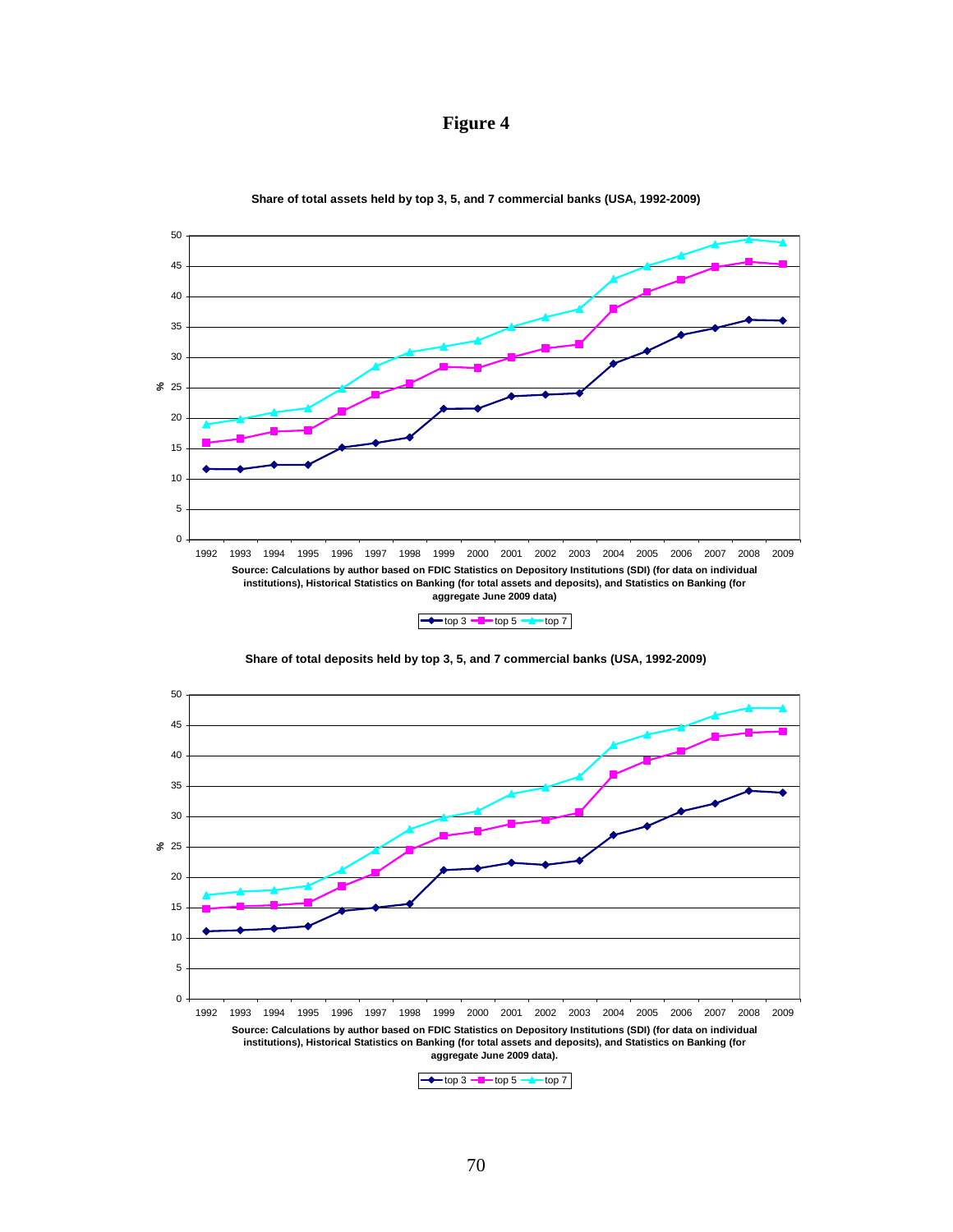# Figure 4

**Share of total assets held by top 3, 5, and 7 commercial banks (USA, 1992-2009)**

**Source: Calculations by author based on FDIC Statistics on Depository Institutions (SDI) (for data on individual institutions), Historical Statistics on Banking (for total assets and deposits), and Statistics on Banking (for aggregate June 2009 data)**

**Share of total deposits held by top 3, 5, and 7 commercial banks (USA, 1992-2009)**

**Source: Calculations by author based on FDIC Statistics on Depository Institutions (SDI) (for data on individual institutions), Historical Statistics on Banking (for total assets and deposits), and Statistics on Banking (for aggregate June 2009 data).**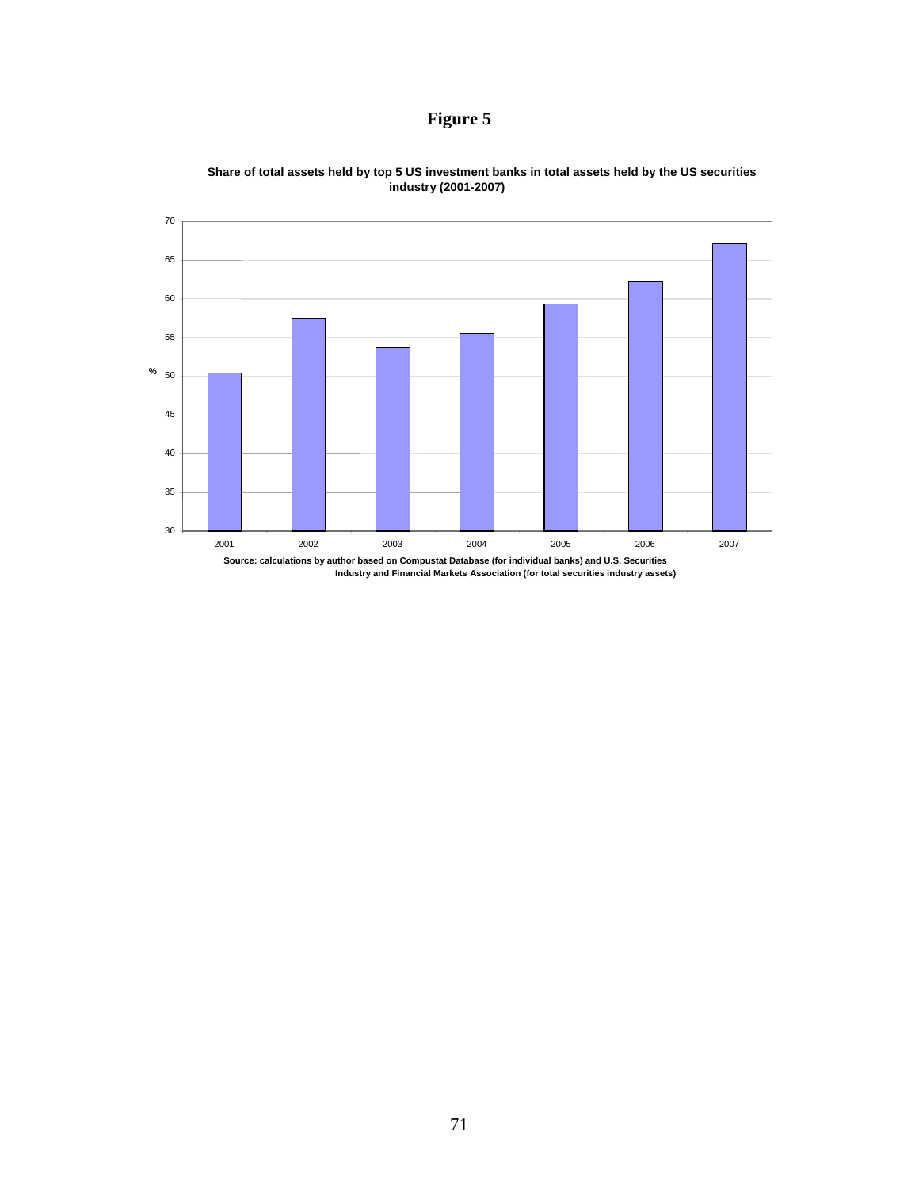# Figure 5

**Share of total assets held by top 5 US investment banks in total assets held by the US securities industry (2001-2007)**

**Source: calculations by author based on Compustat Database (for individual banks) and U.S. Securities Industry and Financial Markets Association (for total securities industry assets)**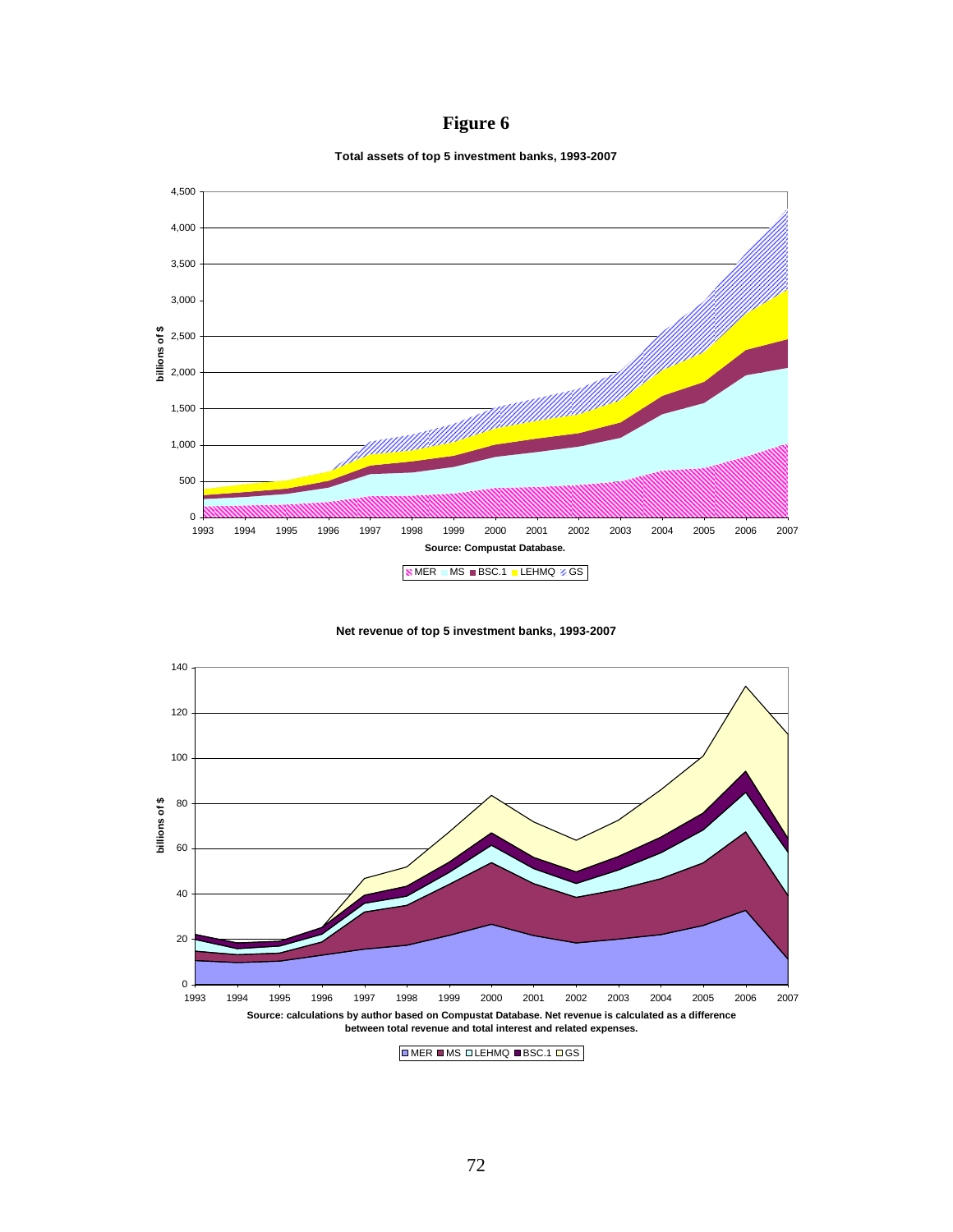# Figure 6

**Total assets of top 5 investment banks, 1993-2007**

billions of $

Source: Compustat Database.

MER MS BSC.1 LEHMQ GS

**Net revenue of top 5 investment banks, 1993-2007**

billions of $

**Source: calculations by author based on Compustat Database. Net revenue is calculated as a difference between total revenue and total interest and related expenses.**

MER MS LEHMQ BSC.1 GS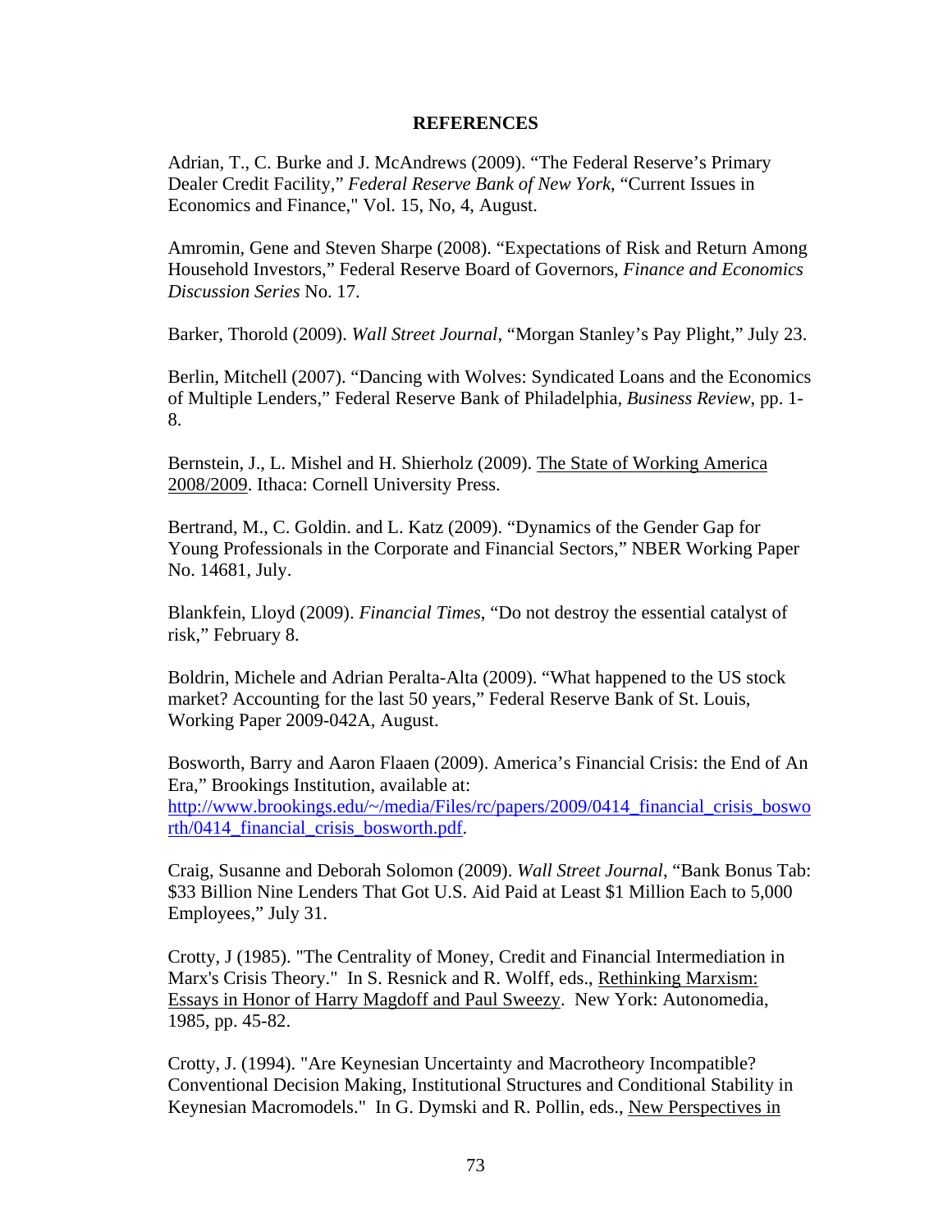## REFERENCES

Adrian, T., C. Burke and J. McAndrews (2009). "The Federal Reserve's Primary Dealer Credit Facility," *Federal Reserve Bank of New York*, "Current Issues in Economics and Finance," Vol. 15, No, 4, August.

Amromin, Gene and Steven Sharpe (2008). "Expectations of Risk and Return Among Household Investors," Federal Reserve Board of Governors, *Finance and Economics Discussion Series* No. 17.

Barker, Thorold (2009). *Wall Street Journal*, "Morgan Stanley's Pay Plight," July 23.

Berlin, Mitchell (2007). "Dancing with Wolves: Syndicated Loans and the Economics of Multiple Lenders," Federal Reserve Bank of Philadelphia, *Business Review*, pp. 1-8.

Bernstein, J., L. Mishel and H. Shierholz (2009). The State of Working America 2008/2009. Ithaca: Cornell University Press.

Bertrand, M., C. Goldin. and L. Katz (2009). "Dynamics of the Gender Gap for Young Professionals in the Corporate and Financial Sectors," NBER Working Paper No. 14681, July.

Blankfein, Lloyd (2009). *Financial Times*, "Do not destroy the essential catalyst of risk," February 8.

Boldrin, Michele and Adrian Peralta-Alta (2009). "What happened to the US stock market? Accounting for the last 50 years," Federal Reserve Bank of St. Louis, Working Paper 2009-042A, August.

Bosworth, Barry and Aaron Flaaen (2009). America's Financial Crisis: the End of An Era," Brookings Institution, available at: http://www.brookings.edu/~/media/Files/rc/papers/2009/0414_financial_crisis_bosworth/0414_financial_crisis_bosworth.pdf.

Craig, Susanne and Deborah Solomon (2009). *Wall Street Journal*, "Bank Bonus Tab: $33 Billion Nine Lenders That Got U.S. Aid Paid at Least $1 Million Each to 5,000 Employees," July 31.

Crotty, J (1985). "The Centrality of Money, Credit and Financial Intermediation in Marx's Crisis Theory." In S. Resnick and R. Wolff, eds., Rethinking Marxism: Essays in Honor of Harry Magdoff and Paul Sweezy. New York: Autonomedia, 1985, pp. 45-82.

Crotty, J. (1994). "Are Keynesian Uncertainty and Macrotheory Incompatible? Conventional Decision Making, Institutional Structures and Conditional Stability in Keynesian Macromodels." In G. Dymski and R. Pollin, eds., New Perspectives in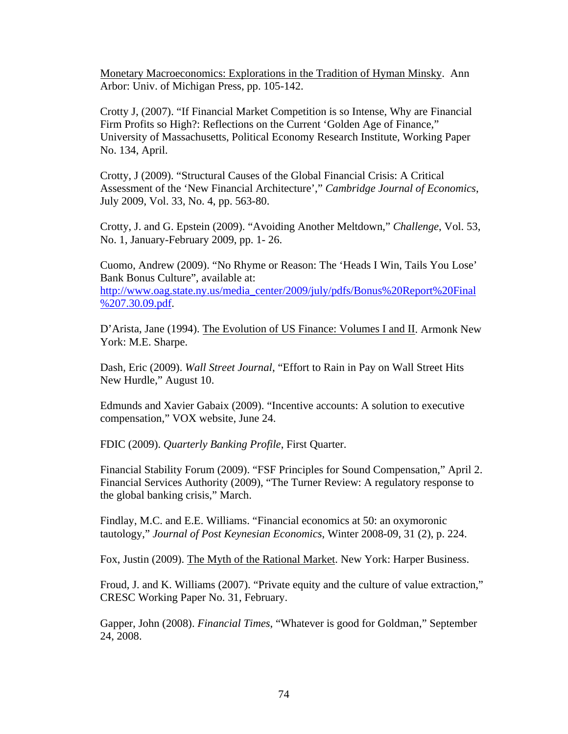Monetary Macroeconomics: Explorations in the Tradition of Hyman Minsky. Ann Arbor: Univ. of Michigan Press, pp. 105-142.

Crotty J, (2007). "If Financial Market Competition is so Intense, Why are Financial Firm Profits so High?: Reflections on the Current 'Golden Age of Finance," University of Massachusetts, Political Economy Research Institute, Working Paper No. 134, April.

Crotty, J (2009). "Structural Causes of the Global Financial Crisis: A Critical Assessment of the 'New Financial Architecture'," *Cambridge Journal of Economics*, July 2009, Vol. 33, No. 4, pp. 563-80.

Crotty, J. and G. Epstein (2009). "Avoiding Another Meltdown," *Challenge*, Vol. 53, No. 1, January-February 2009, pp. 1- 26.

Cuomo, Andrew (2009). "No Rhyme or Reason: The 'Heads I Win, Tails You Lose' Bank Bonus Culture", available at: http://www.oag.state.ny.us/media_center/2009/july/pdfs/Bonus%20Report%20Final%207.30.09.pdf.

D'Arista, Jane (1994). The Evolution of US Finance: Volumes I and II. Armonk New York: M.E. Sharpe.

Dash, Eric (2009). *Wall Street Journal*, "Effort to Rain in Pay on Wall Street Hits New Hurdle," August 10.

Edmunds and Xavier Gabaix (2009). "Incentive accounts: A solution to executive compensation," VOX website, June 24.

FDIC (2009). *Quarterly Banking Profile*, First Quarter.

Financial Stability Forum (2009). "FSF Principles for Sound Compensation," April 2. Financial Services Authority (2009), "The Turner Review: A regulatory response to the global banking crisis," March.

Findlay, M.C. and E.E. Williams. "Financial economics at 50: an oxymoronic tautology," *Journal of Post Keynesian Economics*, Winter 2008-09, 31 (2), p. 224.

Fox, Justin (2009). The Myth of the Rational Market. New York: Harper Business.

Froud, J. and K. Williams (2007). "Private equity and the culture of value extraction," CRESC Working Paper No. 31, February.

Gapper, John (2008). *Financial Times*, "Whatever is good for Goldman," September 24, 2008.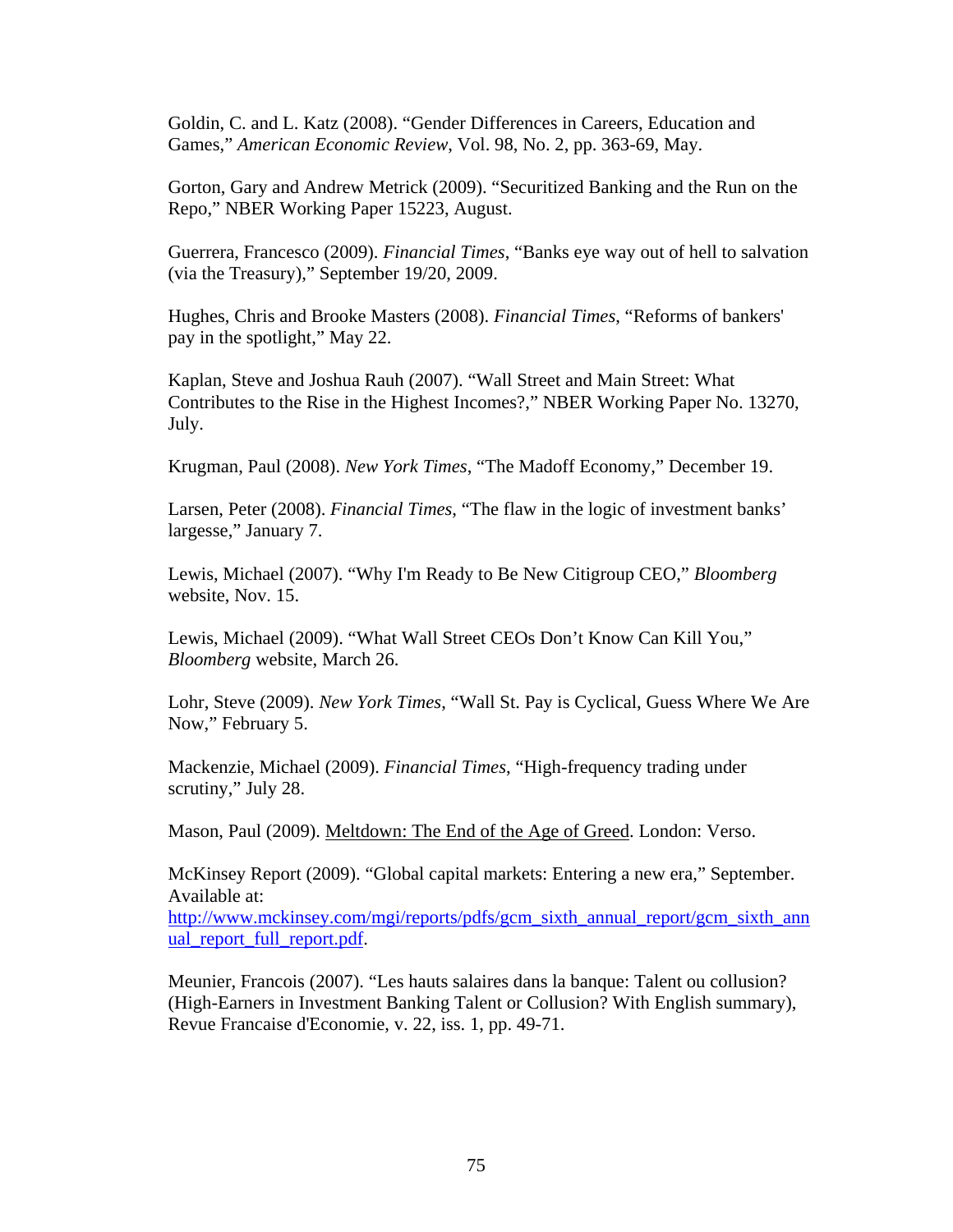Goldin, C. and L. Katz (2008). "Gender Differences in Careers, Education and Games," *American Economic Review*, Vol. 98, No. 2, pp. 363-69, May.

Gorton, Gary and Andrew Metrick (2009). "Securitized Banking and the Run on the Repo," NBER Working Paper 15223, August.

Guerrera, Francesco (2009). *Financial Times*, "Banks eye way out of hell to salvation (via the Treasury)," September 19/20, 2009.

Hughes, Chris and Brooke Masters (2008). *Financial Times*, "Reforms of bankers' pay in the spotlight," May 22.

Kaplan, Steve and Joshua Rauh (2007). "Wall Street and Main Street: What Contributes to the Rise in the Highest Incomes?," NBER Working Paper No. 13270, July.

Krugman, Paul (2008). *New York Times*, "The Madoff Economy," December 19.

Larsen, Peter (2008). *Financial Times*, "The flaw in the logic of investment banks' largesse," January 7.

Lewis, Michael (2007). "Why I'm Ready to Be New Citigroup CEO," *Bloomberg* website, Nov. 15.

Lewis, Michael (2009). "What Wall Street CEOs Don't Know Can Kill You," *Bloomberg* website, March 26.

Lohr, Steve (2009). *New York Times*, "Wall St. Pay is Cyclical, Guess Where We Are Now," February 5.

Mackenzie, Michael (2009). *Financial Times*, "High-frequency trading under scrutiny," July 28.

Mason, Paul (2009). Meltdown: The End of the Age of Greed. London: Verso.

McKinsey Report (2009). "Global capital markets: Entering a new era," September. Available at: [http://www.mckinsey.com/mgi/reports/pdfs/gcm_sixth_annual_report/gcm_sixth_annual_report_full_report.pdf](http://www.mckinsey.com/mgi/reports/pdfs/gcm_sixth_annual_report/gcm_sixth_annual_report_full_report.pdf).

Meunier, Francois (2007). "Les hauts salaires dans la banque: Talent ou collusion? (High-Earners in Investment Banking Talent or Collusion? With English summary), Revue Francaise d'Economie, v. 22, iss. 1, pp. 49-71.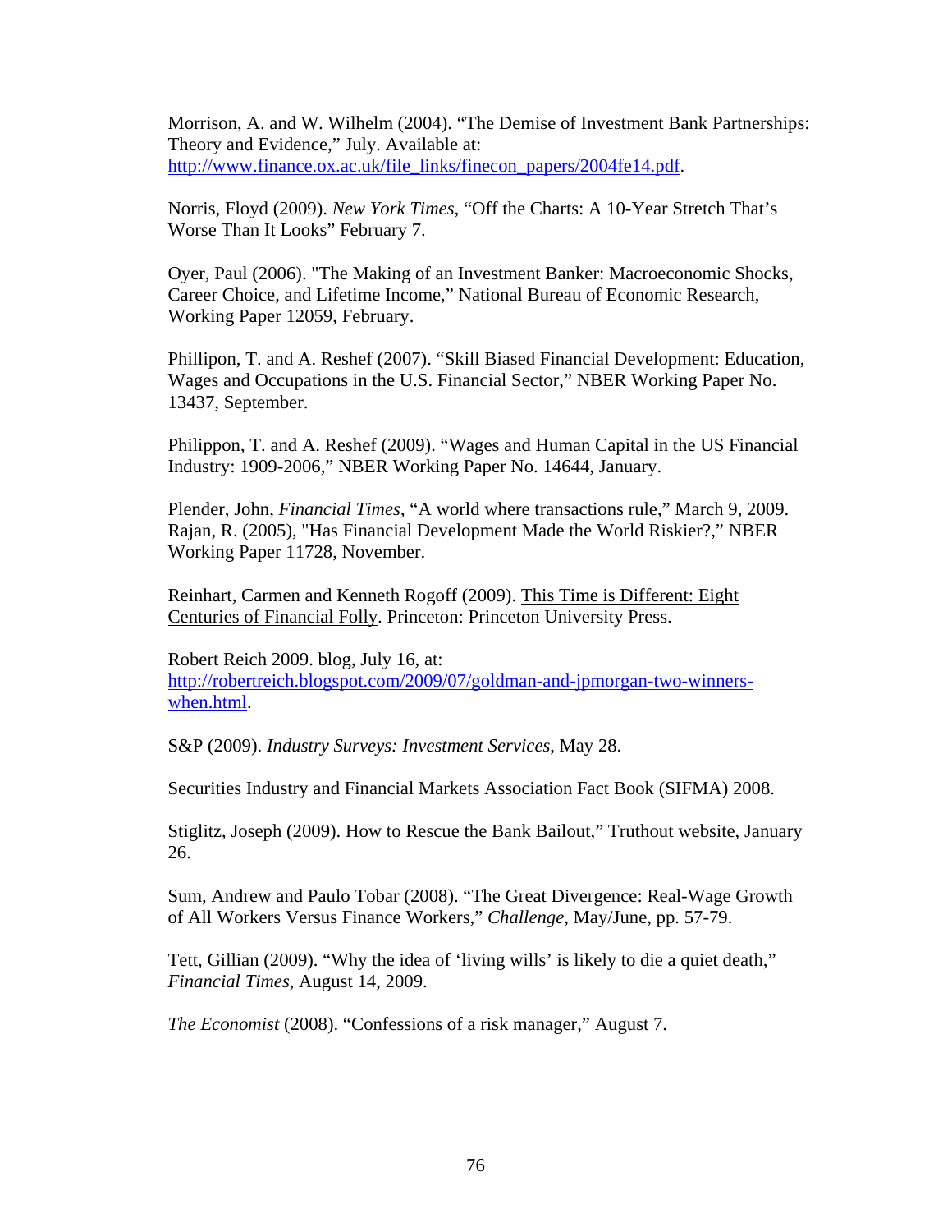Morrison, A. and W. Wilhelm (2004). "The Demise of Investment Bank Partnerships: Theory and Evidence," July. Available at: http://www.finance.ox.ac.uk/file_links/finecon_papers/2004fe14.pdf.

Norris, Floyd (2009). *New York Times*, "Off the Charts: A 10-Year Stretch That's Worse Than It Looks" February 7.

Oyer, Paul (2006). "The Making of an Investment Banker: Macroeconomic Shocks, Career Choice, and Lifetime Income," National Bureau of Economic Research, Working Paper 12059, February.

Phillipon, T. and A. Reshef (2007). "Skill Biased Financial Development: Education, Wages and Occupations in the U.S. Financial Sector," NBER Working Paper No. 13437, September.

Philippon, T. and A. Reshef (2009). "Wages and Human Capital in the US Financial Industry: 1909-2006," NBER Working Paper No. 14644, January.

Plender, John, *Financial Times*, "A world where transactions rule," March 9, 2009.
Rajan, R. (2005), "Has Financial Development Made the World Riskier?," NBER Working Paper 11728, November.

Reinhart, Carmen and Kenneth Rogoff (2009). This Time is Different: Eight Centuries of Financial Folly. Princeton: Princeton University Press.

Robert Reich 2009. blog, July 16, at: http://robertreich.blogspot.com/2009/07/goldman-and-jpmorgan-two-winners-when.html.

S&P (2009). *Industry Surveys: Investment Services*, May 28.

Securities Industry and Financial Markets Association Fact Book (SIFMA) 2008.

Stiglitz, Joseph (2009). How to Rescue the Bank Bailout," Truthout website, January 26.

Sum, Andrew and Paulo Tobar (2008). "The Great Divergence: Real-Wage Growth of All Workers Versus Finance Workers," *Challenge*, May/June, pp. 57-79.

Tett, Gillian (2009). "Why the idea of 'living wills' is likely to die a quiet death," *Financial Times*, August 14, 2009.

*The Economist* (2008). "Confessions of a risk manager," August 7.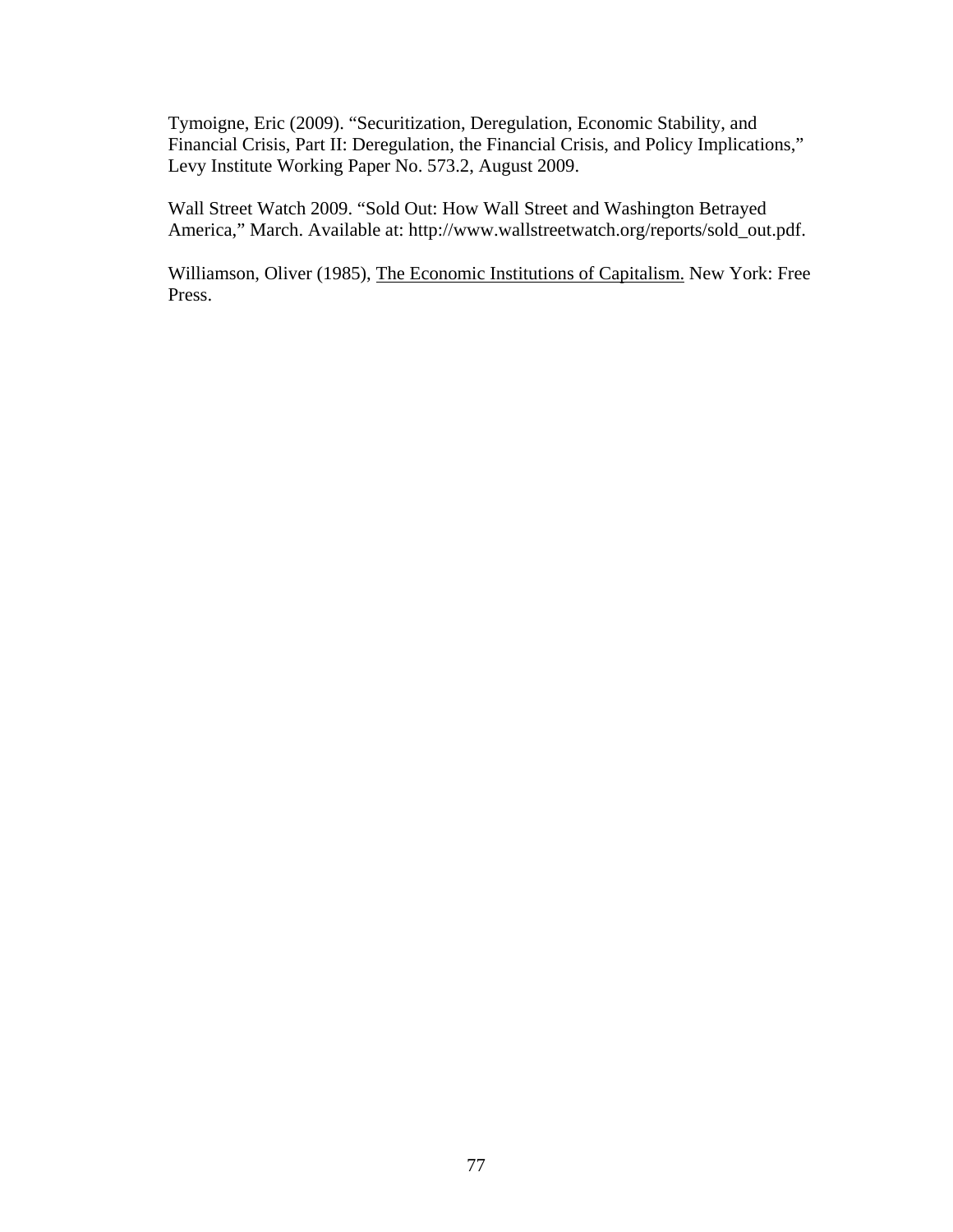Tymoigne, Eric (2009). "Securitization, Deregulation, Economic Stability, and Financial Crisis, Part II: Deregulation, the Financial Crisis, and Policy Implications," Levy Institute Working Paper No. 573.2, August 2009.

Wall Street Watch 2009. "Sold Out: How Wall Street and Washington Betrayed America," March. Available at: http://www.wallstreetwatch.org/reports/sold_out.pdf.

Williamson, Oliver (1985), The Economic Institutions of Capitalism. New York: Free Press.